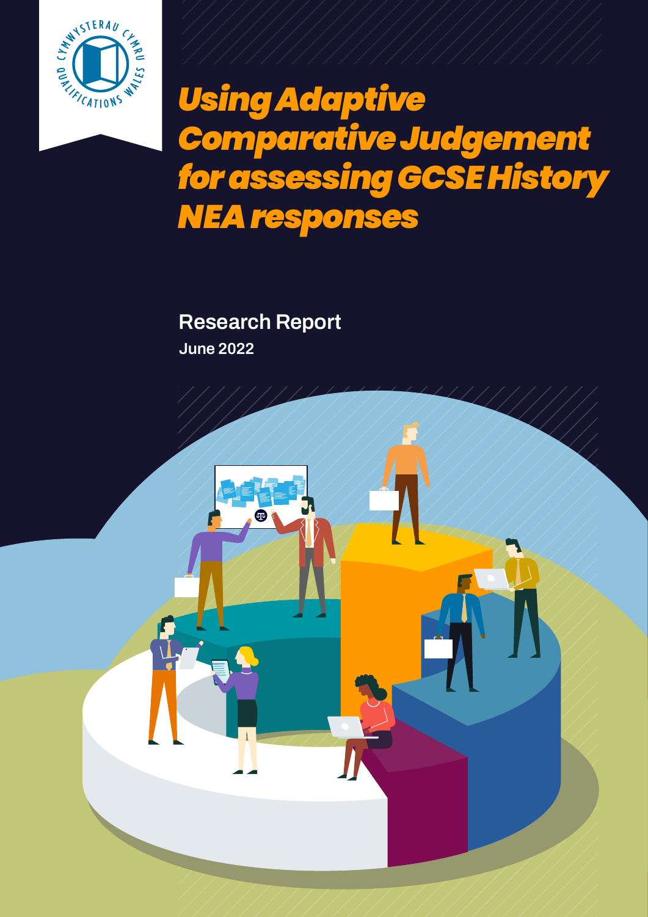# Using Adaptive Comparative Judgement for assessing GCSE History NEA responses

Research Report

June 2022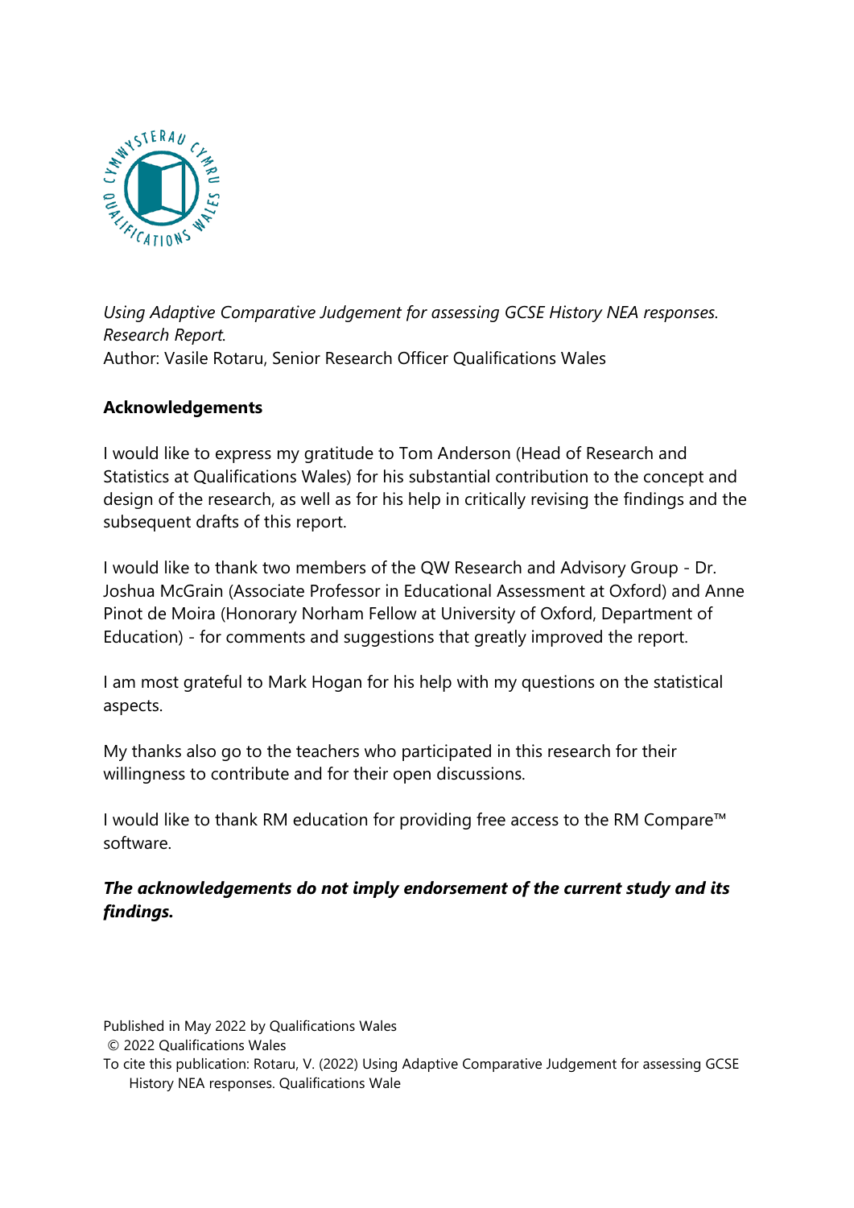*Using Adaptive Comparative Judgement for assessing GCSE History NEA responses. Research Report.*
Author: Vasile Rotaru, Senior Research Officer Qualifications Wales

**Acknowledgements**

I would like to express my gratitude to Tom Anderson (Head of Research and Statistics at Qualifications Wales) for his substantial contribution to the concept and design of the research, as well as for his help in critically revising the findings and the subsequent drafts of this report.

I would like to thank two members of the QW Research and Advisory Group - Dr. Joshua McGrain (Associate Professor in Educational Assessment at Oxford) and Anne Pinot de Moira (Honorary Norham Fellow at University of Oxford, Department of Education) - for comments and suggestions that greatly improved the report.

I am most grateful to Mark Hogan for his help with my questions on the statistical aspects.

My thanks also go to the teachers who participated in this research for their willingness to contribute and for their open discussions.

I would like to thank RM education for providing free access to the RM Compare™ software.

***The acknowledgements do not imply endorsement of the current study and its findings.***

Published in May 2022 by Qualifications Wales
© 2022 Qualifications Wales
To cite this publication: Rotaru, V. (2022) Using Adaptive Comparative Judgement for assessing GCSE History NEA responses. Qualifications Wale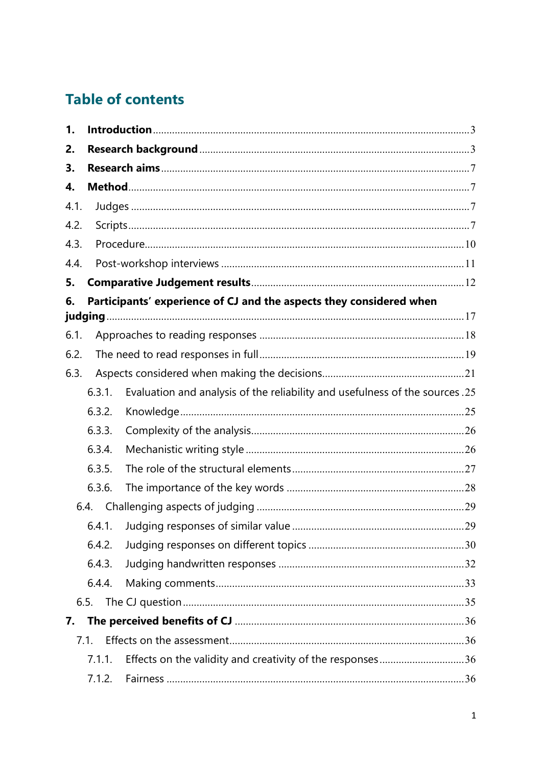## Table of contents

**1. Introduction** ..... 3

**2. Research background** ..... 3

**3. Research aims** ..... 7

**4. Method** ..... 7

4.1. Judges ..... 7

4.2. Scripts ..... 7

4.3. Procedure ..... 10

4.4. Post-workshop interviews ..... 11

**5. Comparative Judgement results** ..... 12

**6. Participants' experience of CJ and the aspects they considered when judging** ..... 17

6.1. Approaches to reading responses ..... 18

6.2. The need to read responses in full ..... 19

6.3. Aspects considered when making the decisions ..... 21

- 6.3.1. Evaluation and analysis of the reliability and usefulness of the sources ..... 25
- 6.3.2. Knowledge ..... 25
- 6.3.3. Complexity of the analysis ..... 26
- 6.3.4. Mechanistic writing style ..... 26
- 6.3.5. The role of the structural elements ..... 27
- 6.3.6. The importance of the key words ..... 28

6.4. Challenging aspects of judging ..... 29

- 6.4.1. Judging responses of similar value ..... 29
- 6.4.2. Judging responses on different topics ..... 30
- 6.4.3. Judging handwritten responses ..... 32
- 6.4.4. Making comments ..... 33

6.5. The CJ question ..... 35

**7. The perceived benefits of CJ** ..... 36

7.1. Effects on the assessment ..... 36

- 7.1.1. Effects on the validity and creativity of the responses ..... 36
- 7.1.2. Fairness ..... 36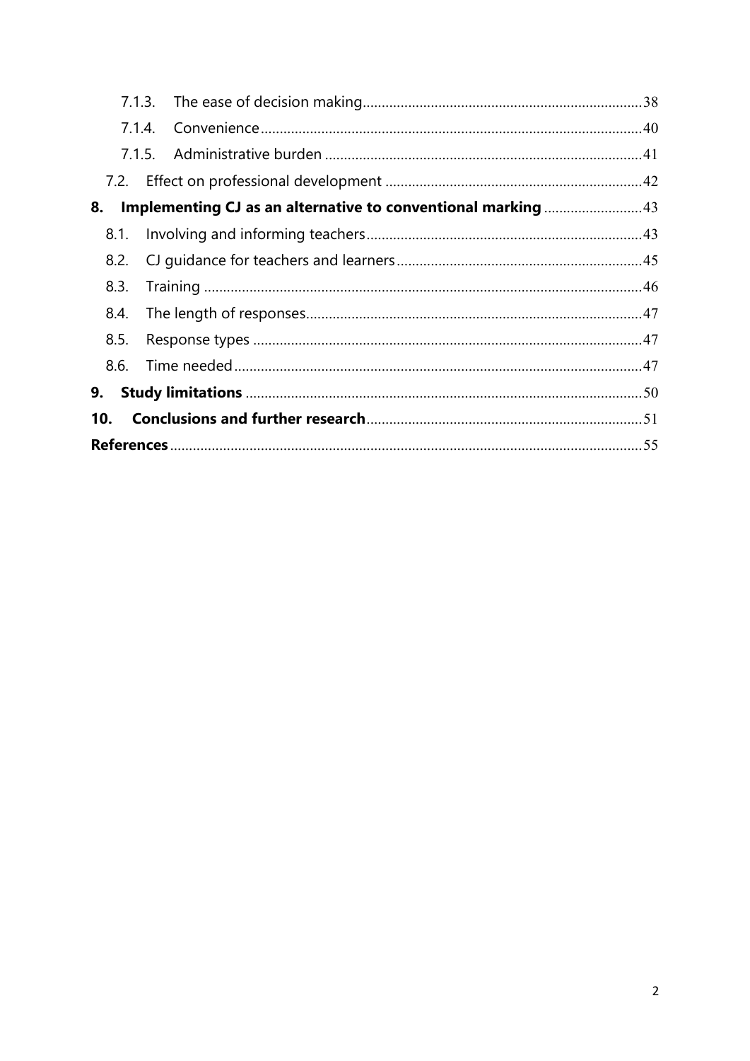7.1.3. The ease of decision making ........................................................................38

7.1.4. Convenience ..................................................................................................40

7.1.5. Administrative burden ..................................................................................41

7.2. Effect on professional development ..................................................................42

**8. Implementing CJ as an alternative to conventional marking** ..........................43

8.1. Involving and informing teachers .......................................................................43

8.2. CJ guidance for teachers and learners ................................................................45

8.3. Training .................................................................................................................46

8.4. The length of responses .......................................................................................47

8.5. Response types .....................................................................................................47

8.6. Time needed ..........................................................................................................47

**9. Study limitations** ...................................................................................................50

**10. Conclusions and further research** .....................................................................51

**References** ...............................................................................................................55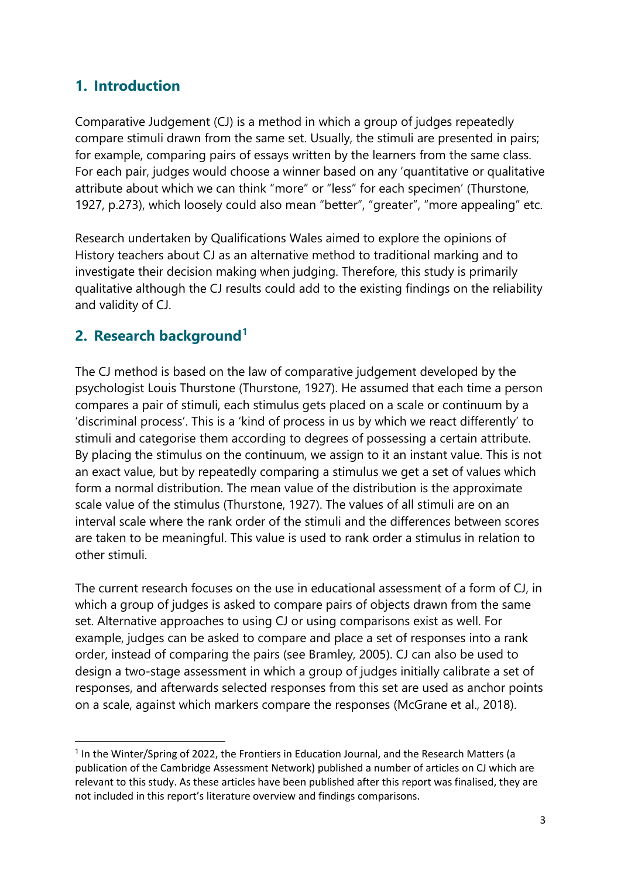## 1. Introduction

Comparative Judgement (CJ) is a method in which a group of judges repeatedly compare stimuli drawn from the same set. Usually, the stimuli are presented in pairs; for example, comparing pairs of essays written by the learners from the same class. For each pair, judges would choose a winner based on any 'quantitative or qualitative attribute about which we can think "more" or "less" for each specimen' (Thurstone, 1927, p.273), which loosely could also mean "better", "greater", "more appealing" etc.

Research undertaken by Qualifications Wales aimed to explore the opinions of History teachers about CJ as an alternative method to traditional marking and to investigate their decision making when judging. Therefore, this study is primarily qualitative although the CJ results could add to the existing findings on the reliability and validity of CJ.

## 2. Research background[1]

The CJ method is based on the law of comparative judgement developed by the psychologist Louis Thurstone (Thurstone, 1927). He assumed that each time a person compares a pair of stimuli, each stimulus gets placed on a scale or continuum by a 'discriminal process'. This is a 'kind of process in us by which we react differently' to stimuli and categorise them according to degrees of possessing a certain attribute. By placing the stimulus on the continuum, we assign to it an instant value. This is not an exact value, but by repeatedly comparing a stimulus we get a set of values which form a normal distribution. The mean value of the distribution is the approximate scale value of the stimulus (Thurstone, 1927). The values of all stimuli are on an interval scale where the rank order of the stimuli and the differences between scores are taken to be meaningful. This value is used to rank order a stimulus in relation to other stimuli.

The current research focuses on the use in educational assessment of a form of CJ, in which a group of judges is asked to compare pairs of objects drawn from the same set. Alternative approaches to using CJ or using comparisons exist as well. For example, judges can be asked to compare and place a set of responses into a rank order, instead of comparing the pairs (see Bramley, 2005). CJ can also be used to design a two-stage assessment in which a group of judges initially calibrate a set of responses, and afterwards selected responses from this set are used as anchor points on a scale, against which markers compare the responses (McGrane et al., 2018).

[1] In the Winter/Spring of 2022, the Frontiers in Education Journal, and the Research Matters (a publication of the Cambridge Assessment Network) published a number of articles on CJ which are relevant to this study. As these articles have been published after this report was finalised, they are not included in this report's literature overview and findings comparisons.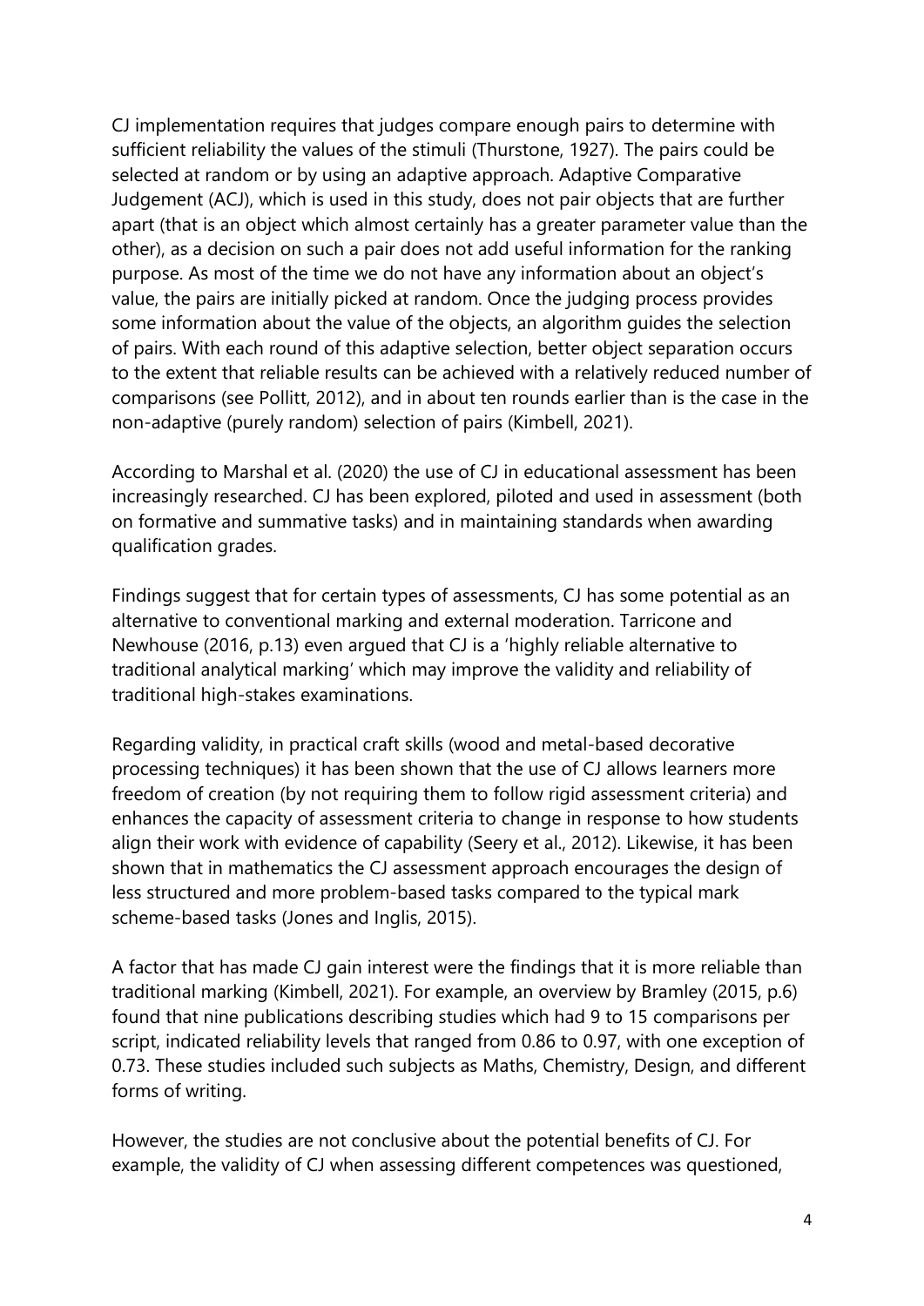CJ implementation requires that judges compare enough pairs to determine with sufficient reliability the values of the stimuli (Thurstone, 1927). The pairs could be selected at random or by using an adaptive approach. Adaptive Comparative Judgement (ACJ), which is used in this study, does not pair objects that are further apart (that is an object which almost certainly has a greater parameter value than the other), as a decision on such a pair does not add useful information for the ranking purpose. As most of the time we do not have any information about an object's value, the pairs are initially picked at random. Once the judging process provides some information about the value of the objects, an algorithm guides the selection of pairs. With each round of this adaptive selection, better object separation occurs to the extent that reliable results can be achieved with a relatively reduced number of comparisons (see Pollitt, 2012), and in about ten rounds earlier than is the case in the non-adaptive (purely random) selection of pairs (Kimbell, 2021).

According to Marshal et al. (2020) the use of CJ in educational assessment has been increasingly researched. CJ has been explored, piloted and used in assessment (both on formative and summative tasks) and in maintaining standards when awarding qualification grades.

Findings suggest that for certain types of assessments, CJ has some potential as an alternative to conventional marking and external moderation. Tarricone and Newhouse (2016, p.13) even argued that CJ is a 'highly reliable alternative to traditional analytical marking' which may improve the validity and reliability of traditional high-stakes examinations.

Regarding validity, in practical craft skills (wood and metal-based decorative processing techniques) it has been shown that the use of CJ allows learners more freedom of creation (by not requiring them to follow rigid assessment criteria) and enhances the capacity of assessment criteria to change in response to how students align their work with evidence of capability (Seery et al., 2012). Likewise, it has been shown that in mathematics the CJ assessment approach encourages the design of less structured and more problem-based tasks compared to the typical mark scheme-based tasks (Jones and Inglis, 2015).

A factor that has made CJ gain interest were the findings that it is more reliable than traditional marking (Kimbell, 2021). For example, an overview by Bramley (2015, p.6) found that nine publications describing studies which had 9 to 15 comparisons per script, indicated reliability levels that ranged from 0.86 to 0.97, with one exception of 0.73. These studies included such subjects as Maths, Chemistry, Design, and different forms of writing.

However, the studies are not conclusive about the potential benefits of CJ. For example, the validity of CJ when assessing different competences was questioned,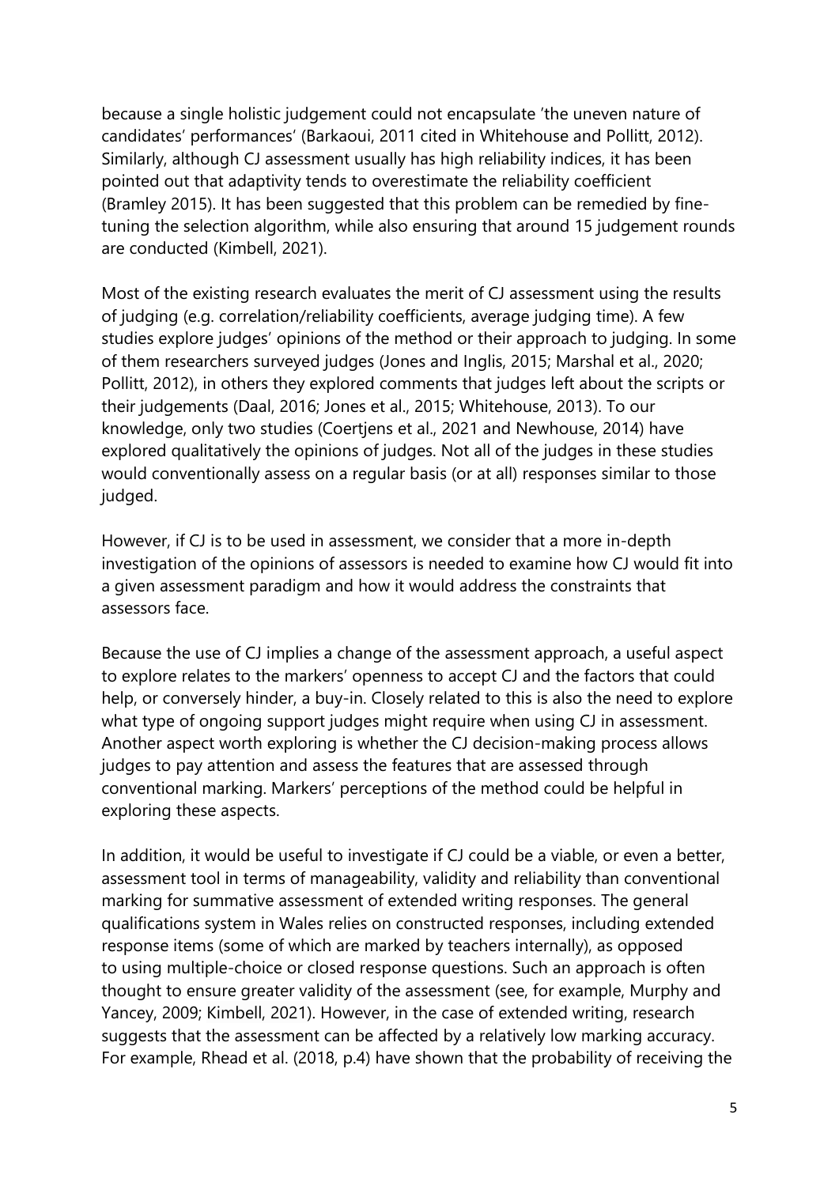because a single holistic judgement could not encapsulate 'the uneven nature of candidates' performances' (Barkaoui, 2011 cited in Whitehouse and Pollitt, 2012). Similarly, although CJ assessment usually has high reliability indices, it has been pointed out that adaptivity tends to overestimate the reliability coefficient (Bramley 2015). It has been suggested that this problem can be remedied by fine-tuning the selection algorithm, while also ensuring that around 15 judgement rounds are conducted (Kimbell, 2021).

Most of the existing research evaluates the merit of CJ assessment using the results of judging (e.g. correlation/reliability coefficients, average judging time). A few studies explore judges' opinions of the method or their approach to judging. In some of them researchers surveyed judges (Jones and Inglis, 2015; Marshal et al., 2020; Pollitt, 2012), in others they explored comments that judges left about the scripts or their judgements (Daal, 2016; Jones et al., 2015; Whitehouse, 2013). To our knowledge, only two studies (Coertjens et al., 2021 and Newhouse, 2014) have explored qualitatively the opinions of judges. Not all of the judges in these studies would conventionally assess on a regular basis (or at all) responses similar to those judged.

However, if CJ is to be used in assessment, we consider that a more in-depth investigation of the opinions of assessors is needed to examine how CJ would fit into a given assessment paradigm and how it would address the constraints that assessors face.

Because the use of CJ implies a change of the assessment approach, a useful aspect to explore relates to the markers' openness to accept CJ and the factors that could help, or conversely hinder, a buy-in. Closely related to this is also the need to explore what type of ongoing support judges might require when using CJ in assessment. Another aspect worth exploring is whether the CJ decision-making process allows judges to pay attention and assess the features that are assessed through conventional marking. Markers' perceptions of the method could be helpful in exploring these aspects.

In addition, it would be useful to investigate if CJ could be a viable, or even a better, assessment tool in terms of manageability, validity and reliability than conventional marking for summative assessment of extended writing responses. The general qualifications system in Wales relies on constructed responses, including extended response items (some of which are marked by teachers internally), as opposed to using multiple-choice or closed response questions. Such an approach is often thought to ensure greater validity of the assessment (see, for example, Murphy and Yancey, 2009; Kimbell, 2021). However, in the case of extended writing, research suggests that the assessment can be affected by a relatively low marking accuracy. For example, Rhead et al. (2018, p.4) have shown that the probability of receiving the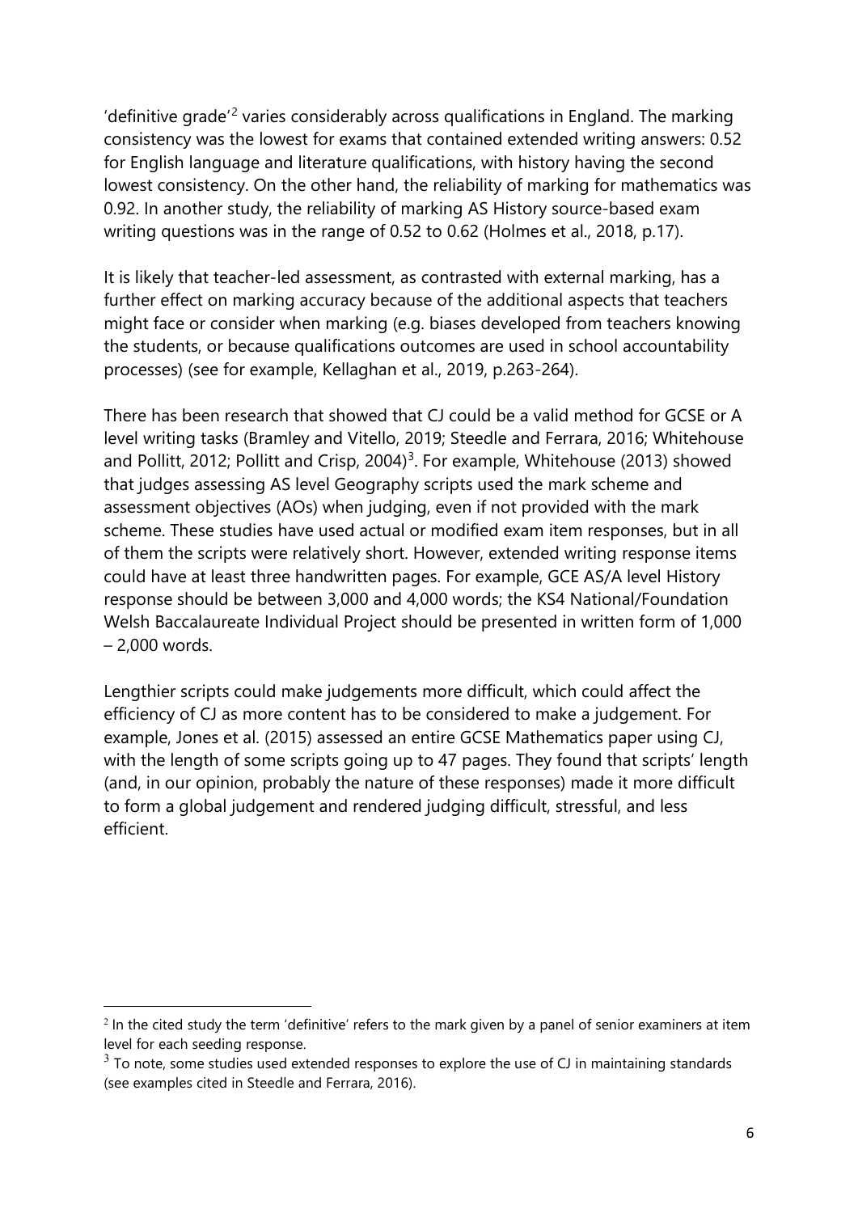'definitive grade'[2] varies considerably across qualifications in England. The marking consistency was the lowest for exams that contained extended writing answers: 0.52 for English language and literature qualifications, with history having the second lowest consistency. On the other hand, the reliability of marking for mathematics was 0.92. In another study, the reliability of marking AS History source-based exam writing questions was in the range of 0.52 to 0.62 (Holmes et al., 2018, p.17).

It is likely that teacher-led assessment, as contrasted with external marking, has a further effect on marking accuracy because of the additional aspects that teachers might face or consider when marking (e.g. biases developed from teachers knowing the students, or because qualifications outcomes are used in school accountability processes) (see for example, Kellaghan et al., 2019, p.263-264).

There has been research that showed that CJ could be a valid method for GCSE or A level writing tasks (Bramley and Vitello, 2019; Steedle and Ferrara, 2016; Whitehouse and Pollitt, 2012; Pollitt and Crisp, 2004)[3]. For example, Whitehouse (2013) showed that judges assessing AS level Geography scripts used the mark scheme and assessment objectives (AOs) when judging, even if not provided with the mark scheme. These studies have used actual or modified exam item responses, but in all of them the scripts were relatively short. However, extended writing response items could have at least three handwritten pages. For example, GCE AS/A level History response should be between 3,000 and 4,000 words; the KS4 National/Foundation Welsh Baccalaureate Individual Project should be presented in written form of 1,000 – 2,000 words.

Lengthier scripts could make judgements more difficult, which could affect the efficiency of CJ as more content has to be considered to make a judgement. For example, Jones et al. (2015) assessed an entire GCSE Mathematics paper using CJ, with the length of some scripts going up to 47 pages. They found that scripts' length (and, in our opinion, probably the nature of these responses) made it more difficult to form a global judgement and rendered judging difficult, stressful, and less efficient.

---

[2] In the cited study the term 'definitive' refers to the mark given by a panel of senior examiners at item level for each seeding response.

[3] To note, some studies used extended responses to explore the use of CJ in maintaining standards (see examples cited in Steedle and Ferrara, 2016).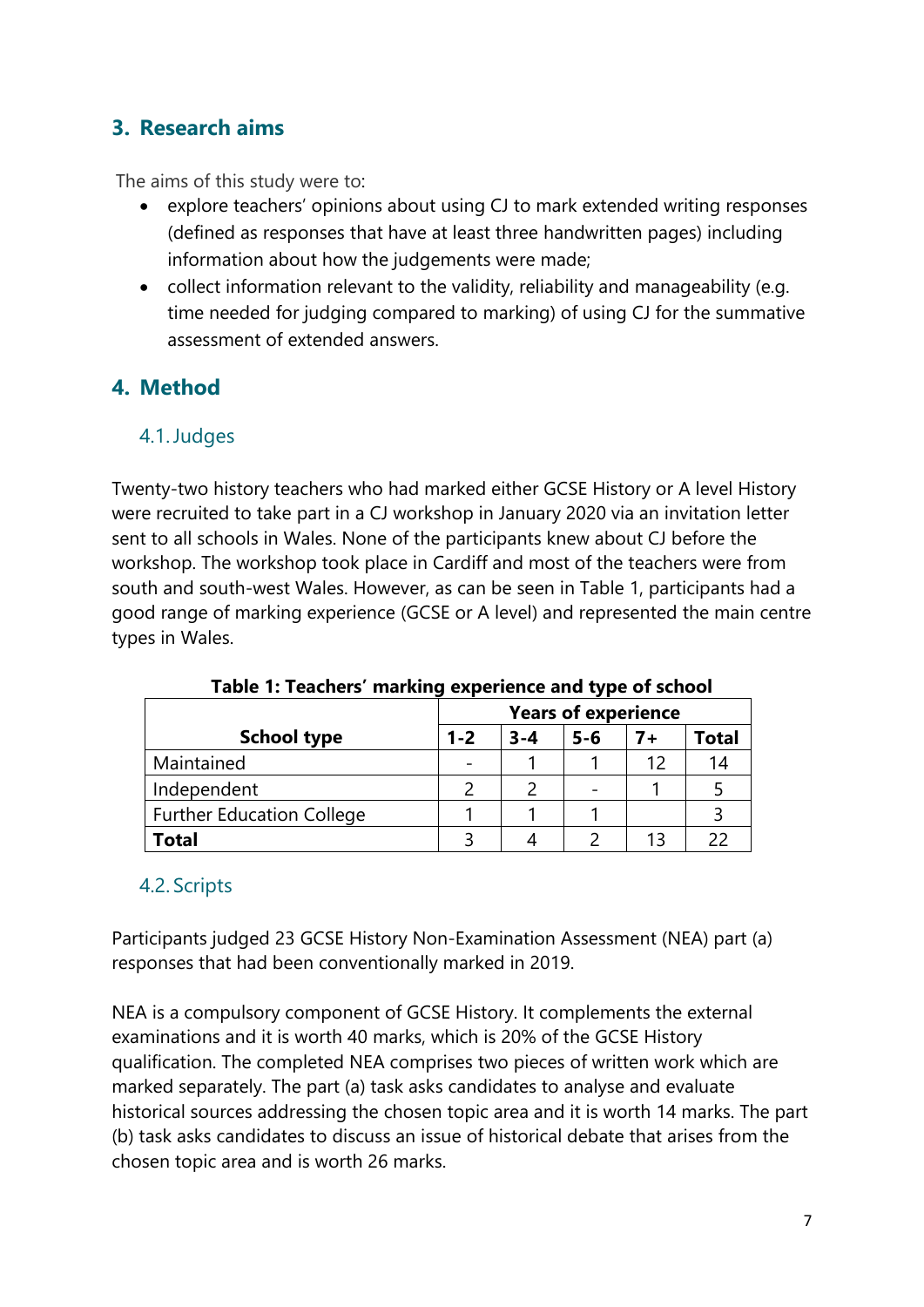## 3. Research aims

The aims of this study were to:

- explore teachers' opinions about using CJ to mark extended writing responses (defined as responses that have at least three handwritten pages) including information about how the judgements were made;
- collect information relevant to the validity, reliability and manageability (e.g. time needed for judging compared to marking) of using CJ for the summative assessment of extended answers.

## 4. Method

### 4.1. Judges

Twenty-two history teachers who had marked either GCSE History or A level History were recruited to take part in a CJ workshop in January 2020 via an invitation letter sent to all schools in Wales. None of the participants knew about CJ before the workshop. The workshop took place in Cardiff and most of the teachers were from south and south-west Wales. However, as can be seen in Table 1, participants had a good range of marking experience (GCSE or A level) and represented the main centre types in Wales.

**Table 1: Teachers' marking experience and type of school**

| | Years of experience | | | | |
|---|---|---|---|---|---|
| **School type** | **1-2** | **3-4** | **5-6** | **7+** | **Total** |
| Maintained | - | 1 | 1 | 12 | 14 |
| Independent | 2 | 2 | - | 1 | 5 |
| Further Education College | 1 | 1 | 1 | | 3 |
| **Total** | 3 | 4 | 2 | 13 | 22 |

### 4.2. Scripts

Participants judged 23 GCSE History Non-Examination Assessment (NEA) part (a) responses that had been conventionally marked in 2019.

NEA is a compulsory component of GCSE History. It complements the external examinations and it is worth 40 marks, which is 20% of the GCSE History qualification. The completed NEA comprises two pieces of written work which are marked separately. The part (a) task asks candidates to analyse and evaluate historical sources addressing the chosen topic area and it is worth 14 marks. The part (b) task asks candidates to discuss an issue of historical debate that arises from the chosen topic area and is worth 26 marks.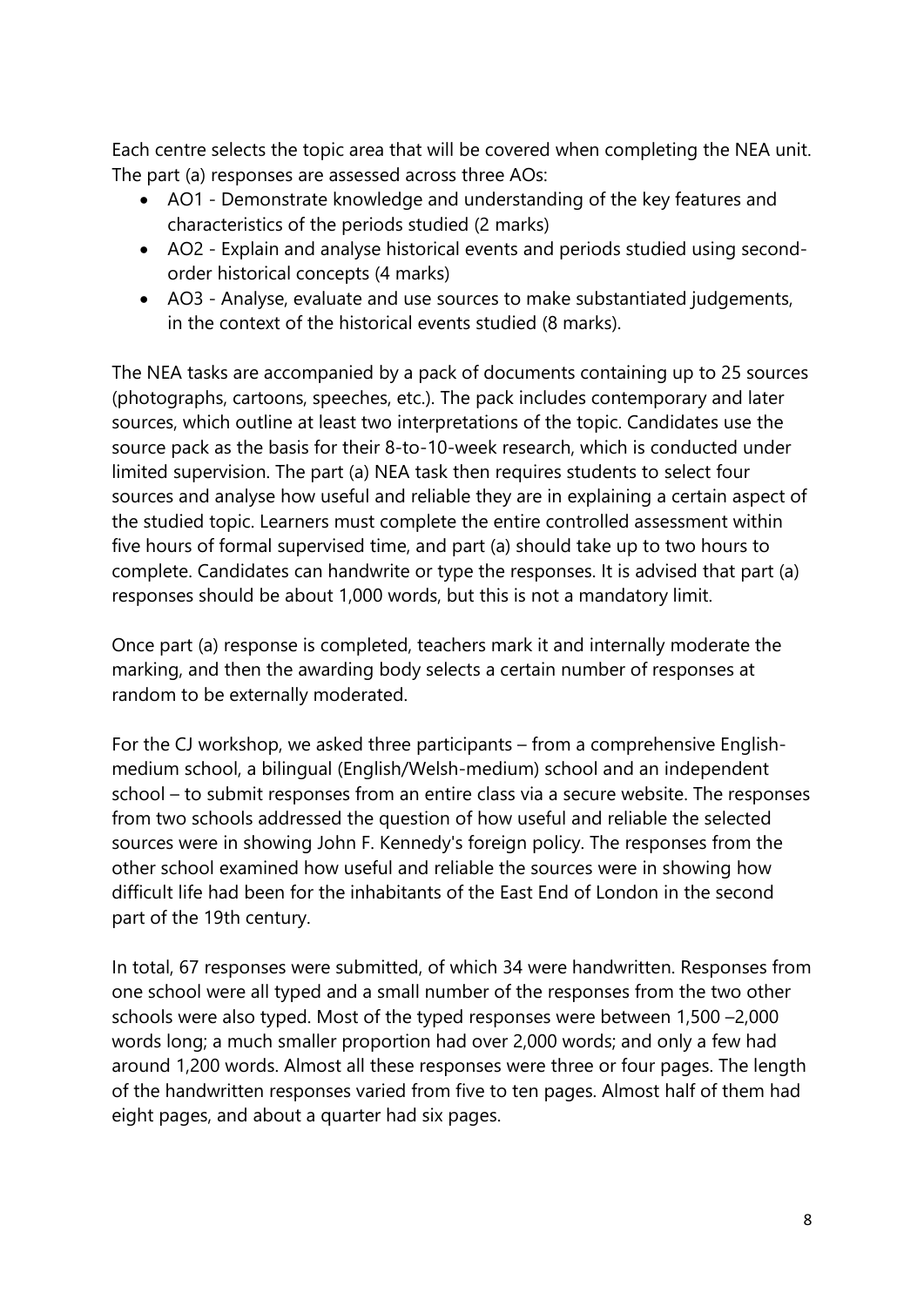Each centre selects the topic area that will be covered when completing the NEA unit. The part (a) responses are assessed across three AOs:

- AO1 - Demonstrate knowledge and understanding of the key features and characteristics of the periods studied (2 marks)
- AO2 - Explain and analyse historical events and periods studied using second-order historical concepts (4 marks)
- AO3 - Analyse, evaluate and use sources to make substantiated judgements, in the context of the historical events studied (8 marks).

The NEA tasks are accompanied by a pack of documents containing up to 25 sources (photographs, cartoons, speeches, etc.). The pack includes contemporary and later sources, which outline at least two interpretations of the topic. Candidates use the source pack as the basis for their 8-to-10-week research, which is conducted under limited supervision. The part (a) NEA task then requires students to select four sources and analyse how useful and reliable they are in explaining a certain aspect of the studied topic. Learners must complete the entire controlled assessment within five hours of formal supervised time, and part (a) should take up to two hours to complete. Candidates can handwrite or type the responses. It is advised that part (a) responses should be about 1,000 words, but this is not a mandatory limit.

Once part (a) response is completed, teachers mark it and internally moderate the marking, and then the awarding body selects a certain number of responses at random to be externally moderated.

For the CJ workshop, we asked three participants – from a comprehensive English-medium school, a bilingual (English/Welsh-medium) school and an independent school – to submit responses from an entire class via a secure website. The responses from two schools addressed the question of how useful and reliable the selected sources were in showing John F. Kennedy's foreign policy. The responses from the other school examined how useful and reliable the sources were in showing how difficult life had been for the inhabitants of the East End of London in the second part of the 19th century.

In total, 67 responses were submitted, of which 34 were handwritten. Responses from one school were all typed and a small number of the responses from the two other schools were also typed. Most of the typed responses were between 1,500 –2,000 words long; a much smaller proportion had over 2,000 words; and only a few had around 1,200 words. Almost all these responses were three or four pages. The length of the handwritten responses varied from five to ten pages. Almost half of them had eight pages, and about a quarter had six pages.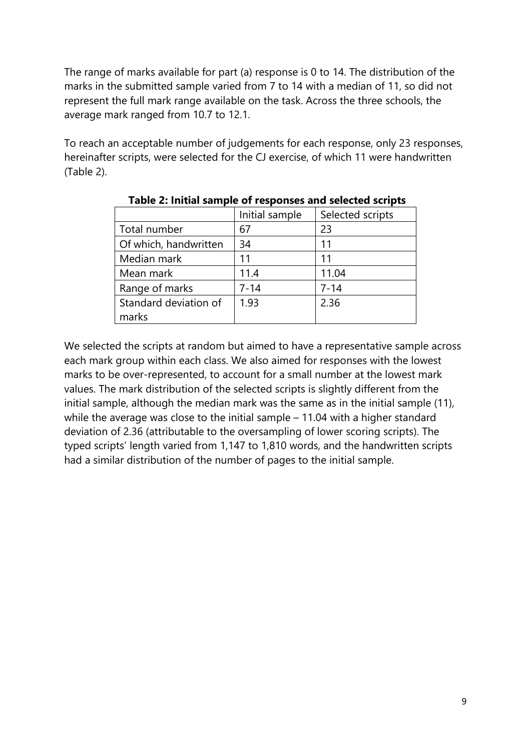The range of marks available for part (a) response is 0 to 14. The distribution of the marks in the submitted sample varied from 7 to 14 with a median of 11, so did not represent the full mark range available on the task. Across the three schools, the average mark ranged from 10.7 to 12.1.

To reach an acceptable number of judgements for each response, only 23 responses, hereinafter scripts, were selected for the CJ exercise, of which 11 were handwritten (Table 2).

**Table 2: Initial sample of responses and selected scripts**

| | Initial sample | Selected scripts |
|---|---|---|
| Total number | 67 | 23 |
| Of which, handwritten | 34 | 11 |
| Median mark | 11 | 11 |
| Mean mark | 11.4 | 11.04 |
| Range of marks | 7-14 | 7-14 |
| Standard deviation of marks | 1.93 | 2.36 |

We selected the scripts at random but aimed to have a representative sample across each mark group within each class. We also aimed for responses with the lowest marks to be over-represented, to account for a small number at the lowest mark values. The mark distribution of the selected scripts is slightly different from the initial sample, although the median mark was the same as in the initial sample (11), while the average was close to the initial sample – 11.04 with a higher standard deviation of 2.36 (attributable to the oversampling of lower scoring scripts). The typed scripts' length varied from 1,147 to 1,810 words, and the handwritten scripts had a similar distribution of the number of pages to the initial sample.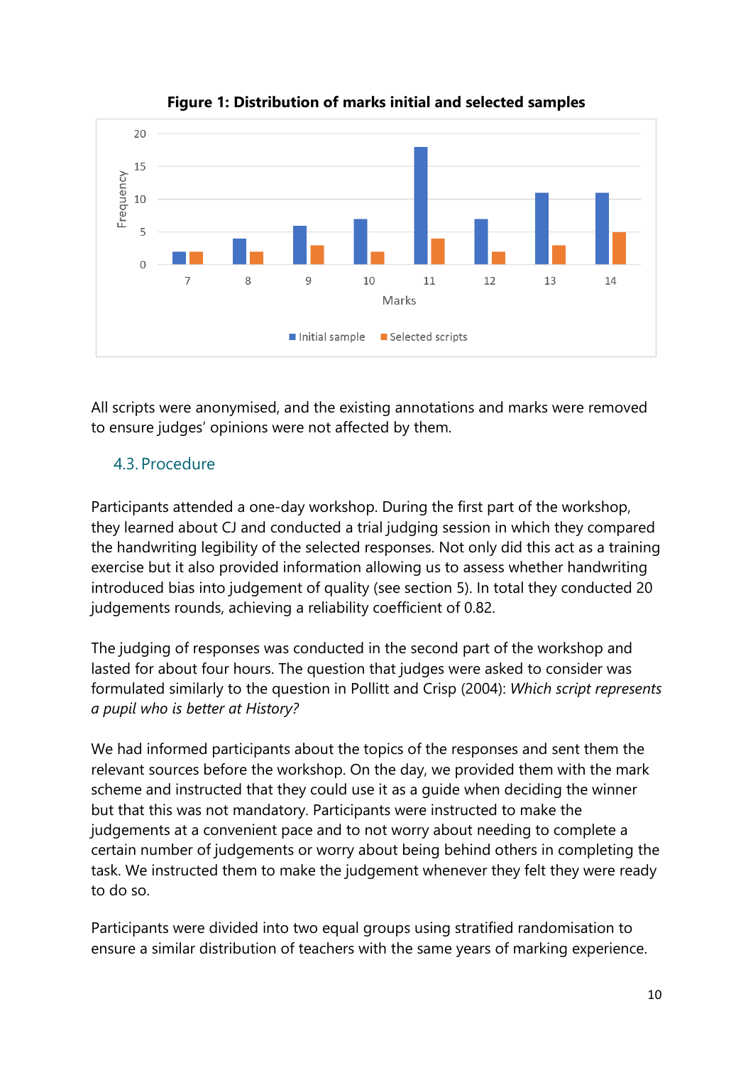**Figure 1: Distribution of marks initial and selected samples**

| Marks | Initial sample | Selected scripts |
|---|---|---|
| 7 | 2 | 2 |
| 8 | 4 | 2 |
| 9 | 6 | 3 |
| 10 | 7 | 2 |
| 11 | 18 | 4 |
| 12 | 7 | 2 |
| 13 | 11 | 3 |
| 14 | 11 | 5 |

All scripts were anonymised, and the existing annotations and marks were removed to ensure judges' opinions were not affected by them.

### 4.3. Procedure

Participants attended a one-day workshop. During the first part of the workshop, they learned about CJ and conducted a trial judging session in which they compared the handwriting legibility of the selected responses. Not only did this act as a training exercise but it also provided information allowing us to assess whether handwriting introduced bias into judgement of quality (see section 5). In total they conducted 20 judgements rounds, achieving a reliability coefficient of 0.82.

The judging of responses was conducted in the second part of the workshop and lasted for about four hours. The question that judges were asked to consider was formulated similarly to the question in Pollitt and Crisp (2004): *Which script represents a pupil who is better at History?*

We had informed participants about the topics of the responses and sent them the relevant sources before the workshop. On the day, we provided them with the mark scheme and instructed that they could use it as a guide when deciding the winner but that this was not mandatory. Participants were instructed to make the judgements at a convenient pace and to not worry about needing to complete a certain number of judgements or worry about being behind others in completing the task. We instructed them to make the judgement whenever they felt they were ready to do so.

Participants were divided into two equal groups using stratified randomisation to ensure a similar distribution of teachers with the same years of marking experience.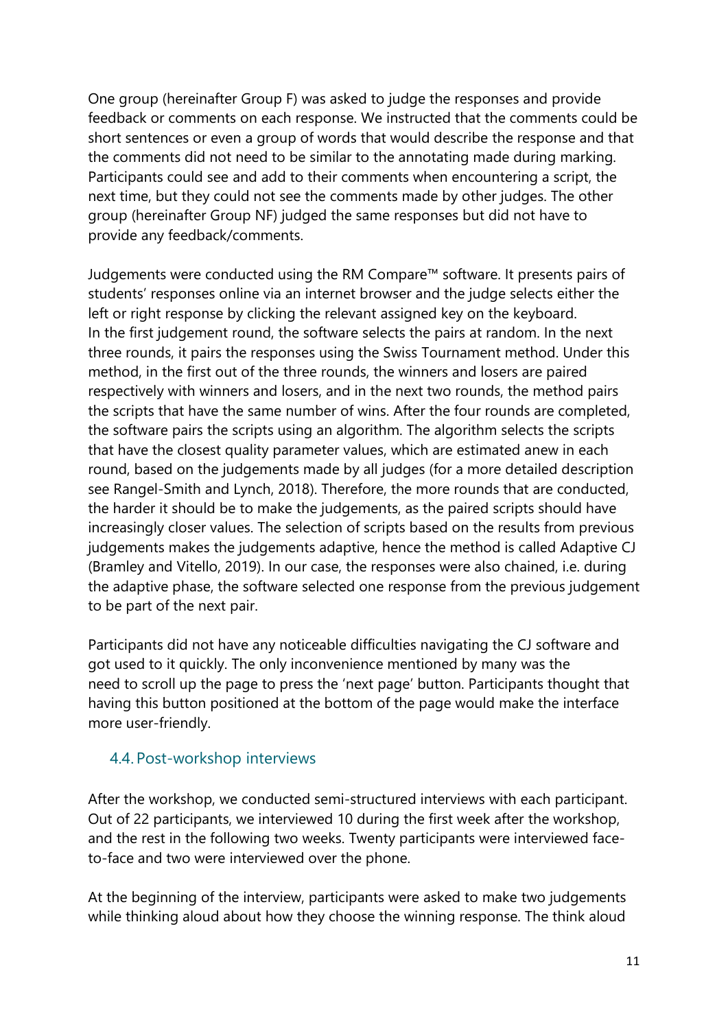One group (hereinafter Group F) was asked to judge the responses and provide feedback or comments on each response. We instructed that the comments could be short sentences or even a group of words that would describe the response and that the comments did not need to be similar to the annotating made during marking. Participants could see and add to their comments when encountering a script, the next time, but they could not see the comments made by other judges. The other group (hereinafter Group NF) judged the same responses but did not have to provide any feedback/comments.

Judgements were conducted using the RM Compare™ software. It presents pairs of students' responses online via an internet browser and the judge selects either the left or right response by clicking the relevant assigned key on the keyboard. In the first judgement round, the software selects the pairs at random. In the next three rounds, it pairs the responses using the Swiss Tournament method. Under this method, in the first out of the three rounds, the winners and losers are paired respectively with winners and losers, and in the next two rounds, the method pairs the scripts that have the same number of wins. After the four rounds are completed, the software pairs the scripts using an algorithm. The algorithm selects the scripts that have the closest quality parameter values, which are estimated anew in each round, based on the judgements made by all judges (for a more detailed description see Rangel-Smith and Lynch, 2018). Therefore, the more rounds that are conducted, the harder it should be to make the judgements, as the paired scripts should have increasingly closer values. The selection of scripts based on the results from previous judgements makes the judgements adaptive, hence the method is called Adaptive CJ (Bramley and Vitello, 2019). In our case, the responses were also chained, i.e. during the adaptive phase, the software selected one response from the previous judgement to be part of the next pair.

Participants did not have any noticeable difficulties navigating the CJ software and got used to it quickly. The only inconvenience mentioned by many was the need to scroll up the page to press the 'next page' button. Participants thought that having this button positioned at the bottom of the page would make the interface more user-friendly.

## 4.4. Post-workshop interviews

After the workshop, we conducted semi-structured interviews with each participant. Out of 22 participants, we interviewed 10 during the first week after the workshop, and the rest in the following two weeks. Twenty participants were interviewed face-to-face and two were interviewed over the phone.

At the beginning of the interview, participants were asked to make two judgements while thinking aloud about how they choose the winning response. The think aloud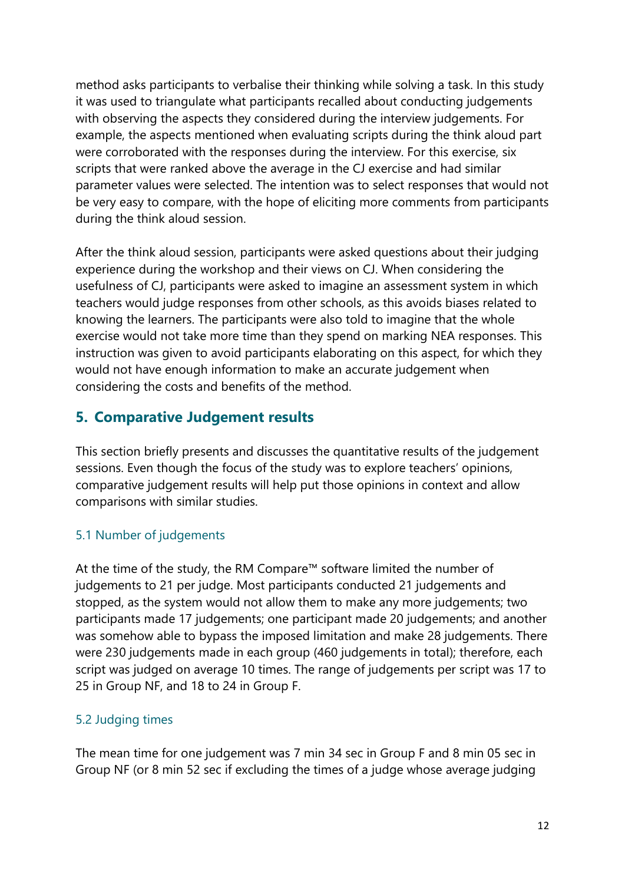method asks participants to verbalise their thinking while solving a task. In this study it was used to triangulate what participants recalled about conducting judgements with observing the aspects they considered during the interview judgements. For example, the aspects mentioned when evaluating scripts during the think aloud part were corroborated with the responses during the interview. For this exercise, six scripts that were ranked above the average in the CJ exercise and had similar parameter values were selected. The intention was to select responses that would not be very easy to compare, with the hope of eliciting more comments from participants during the think aloud session.

After the think aloud session, participants were asked questions about their judging experience during the workshop and their views on CJ. When considering the usefulness of CJ, participants were asked to imagine an assessment system in which teachers would judge responses from other schools, as this avoids biases related to knowing the learners. The participants were also told to imagine that the whole exercise would not take more time than they spend on marking NEA responses. This instruction was given to avoid participants elaborating on this aspect, for which they would not have enough information to make an accurate judgement when considering the costs and benefits of the method.

## 5. Comparative Judgement results

This section briefly presents and discusses the quantitative results of the judgement sessions. Even though the focus of the study was to explore teachers' opinions, comparative judgement results will help put those opinions in context and allow comparisons with similar studies.

### 5.1 Number of judgements

At the time of the study, the RM Compare™ software limited the number of judgements to 21 per judge. Most participants conducted 21 judgements and stopped, as the system would not allow them to make any more judgements; two participants made 17 judgements; one participant made 20 judgements; and another was somehow able to bypass the imposed limitation and make 28 judgements. There were 230 judgements made in each group (460 judgements in total); therefore, each script was judged on average 10 times. The range of judgements per script was 17 to 25 in Group NF, and 18 to 24 in Group F.

### 5.2 Judging times

The mean time for one judgement was 7 min 34 sec in Group F and 8 min 05 sec in Group NF (or 8 min 52 sec if excluding the times of a judge whose average judging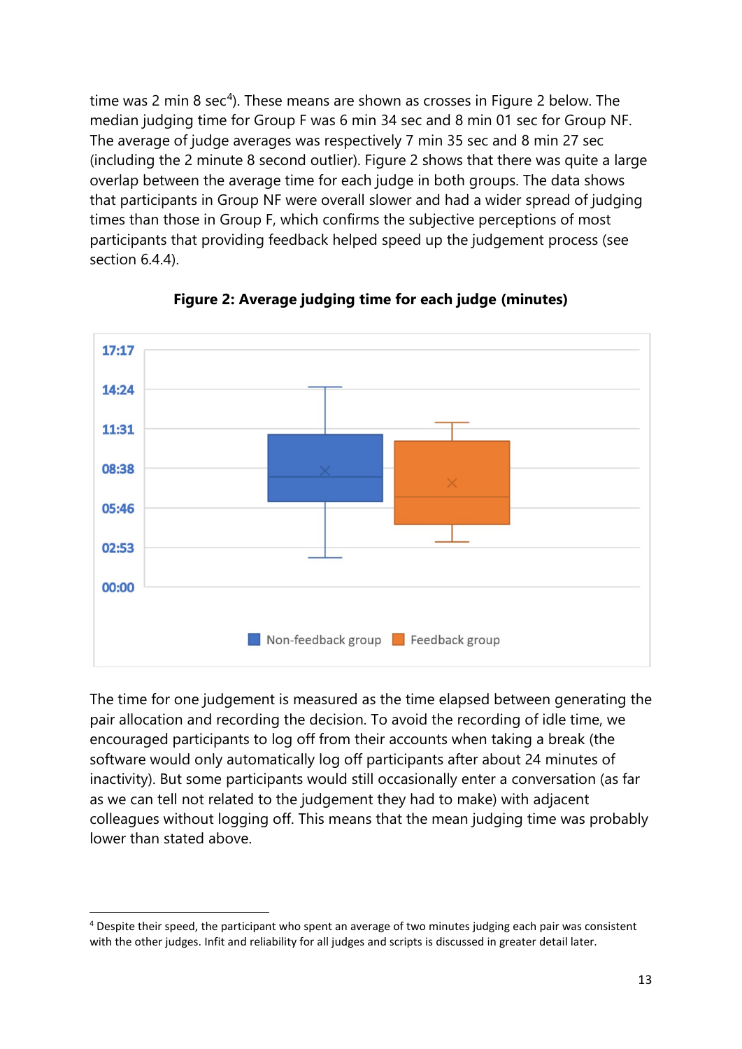time was 2 min 8 sec[4]). These means are shown as crosses in Figure 2 below. The median judging time for Group F was 6 min 34 sec and 8 min 01 sec for Group NF. The average of judge averages was respectively 7 min 35 sec and 8 min 27 sec (including the 2 minute 8 second outlier). Figure 2 shows that there was quite a large overlap between the average time for each judge in both groups. The data shows that participants in Group NF were overall slower and had a wider spread of judging times than those in Group F, which confirms the subjective perceptions of most participants that providing feedback helped speed up the judgement process (see section 6.4.4).

**Figure 2: Average judging time for each judge (minutes)**

The time for one judgement is measured as the time elapsed between generating the pair allocation and recording the decision. To avoid the recording of idle time, we encouraged participants to log off from their accounts when taking a break (the software would only automatically log off participants after about 24 minutes of inactivity). But some participants would still occasionally enter a conversation (as far as we can tell not related to the judgement they had to make) with adjacent colleagues without logging off. This means that the mean judging time was probably lower than stated above.

[4] Despite their speed, the participant who spent an average of two minutes judging each pair was consistent with the other judges. Infit and reliability for all judges and scripts is discussed in greater detail later.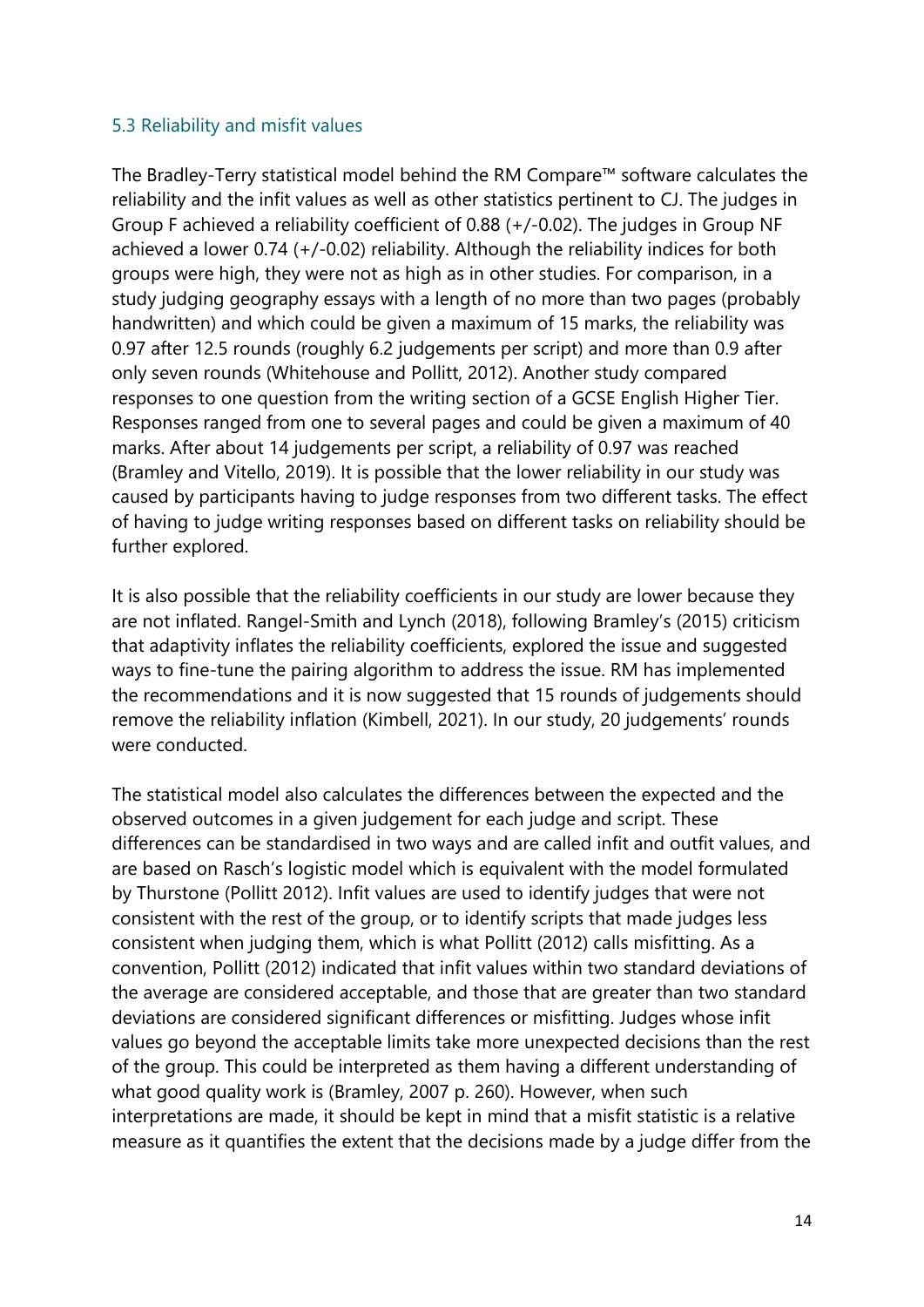### 5.3 Reliability and misfit values

The Bradley-Terry statistical model behind the RM Compare™ software calculates the reliability and the infit values as well as other statistics pertinent to CJ. The judges in Group F achieved a reliability coefficient of 0.88 (+/-0.02). The judges in Group NF achieved a lower 0.74 (+/-0.02) reliability. Although the reliability indices for both groups were high, they were not as high as in other studies. For comparison, in a study judging geography essays with a length of no more than two pages (probably handwritten) and which could be given a maximum of 15 marks, the reliability was 0.97 after 12.5 rounds (roughly 6.2 judgements per script) and more than 0.9 after only seven rounds (Whitehouse and Pollitt, 2012). Another study compared responses to one question from the writing section of a GCSE English Higher Tier. Responses ranged from one to several pages and could be given a maximum of 40 marks. After about 14 judgements per script, a reliability of 0.97 was reached (Bramley and Vitello, 2019). It is possible that the lower reliability in our study was caused by participants having to judge responses from two different tasks. The effect of having to judge writing responses based on different tasks on reliability should be further explored.

It is also possible that the reliability coefficients in our study are lower because they are not inflated. Rangel-Smith and Lynch (2018), following Bramley's (2015) criticism that adaptivity inflates the reliability coefficients, explored the issue and suggested ways to fine-tune the pairing algorithm to address the issue. RM has implemented the recommendations and it is now suggested that 15 rounds of judgements should remove the reliability inflation (Kimbell, 2021). In our study, 20 judgements' rounds were conducted.

The statistical model also calculates the differences between the expected and the observed outcomes in a given judgement for each judge and script. These differences can be standardised in two ways and are called infit and outfit values, and are based on Rasch's logistic model which is equivalent with the model formulated by Thurstone (Pollitt 2012). Infit values are used to identify judges that were not consistent with the rest of the group, or to identify scripts that made judges less consistent when judging them, which is what Pollitt (2012) calls misfitting. As a convention, Pollitt (2012) indicated that infit values within two standard deviations of the average are considered acceptable, and those that are greater than two standard deviations are considered significant differences or misfitting. Judges whose infit values go beyond the acceptable limits take more unexpected decisions than the rest of the group. This could be interpreted as them having a different understanding of what good quality work is (Bramley, 2007 p. 260). However, when such interpretations are made, it should be kept in mind that a misfit statistic is a relative measure as it quantifies the extent that the decisions made by a judge differ from the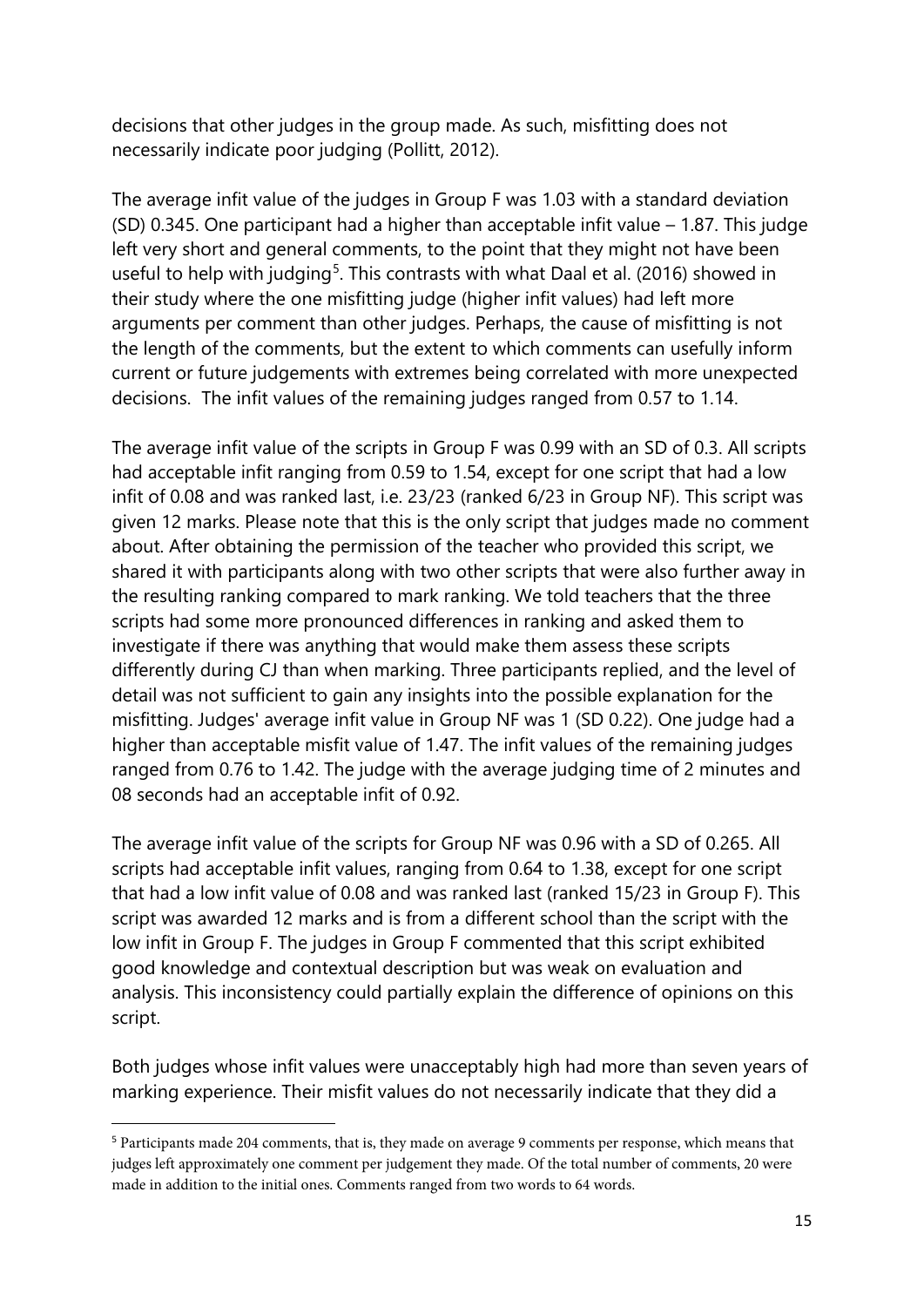decisions that other judges in the group made. As such, misfitting does not necessarily indicate poor judging (Pollitt, 2012).

The average infit value of the judges in Group F was 1.03 with a standard deviation (SD) 0.345. One participant had a higher than acceptable infit value – 1.87. This judge left very short and general comments, to the point that they might not have been useful to help with judging[5]. This contrasts with what Daal et al. (2016) showed in their study where the one misfitting judge (higher infit values) had left more arguments per comment than other judges. Perhaps, the cause of misfitting is not the length of the comments, but the extent to which comments can usefully inform current or future judgements with extremes being correlated with more unexpected decisions. The infit values of the remaining judges ranged from 0.57 to 1.14.

The average infit value of the scripts in Group F was 0.99 with an SD of 0.3. All scripts had acceptable infit ranging from 0.59 to 1.54, except for one script that had a low infit of 0.08 and was ranked last, i.e. 23/23 (ranked 6/23 in Group NF). This script was given 12 marks. Please note that this is the only script that judges made no comment about. After obtaining the permission of the teacher who provided this script, we shared it with participants along with two other scripts that were also further away in the resulting ranking compared to mark ranking. We told teachers that the three scripts had some more pronounced differences in ranking and asked them to investigate if there was anything that would make them assess these scripts differently during CJ than when marking. Three participants replied, and the level of detail was not sufficient to gain any insights into the possible explanation for the misfitting. Judges' average infit value in Group NF was 1 (SD 0.22). One judge had a higher than acceptable misfit value of 1.47. The infit values of the remaining judges ranged from 0.76 to 1.42. The judge with the average judging time of 2 minutes and 08 seconds had an acceptable infit of 0.92.

The average infit value of the scripts for Group NF was 0.96 with a SD of 0.265. All scripts had acceptable infit values, ranging from 0.64 to 1.38, except for one script that had a low infit value of 0.08 and was ranked last (ranked 15/23 in Group F). This script was awarded 12 marks and is from a different school than the script with the low infit in Group F. The judges in Group F commented that this script exhibited good knowledge and contextual description but was weak on evaluation and analysis. This inconsistency could partially explain the difference of opinions on this script.

Both judges whose infit values were unacceptably high had more than seven years of marking experience. Their misfit values do not necessarily indicate that they did a

[5] Participants made 204 comments, that is, they made on average 9 comments per response, which means that judges left approximately one comment per judgement they made. Of the total number of comments, 20 were made in addition to the initial ones. Comments ranged from two words to 64 words.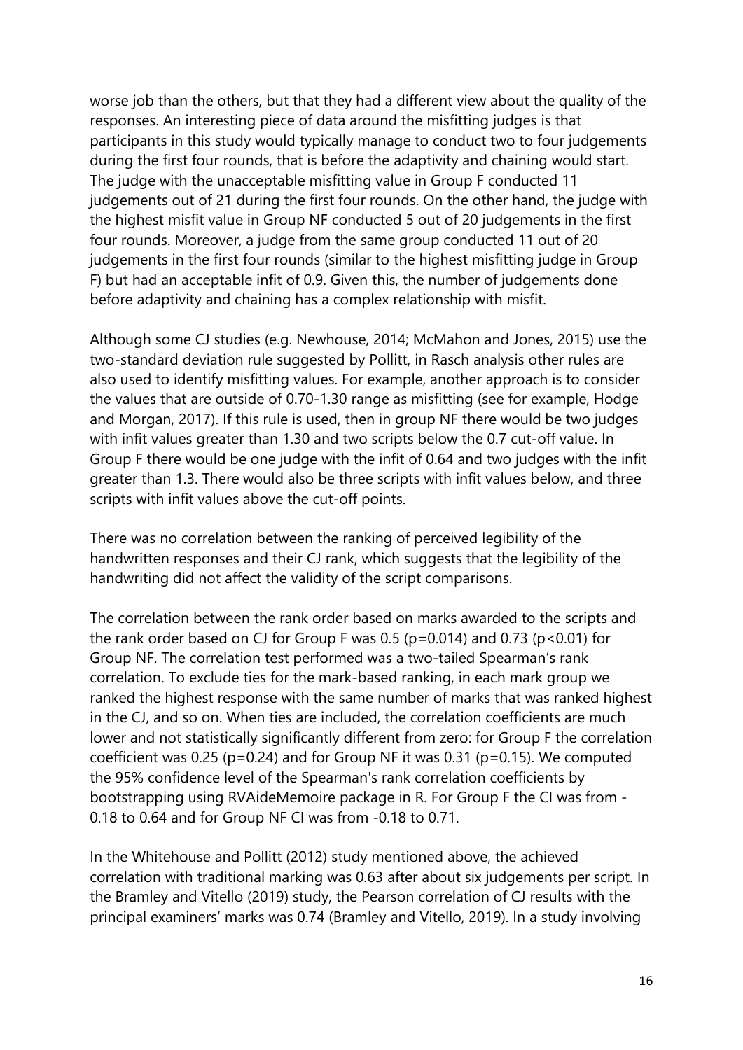worse job than the others, but that they had a different view about the quality of the responses. An interesting piece of data around the misfitting judges is that participants in this study would typically manage to conduct two to four judgements during the first four rounds, that is before the adaptivity and chaining would start. The judge with the unacceptable misfitting value in Group F conducted 11 judgements out of 21 during the first four rounds. On the other hand, the judge with the highest misfit value in Group NF conducted 5 out of 20 judgements in the first four rounds. Moreover, a judge from the same group conducted 11 out of 20 judgements in the first four rounds (similar to the highest misfitting judge in Group F) but had an acceptable infit of 0.9. Given this, the number of judgements done before adaptivity and chaining has a complex relationship with misfit.

Although some CJ studies (e.g. Newhouse, 2014; McMahon and Jones, 2015) use the two-standard deviation rule suggested by Pollitt, in Rasch analysis other rules are also used to identify misfitting values. For example, another approach is to consider the values that are outside of 0.70-1.30 range as misfitting (see for example, Hodge and Morgan, 2017). If this rule is used, then in group NF there would be two judges with infit values greater than 1.30 and two scripts below the 0.7 cut-off value. In Group F there would be one judge with the infit of 0.64 and two judges with the infit greater than 1.3. There would also be three scripts with infit values below, and three scripts with infit values above the cut-off points.

There was no correlation between the ranking of perceived legibility of the handwritten responses and their CJ rank, which suggests that the legibility of the handwriting did not affect the validity of the script comparisons.

The correlation between the rank order based on marks awarded to the scripts and the rank order based on CJ for Group F was 0.5 ($p=0.014$) and 0.73 ($p<0.01$) for Group NF. The correlation test performed was a two-tailed Spearman's rank correlation. To exclude ties for the mark-based ranking, in each mark group we ranked the highest response with the same number of marks that was ranked highest in the CJ, and so on. When ties are included, the correlation coefficients are much lower and not statistically significantly different from zero: for Group F the correlation coefficient was 0.25 ($p=0.24$) and for Group NF it was 0.31 ($p=0.15$). We computed the 95% confidence level of the Spearman's rank correlation coefficients by bootstrapping using RVAideMemoire package in R. For Group F the CI was from -0.18 to 0.64 and for Group NF CI was from -0.18 to 0.71.

In the Whitehouse and Pollitt (2012) study mentioned above, the achieved correlation with traditional marking was 0.63 after about six judgements per script. In the Bramley and Vitello (2019) study, the Pearson correlation of CJ results with the principal examiners' marks was 0.74 (Bramley and Vitello, 2019). In a study involving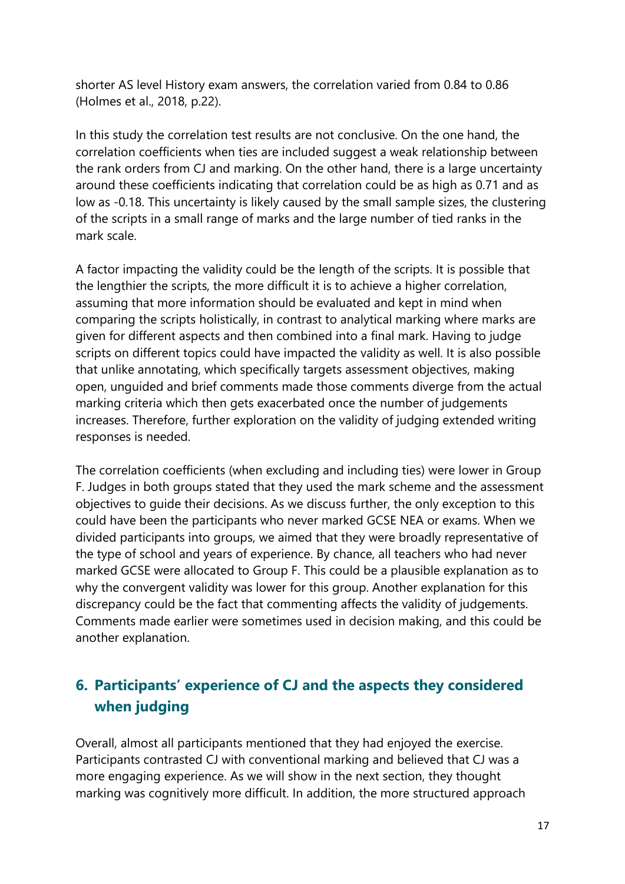shorter AS level History exam answers, the correlation varied from 0.84 to 0.86 (Holmes et al., 2018, p.22).

In this study the correlation test results are not conclusive. On the one hand, the correlation coefficients when ties are included suggest a weak relationship between the rank orders from CJ and marking. On the other hand, there is a large uncertainty around these coefficients indicating that correlation could be as high as 0.71 and as low as -0.18. This uncertainty is likely caused by the small sample sizes, the clustering of the scripts in a small range of marks and the large number of tied ranks in the mark scale.

A factor impacting the validity could be the length of the scripts. It is possible that the lengthier the scripts, the more difficult it is to achieve a higher correlation, assuming that more information should be evaluated and kept in mind when comparing the scripts holistically, in contrast to analytical marking where marks are given for different aspects and then combined into a final mark. Having to judge scripts on different topics could have impacted the validity as well. It is also possible that unlike annotating, which specifically targets assessment objectives, making open, unguided and brief comments made those comments diverge from the actual marking criteria which then gets exacerbated once the number of judgements increases. Therefore, further exploration on the validity of judging extended writing responses is needed.

The correlation coefficients (when excluding and including ties) were lower in Group F. Judges in both groups stated that they used the mark scheme and the assessment objectives to guide their decisions. As we discuss further, the only exception to this could have been the participants who never marked GCSE NEA or exams. When we divided participants into groups, we aimed that they were broadly representative of the type of school and years of experience. By chance, all teachers who had never marked GCSE were allocated to Group F. This could be a plausible explanation as to why the convergent validity was lower for this group. Another explanation for this discrepancy could be the fact that commenting affects the validity of judgements. Comments made earlier were sometimes used in decision making, and this could be another explanation.

## 6. Participants' experience of CJ and the aspects they considered when judging

Overall, almost all participants mentioned that they had enjoyed the exercise. Participants contrasted CJ with conventional marking and believed that CJ was a more engaging experience. As we will show in the next section, they thought marking was cognitively more difficult. In addition, the more structured approach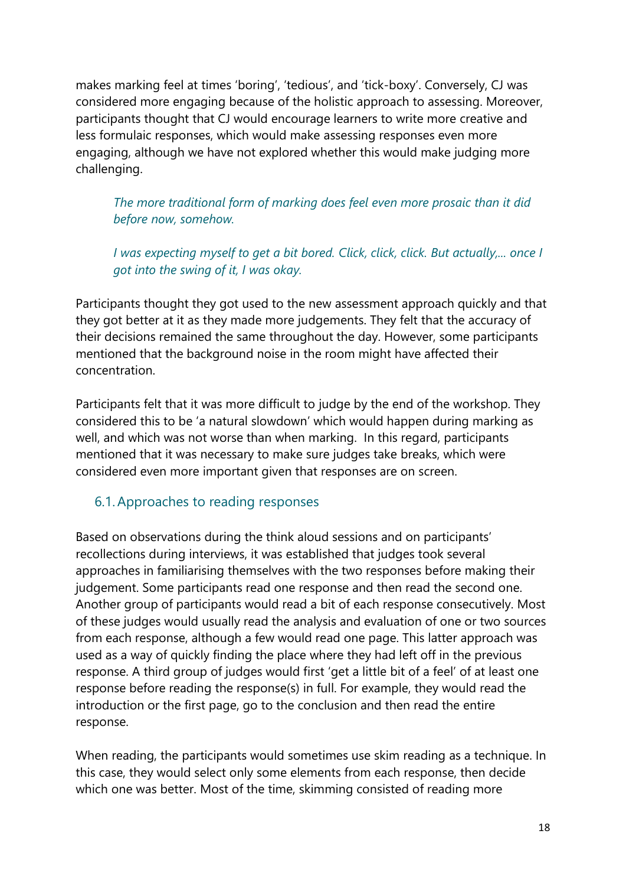makes marking feel at times 'boring', 'tedious', and 'tick-boxy'. Conversely, CJ was considered more engaging because of the holistic approach to assessing. Moreover, participants thought that CJ would encourage learners to write more creative and less formulaic responses, which would make assessing responses even more engaging, although we have not explored whether this would make judging more challenging.

> *The more traditional form of marking does feel even more prosaic than it did before now, somehow.*
>
> *I was expecting myself to get a bit bored. Click, click, click. But actually,... once I got into the swing of it, I was okay.*

Participants thought they got used to the new assessment approach quickly and that they got better at it as they made more judgements. They felt that the accuracy of their decisions remained the same throughout the day. However, some participants mentioned that the background noise in the room might have affected their concentration.

Participants felt that it was more difficult to judge by the end of the workshop. They considered this to be 'a natural slowdown' which would happen during marking as well, and which was not worse than when marking. In this regard, participants mentioned that it was necessary to make sure judges take breaks, which were considered even more important given that responses are on screen.

## 6.1. Approaches to reading responses

Based on observations during the think aloud sessions and on participants' recollections during interviews, it was established that judges took several approaches in familiarising themselves with the two responses before making their judgement. Some participants read one response and then read the second one. Another group of participants would read a bit of each response consecutively. Most of these judges would usually read the analysis and evaluation of one or two sources from each response, although a few would read one page. This latter approach was used as a way of quickly finding the place where they had left off in the previous response. A third group of judges would first 'get a little bit of a feel' of at least one response before reading the response(s) in full. For example, they would read the introduction or the first page, go to the conclusion and then read the entire response.

When reading, the participants would sometimes use skim reading as a technique. In this case, they would select only some elements from each response, then decide which one was better. Most of the time, skimming consisted of reading more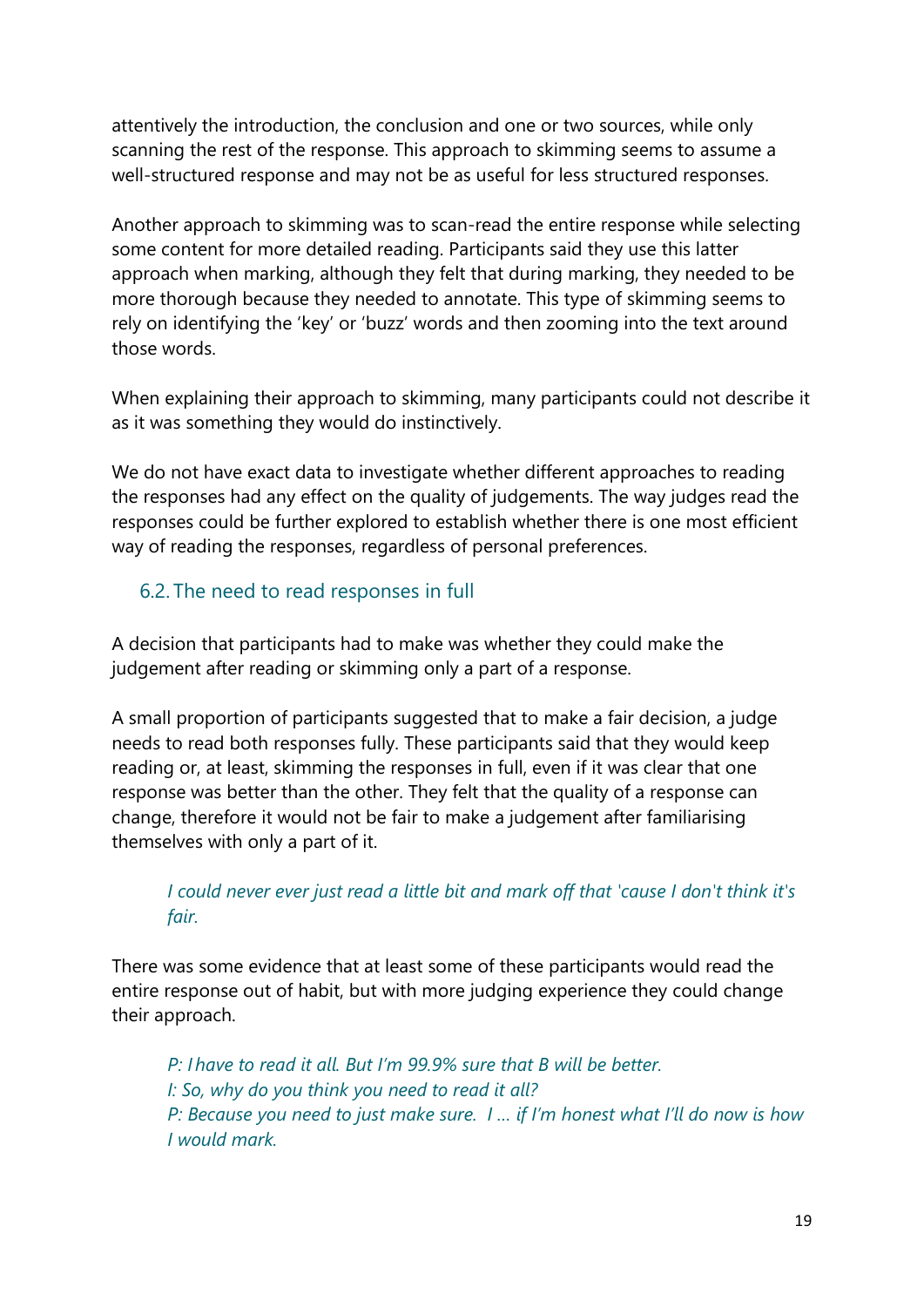attentively the introduction, the conclusion and one or two sources, while only scanning the rest of the response. This approach to skimming seems to assume a well-structured response and may not be as useful for less structured responses.

Another approach to skimming was to scan-read the entire response while selecting some content for more detailed reading. Participants said they use this latter approach when marking, although they felt that during marking, they needed to be more thorough because they needed to annotate. This type of skimming seems to rely on identifying the 'key' or 'buzz' words and then zooming into the text around those words.

When explaining their approach to skimming, many participants could not describe it as it was something they would do instinctively.

We do not have exact data to investigate whether different approaches to reading the responses had any effect on the quality of judgements. The way judges read the responses could be further explored to establish whether there is one most efficient way of reading the responses, regardless of personal preferences.

### 6.2. The need to read responses in full

A decision that participants had to make was whether they could make the judgement after reading or skimming only a part of a response.

A small proportion of participants suggested that to make a fair decision, a judge needs to read both responses fully. These participants said that they would keep reading or, at least, skimming the responses in full, even if it was clear that one response was better than the other. They felt that the quality of a response can change, therefore it would not be fair to make a judgement after familiarising themselves with only a part of it.

> *I could never ever just read a little bit and mark off that 'cause I don't think it's fair.*

There was some evidence that at least some of these participants would read the entire response out of habit, but with more judging experience they could change their approach.

> *P: I have to read it all. But I'm 99.9% sure that B will be better.*
> *I: So, why do you think you need to read it all?*
> *P: Because you need to just make sure. I … if I'm honest what I'll do now is how I would mark.*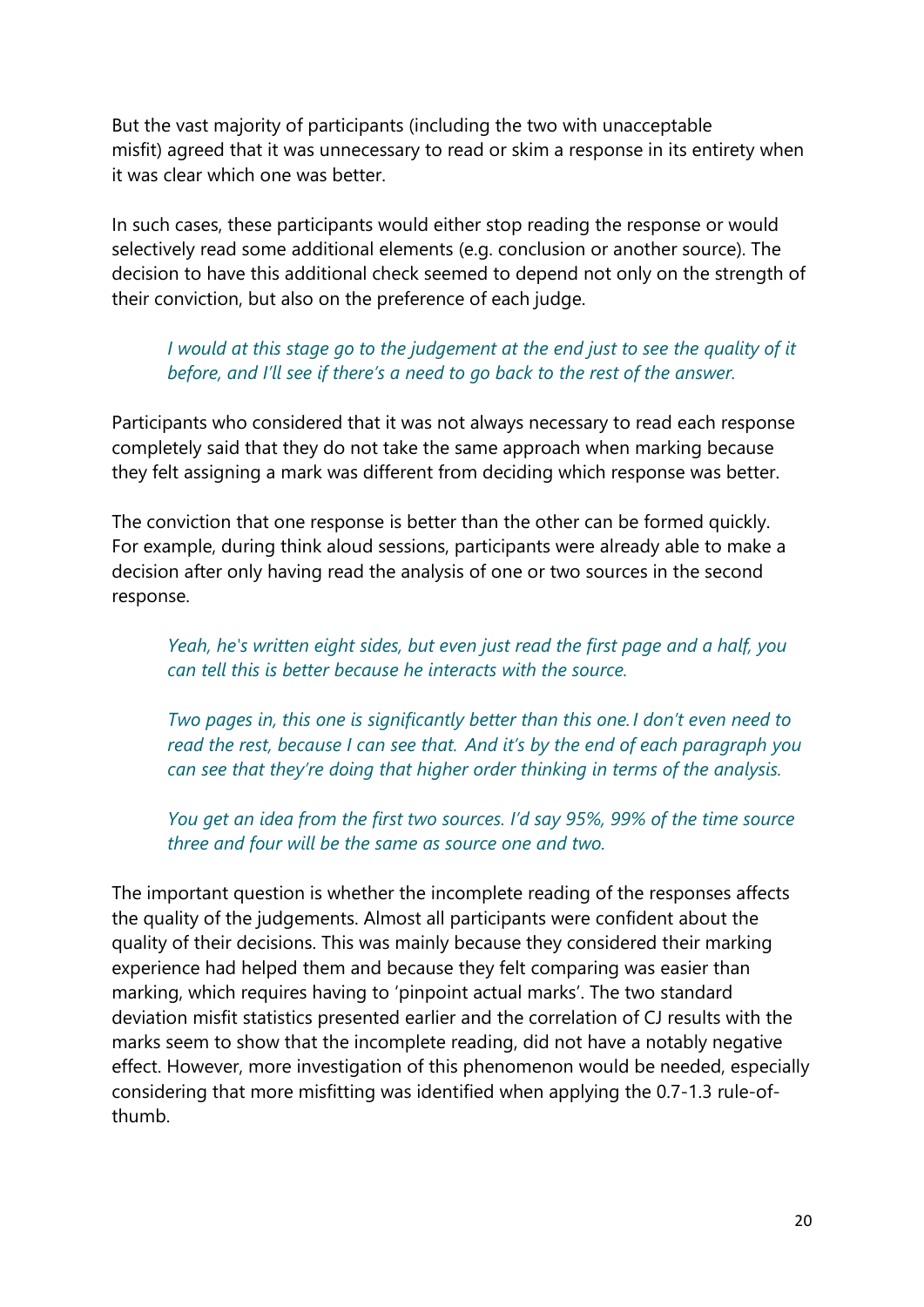But the vast majority of participants (including the two with unacceptable misfit) agreed that it was unnecessary to read or skim a response in its entirety when it was clear which one was better.

In such cases, these participants would either stop reading the response or would selectively read some additional elements (e.g. conclusion or another source). The decision to have this additional check seemed to depend not only on the strength of their conviction, but also on the preference of each judge.

> *I would at this stage go to the judgement at the end just to see the quality of it before, and I'll see if there's a need to go back to the rest of the answer.*

Participants who considered that it was not always necessary to read each response completely said that they do not take the same approach when marking because they felt assigning a mark was different from deciding which response was better.

The conviction that one response is better than the other can be formed quickly. For example, during think aloud sessions, participants were already able to make a decision after only having read the analysis of one or two sources in the second response.

> *Yeah, he's written eight sides, but even just read the first page and a half, you can tell this is better because he interacts with the source.*

> *Two pages in, this one is significantly better than this one. I don't even need to read the rest, because I can see that. And it's by the end of each paragraph you can see that they're doing that higher order thinking in terms of the analysis.*

> *You get an idea from the first two sources. I'd say 95%, 99% of the time source three and four will be the same as source one and two.*

The important question is whether the incomplete reading of the responses affects the quality of the judgements. Almost all participants were confident about the quality of their decisions. This was mainly because they considered their marking experience had helped them and because they felt comparing was easier than marking, which requires having to 'pinpoint actual marks'. The two standard deviation misfit statistics presented earlier and the correlation of CJ results with the marks seem to show that the incomplete reading, did not have a notably negative effect. However, more investigation of this phenomenon would be needed, especially considering that more misfitting was identified when applying the 0.7-1.3 rule-of-thumb.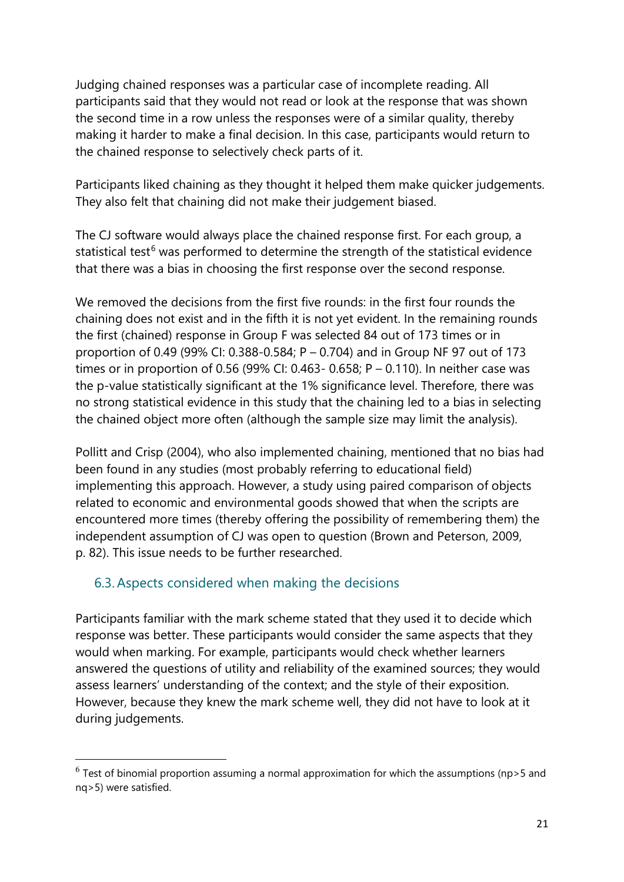Judging chained responses was a particular case of incomplete reading. All participants said that they would not read or look at the response that was shown the second time in a row unless the responses were of a similar quality, thereby making it harder to make a final decision. In this case, participants would return to the chained response to selectively check parts of it.

Participants liked chaining as they thought it helped them make quicker judgements. They also felt that chaining did not make their judgement biased.

The CJ software would always place the chained response first. For each group, a statistical test[6] was performed to determine the strength of the statistical evidence that there was a bias in choosing the first response over the second response.

We removed the decisions from the first five rounds: in the first four rounds the chaining does not exist and in the fifth it is not yet evident. In the remaining rounds the first (chained) response in Group F was selected 84 out of 173 times or in proportion of 0.49 (99% CI: 0.388-0.584; P – 0.704) and in Group NF 97 out of 173 times or in proportion of 0.56 (99% CI: 0.463- 0.658; P – 0.110). In neither case was the p-value statistically significant at the 1% significance level. Therefore, there was no strong statistical evidence in this study that the chaining led to a bias in selecting the chained object more often (although the sample size may limit the analysis).

Pollitt and Crisp (2004), who also implemented chaining, mentioned that no bias had been found in any studies (most probably referring to educational field) implementing this approach. However, a study using paired comparison of objects related to economic and environmental goods showed that when the scripts are encountered more times (thereby offering the possibility of remembering them) the independent assumption of CJ was open to question (Brown and Peterson, 2009, p. 82). This issue needs to be further researched.

## 6.3. Aspects considered when making the decisions

Participants familiar with the mark scheme stated that they used it to decide which response was better. These participants would consider the same aspects that they would when marking. For example, participants would check whether learners answered the questions of utility and reliability of the examined sources; they would assess learners' understanding of the context; and the style of their exposition. However, because they knew the mark scheme well, they did not have to look at it during judgements.

---

[6] Test of binomial proportion assuming a normal approximation for which the assumptions (np>5 and nq>5) were satisfied.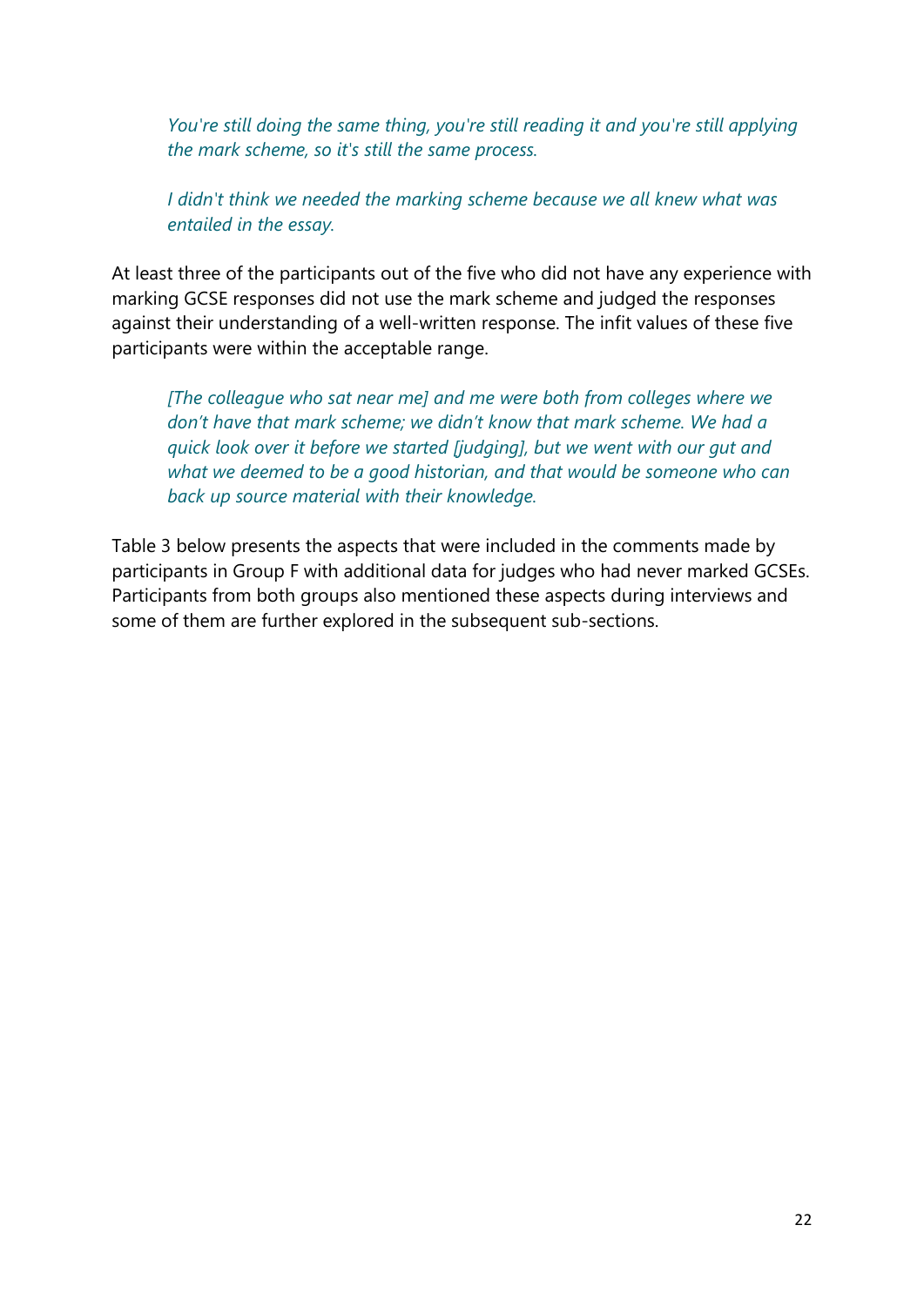*You're still doing the same thing, you're still reading it and you're still applying the mark scheme, so it's still the same process.*

*I didn't think we needed the marking scheme because we all knew what was entailed in the essay.*

At least three of the participants out of the five who did not have any experience with marking GCSE responses did not use the mark scheme and judged the responses against their understanding of a well-written response. The infit values of these five participants were within the acceptable range.

*[The colleague who sat near me] and me were both from colleges where we don't have that mark scheme; we didn't know that mark scheme. We had a quick look over it before we started [judging], but we went with our gut and what we deemed to be a good historian, and that would be someone who can back up source material with their knowledge.*

Table 3 below presents the aspects that were included in the comments made by participants in Group F with additional data for judges who had never marked GCSEs. Participants from both groups also mentioned these aspects during interviews and some of them are further explored in the subsequent sub-sections.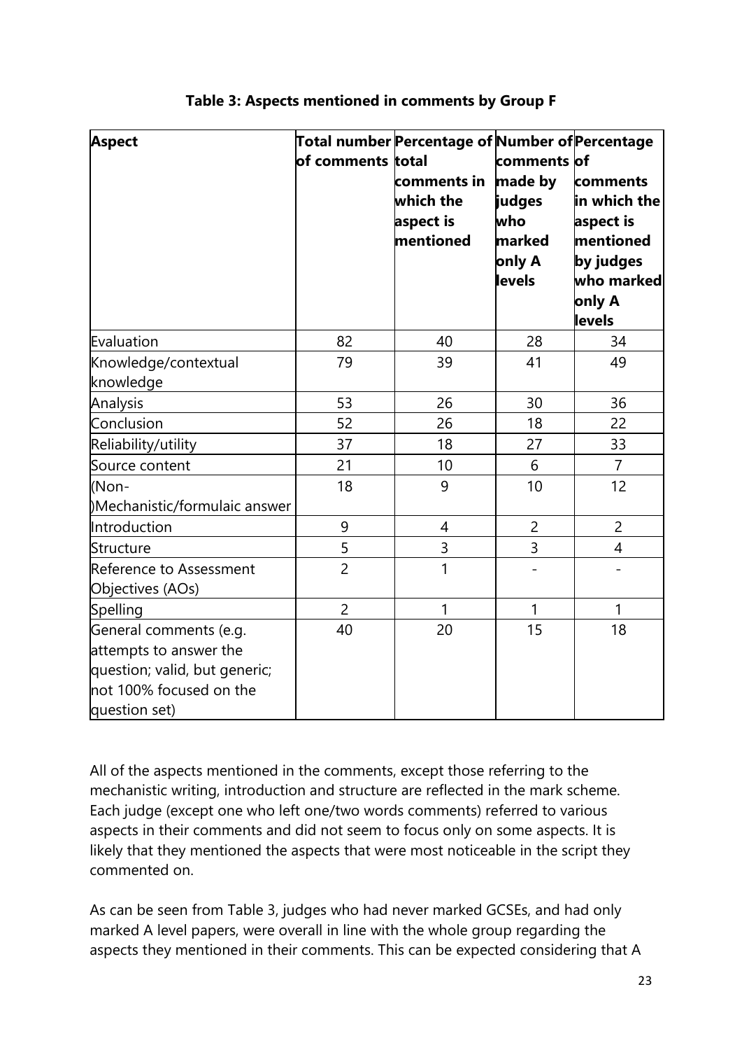**Table 3: Aspects mentioned in comments by Group F**

| Aspect | Total number of comments | Percentage of total comments in which the aspect is mentioned | Number of comments made by judges who marked only A levels | Percentage of comments in which the aspect is mentioned by judges who marked only A levels |
|---|---|---|---|---|
| Evaluation | 82 | 40 | 28 | 34 |
| Knowledge/contextual knowledge | 79 | 39 | 41 | 49 |
| Analysis | 53 | 26 | 30 | 36 |
| Conclusion | 52 | 26 | 18 | 22 |
| Reliability/utility | 37 | 18 | 27 | 33 |
| Source content | 21 | 10 | 6 | 7 |
| (Non-)Mechanistic/formulaic answer | 18 | 9 | 10 | 12 |
| Introduction | 9 | 4 | 2 | 2 |
| Structure | 5 | 3 | 3 | 4 |
| Reference to Assessment Objectives (AOs) | 2 | 1 | - | - |
| Spelling | 2 | 1 | 1 | 1 |
| General comments (e.g. attempts to answer the question; valid, but generic; not 100% focused on the question set) | 40 | 20 | 15 | 18 |

All of the aspects mentioned in the comments, except those referring to the mechanistic writing, introduction and structure are reflected in the mark scheme. Each judge (except one who left one/two words comments) referred to various aspects in their comments and did not seem to focus only on some aspects. It is likely that they mentioned the aspects that were most noticeable in the script they commented on.

As can be seen from Table 3, judges who had never marked GCSEs, and had only marked A level papers, were overall in line with the whole group regarding the aspects they mentioned in their comments. This can be expected considering that A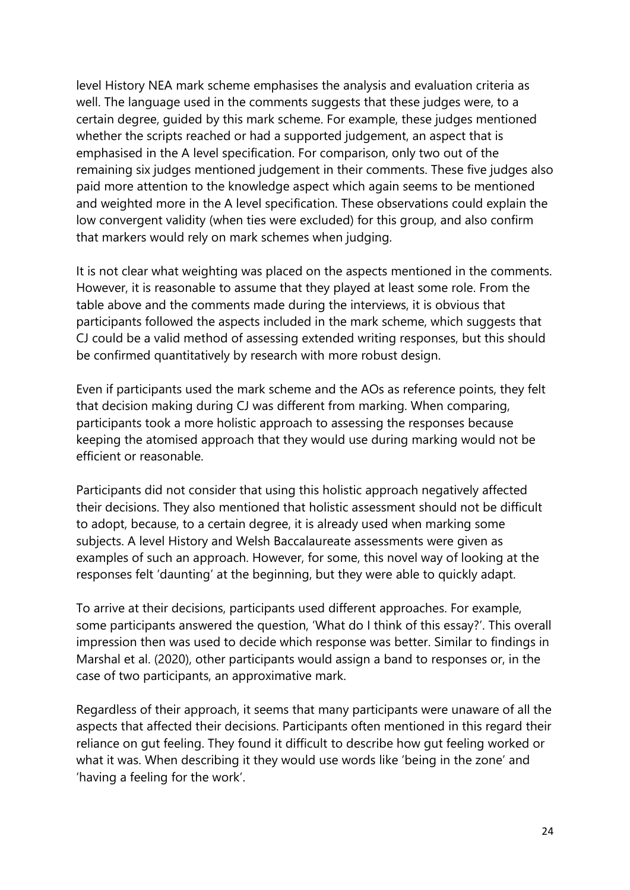level History NEA mark scheme emphasises the analysis and evaluation criteria as well. The language used in the comments suggests that these judges were, to a certain degree, guided by this mark scheme. For example, these judges mentioned whether the scripts reached or had a supported judgement, an aspect that is emphasised in the A level specification. For comparison, only two out of the remaining six judges mentioned judgement in their comments. These five judges also paid more attention to the knowledge aspect which again seems to be mentioned and weighted more in the A level specification. These observations could explain the low convergent validity (when ties were excluded) for this group, and also confirm that markers would rely on mark schemes when judging.

It is not clear what weighting was placed on the aspects mentioned in the comments. However, it is reasonable to assume that they played at least some role. From the table above and the comments made during the interviews, it is obvious that participants followed the aspects included in the mark scheme, which suggests that CJ could be a valid method of assessing extended writing responses, but this should be confirmed quantitatively by research with more robust design.

Even if participants used the mark scheme and the AOs as reference points, they felt that decision making during CJ was different from marking. When comparing, participants took a more holistic approach to assessing the responses because keeping the atomised approach that they would use during marking would not be efficient or reasonable.

Participants did not consider that using this holistic approach negatively affected their decisions. They also mentioned that holistic assessment should not be difficult to adopt, because, to a certain degree, it is already used when marking some subjects. A level History and Welsh Baccalaureate assessments were given as examples of such an approach. However, for some, this novel way of looking at the responses felt 'daunting' at the beginning, but they were able to quickly adapt.

To arrive at their decisions, participants used different approaches. For example, some participants answered the question, 'What do I think of this essay?'. This overall impression then was used to decide which response was better. Similar to findings in Marshal et al. (2020), other participants would assign a band to responses or, in the case of two participants, an approximative mark.

Regardless of their approach, it seems that many participants were unaware of all the aspects that affected their decisions. Participants often mentioned in this regard their reliance on gut feeling. They found it difficult to describe how gut feeling worked or what it was. When describing it they would use words like 'being in the zone' and 'having a feeling for the work'.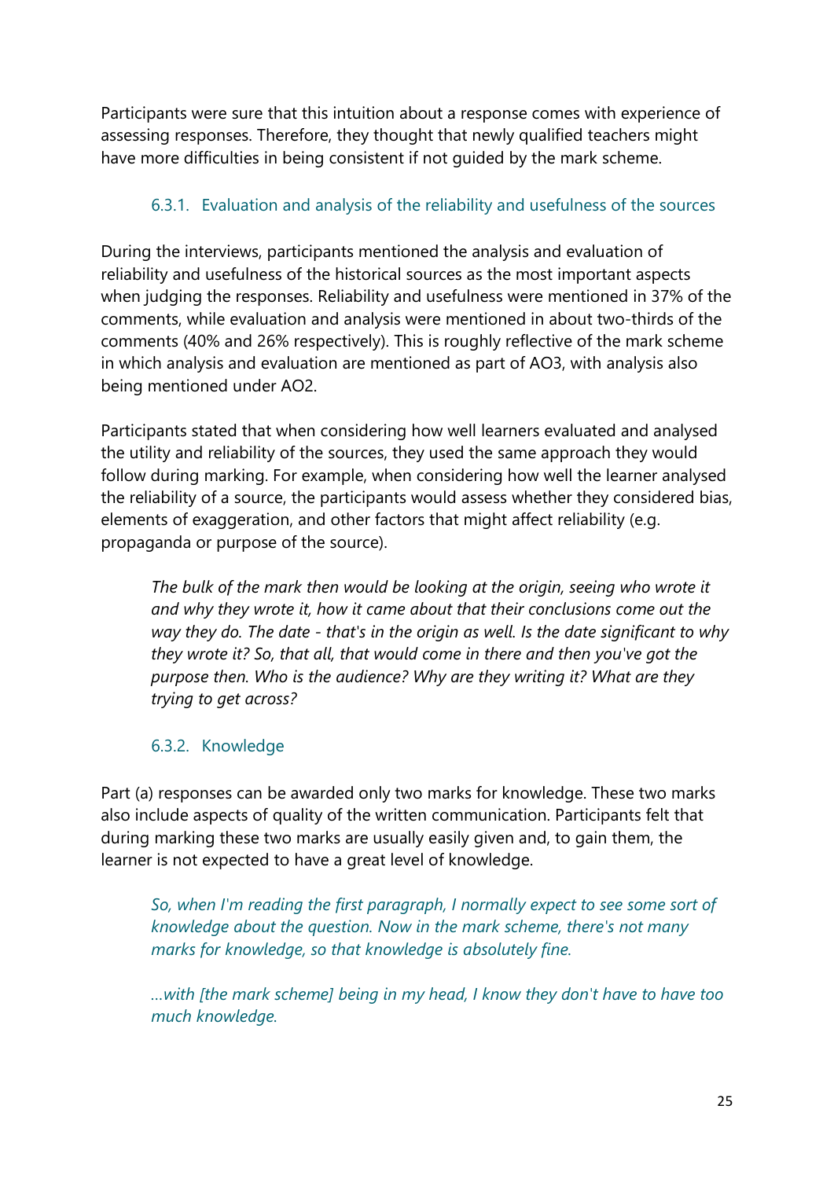Participants were sure that this intuition about a response comes with experience of assessing responses. Therefore, they thought that newly qualified teachers might have more difficulties in being consistent if not guided by the mark scheme.

### 6.3.1. Evaluation and analysis of the reliability and usefulness of the sources

During the interviews, participants mentioned the analysis and evaluation of reliability and usefulness of the historical sources as the most important aspects when judging the responses. Reliability and usefulness were mentioned in 37% of the comments, while evaluation and analysis were mentioned in about two-thirds of the comments (40% and 26% respectively). This is roughly reflective of the mark scheme in which analysis and evaluation are mentioned as part of AO3, with analysis also being mentioned under AO2.

Participants stated that when considering how well learners evaluated and analysed the utility and reliability of the sources, they used the same approach they would follow during marking. For example, when considering how well the learner analysed the reliability of a source, the participants would assess whether they considered bias, elements of exaggeration, and other factors that might affect reliability (e.g. propaganda or purpose of the source).

> *The bulk of the mark then would be looking at the origin, seeing who wrote it and why they wrote it, how it came about that their conclusions come out the way they do. The date - that's in the origin as well. Is the date significant to why they wrote it? So, that all, that would come in there and then you've got the purpose then. Who is the audience? Why are they writing it? What are they trying to get across?*

### 6.3.2. Knowledge

Part (a) responses can be awarded only two marks for knowledge. These two marks also include aspects of quality of the written communication. Participants felt that during marking these two marks are usually easily given and, to gain them, the learner is not expected to have a great level of knowledge.

> *So, when I'm reading the first paragraph, I normally expect to see some sort of knowledge about the question. Now in the mark scheme, there's not many marks for knowledge, so that knowledge is absolutely fine.*

> *...with [the mark scheme] being in my head, I know they don't have to have too much knowledge.*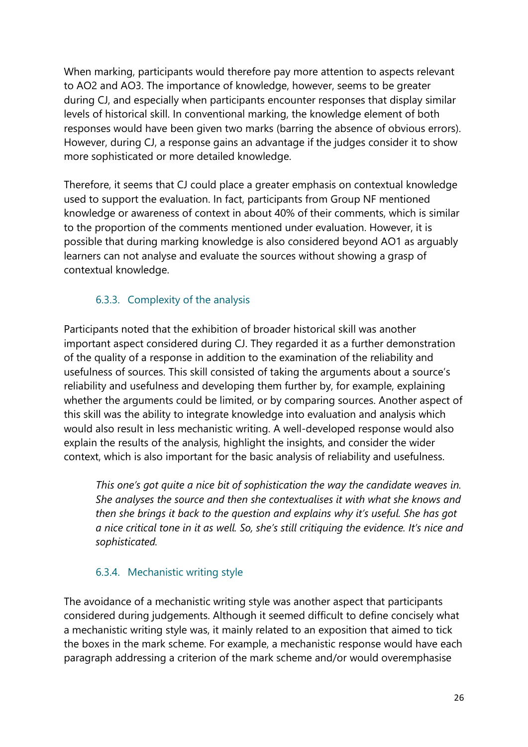When marking, participants would therefore pay more attention to aspects relevant to AO2 and AO3. The importance of knowledge, however, seems to be greater during CJ, and especially when participants encounter responses that display similar levels of historical skill. In conventional marking, the knowledge element of both responses would have been given two marks (barring the absence of obvious errors). However, during CJ, a response gains an advantage if the judges consider it to show more sophisticated or more detailed knowledge.

Therefore, it seems that CJ could place a greater emphasis on contextual knowledge used to support the evaluation. In fact, participants from Group NF mentioned knowledge or awareness of context in about 40% of their comments, which is similar to the proportion of the comments mentioned under evaluation. However, it is possible that during marking knowledge is also considered beyond AO1 as arguably learners can not analyse and evaluate the sources without showing a grasp of contextual knowledge.

### 6.3.3. Complexity of the analysis

Participants noted that the exhibition of broader historical skill was another important aspect considered during CJ. They regarded it as a further demonstration of the quality of a response in addition to the examination of the reliability and usefulness of sources. This skill consisted of taking the arguments about a source's reliability and usefulness and developing them further by, for example, explaining whether the arguments could be limited, or by comparing sources. Another aspect of this skill was the ability to integrate knowledge into evaluation and analysis which would also result in less mechanistic writing. A well-developed response would also explain the results of the analysis, highlight the insights, and consider the wider context, which is also important for the basic analysis of reliability and usefulness.

> *This one's got quite a nice bit of sophistication the way the candidate weaves in. She analyses the source and then she contextualises it with what she knows and then she brings it back to the question and explains why it's useful. She has got a nice critical tone in it as well. So, she's still critiquing the evidence. It's nice and sophisticated.*

### 6.3.4. Mechanistic writing style

The avoidance of a mechanistic writing style was another aspect that participants considered during judgements. Although it seemed difficult to define concisely what a mechanistic writing style was, it mainly related to an exposition that aimed to tick the boxes in the mark scheme. For example, a mechanistic response would have each paragraph addressing a criterion of the mark scheme and/or would overemphasise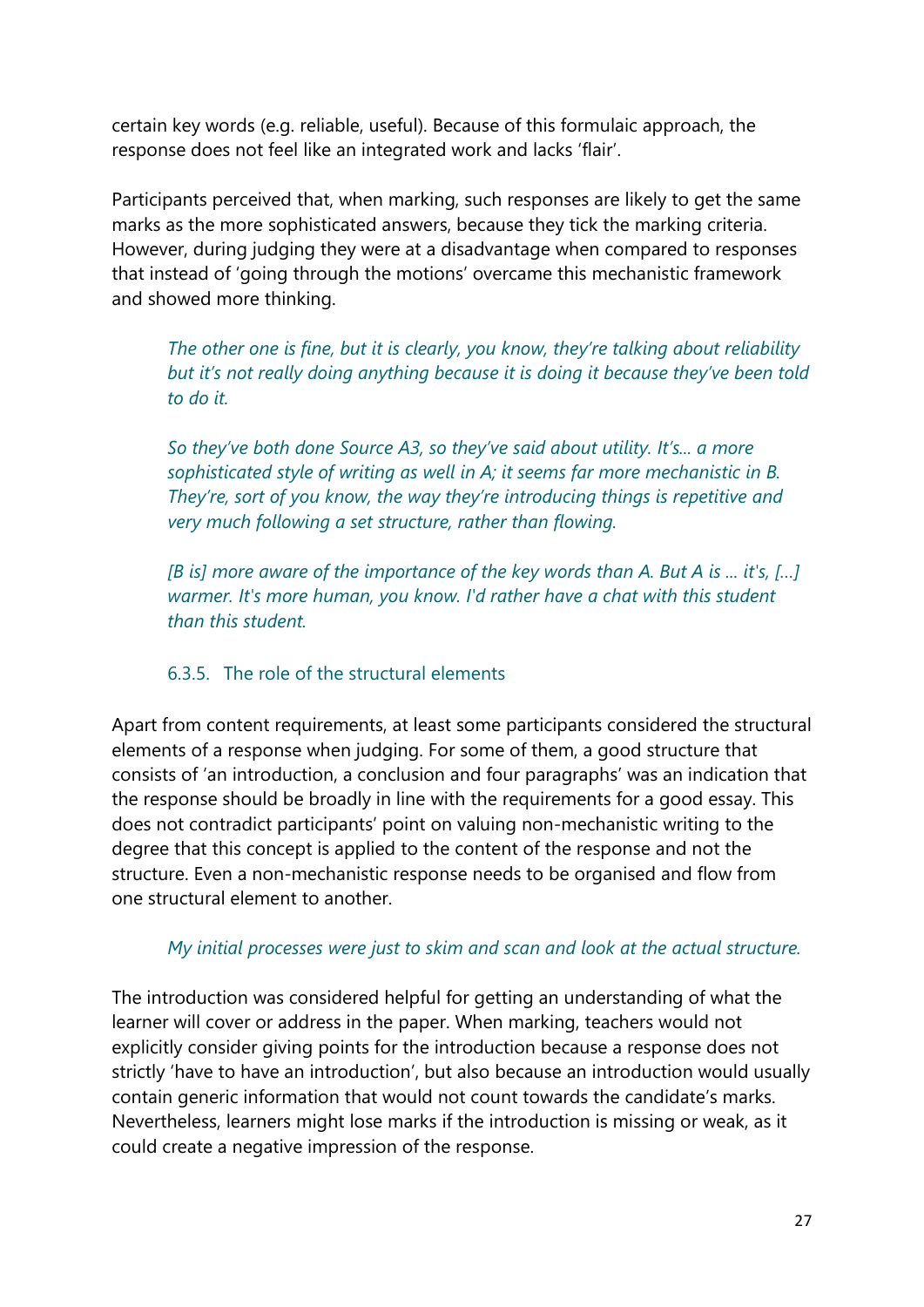certain key words (e.g. reliable, useful). Because of this formulaic approach, the response does not feel like an integrated work and lacks 'flair'.

Participants perceived that, when marking, such responses are likely to get the same marks as the more sophisticated answers, because they tick the marking criteria. However, during judging they were at a disadvantage when compared to responses that instead of 'going through the motions' overcame this mechanistic framework and showed more thinking.

> *The other one is fine, but it is clearly, you know, they're talking about reliability but it's not really doing anything because it is doing it because they've been told to do it.*

> *So they've both done Source A3, so they've said about utility. It's... a more sophisticated style of writing as well in A; it seems far more mechanistic in B. They're, sort of you know, the way they're introducing things is repetitive and very much following a set structure, rather than flowing.*

> *[B is] more aware of the importance of the key words than A. But A is ... it's, [...] warmer. It's more human, you know. I'd rather have a chat with this student than this student.*

### 6.3.5. The role of the structural elements

Apart from content requirements, at least some participants considered the structural elements of a response when judging. For some of them, a good structure that consists of 'an introduction, a conclusion and four paragraphs' was an indication that the response should be broadly in line with the requirements for a good essay. This does not contradict participants' point on valuing non-mechanistic writing to the degree that this concept is applied to the content of the response and not the structure. Even a non-mechanistic response needs to be organised and flow from one structural element to another.

> *My initial processes were just to skim and scan and look at the actual structure.*

The introduction was considered helpful for getting an understanding of what the learner will cover or address in the paper. When marking, teachers would not explicitly consider giving points for the introduction because a response does not strictly 'have to have an introduction', but also because an introduction would usually contain generic information that would not count towards the candidate's marks. Nevertheless, learners might lose marks if the introduction is missing or weak, as it could create a negative impression of the response.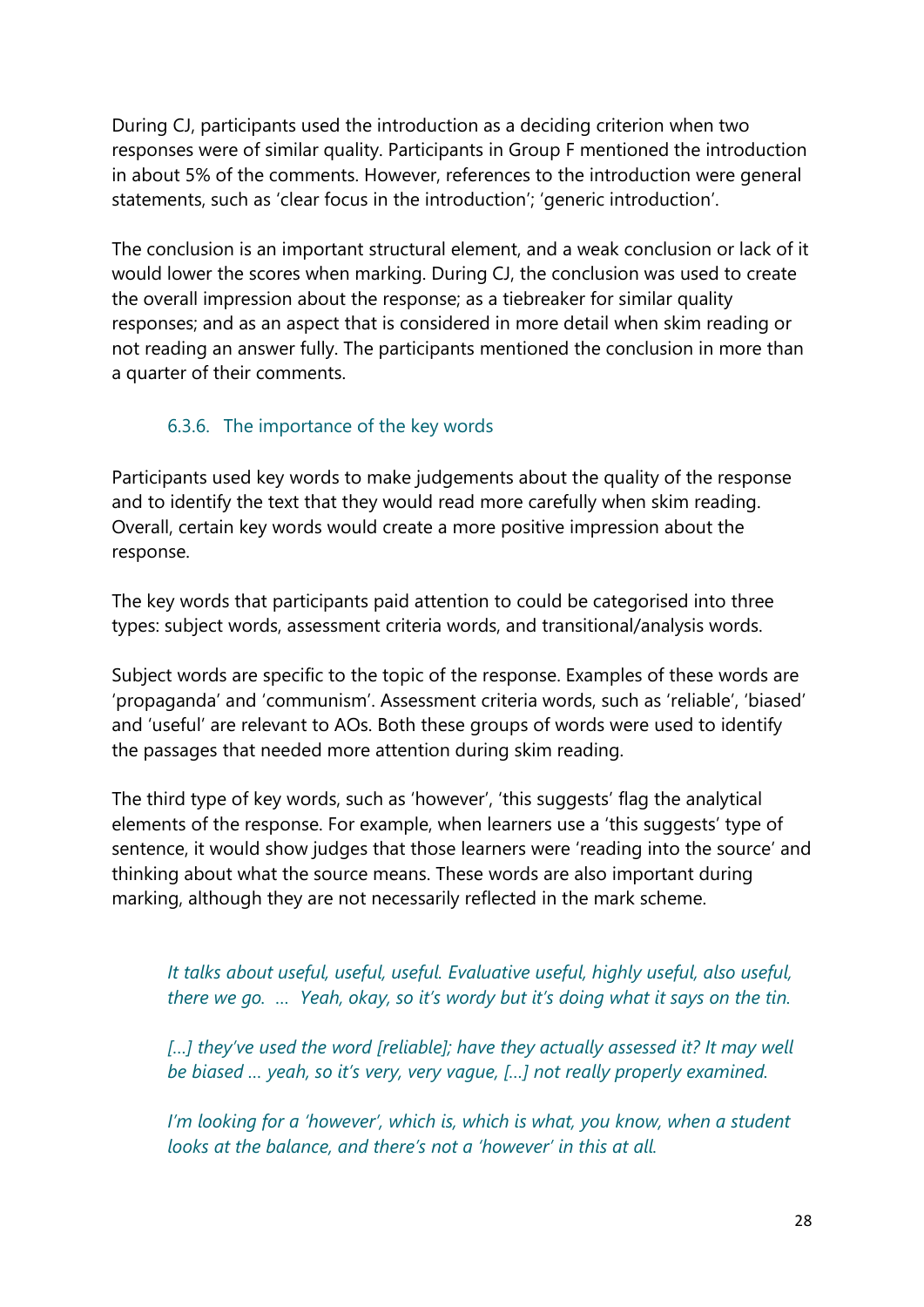During CJ, participants used the introduction as a deciding criterion when two responses were of similar quality. Participants in Group F mentioned the introduction in about 5% of the comments. However, references to the introduction were general statements, such as 'clear focus in the introduction'; 'generic introduction'.

The conclusion is an important structural element, and a weak conclusion or lack of it would lower the scores when marking. During CJ, the conclusion was used to create the overall impression about the response; as a tiebreaker for similar quality responses; and as an aspect that is considered in more detail when skim reading or not reading an answer fully. The participants mentioned the conclusion in more than a quarter of their comments.

### 6.3.6. The importance of the key words

Participants used key words to make judgements about the quality of the response and to identify the text that they would read more carefully when skim reading. Overall, certain key words would create a more positive impression about the response.

The key words that participants paid attention to could be categorised into three types: subject words, assessment criteria words, and transitional/analysis words.

Subject words are specific to the topic of the response. Examples of these words are 'propaganda' and 'communism'. Assessment criteria words, such as 'reliable', 'biased' and 'useful' are relevant to AOs. Both these groups of words were used to identify the passages that needed more attention during skim reading.

The third type of key words, such as 'however', 'this suggests' flag the analytical elements of the response. For example, when learners use a 'this suggests' type of sentence, it would show judges that those learners were 'reading into the source' and thinking about what the source means. These words are also important during marking, although they are not necessarily reflected in the mark scheme.

> *It talks about useful, useful, useful. Evaluative useful, highly useful, also useful, there we go. ... Yeah, okay, so it's wordy but it's doing what it says on the tin.*
>
> *[...] they've used the word [reliable]; have they actually assessed it? It may well be biased ... yeah, so it's very, very vague, [...] not really properly examined.*
>
> *I'm looking for a 'however', which is, which is what, you know, when a student looks at the balance, and there's not a 'however' in this at all.*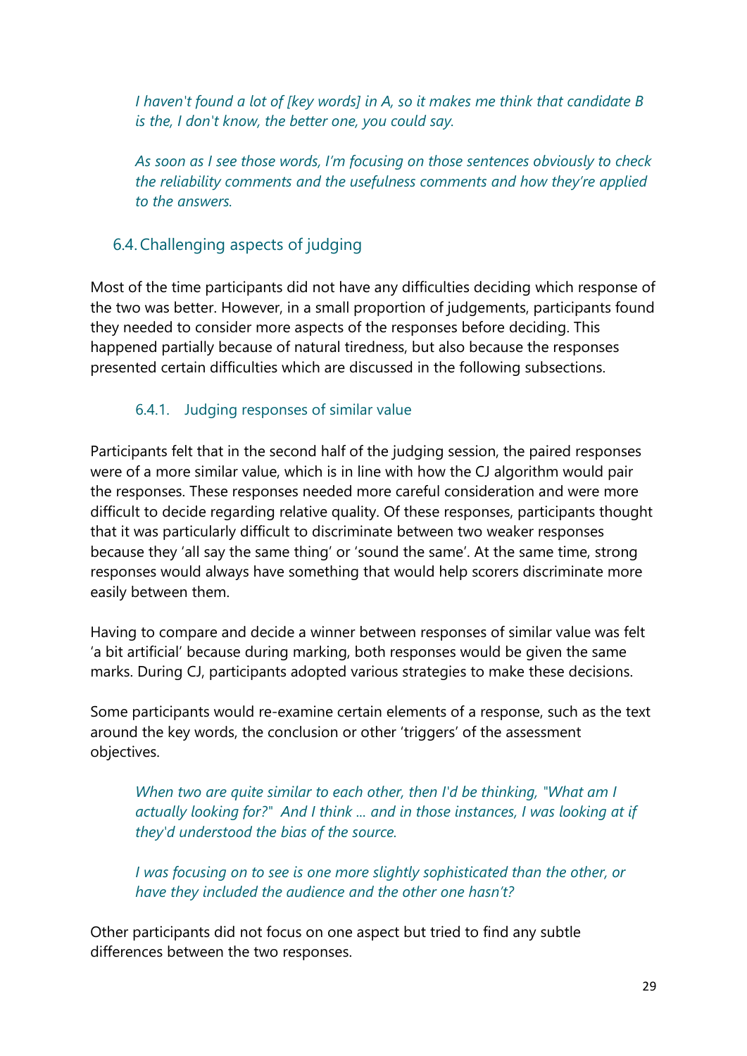*I haven't found a lot of [key words] in A, so it makes me think that candidate B is the, I don't know, the better one, you could say.*

*As soon as I see those words, I'm focusing on those sentences obviously to check the reliability comments and the usefulness comments and how they're applied to the answers.*

## 6.4. Challenging aspects of judging

Most of the time participants did not have any difficulties deciding which response of the two was better. However, in a small proportion of judgements, participants found they needed to consider more aspects of the responses before deciding. This happened partially because of natural tiredness, but also because the responses presented certain difficulties which are discussed in the following subsections.

### 6.4.1. Judging responses of similar value

Participants felt that in the second half of the judging session, the paired responses were of a more similar value, which is in line with how the CJ algorithm would pair the responses. These responses needed more careful consideration and were more difficult to decide regarding relative quality. Of these responses, participants thought that it was particularly difficult to discriminate between two weaker responses because they 'all say the same thing' or 'sound the same'. At the same time, strong responses would always have something that would help scorers discriminate more easily between them.

Having to compare and decide a winner between responses of similar value was felt 'a bit artificial' because during marking, both responses would be given the same marks. During CJ, participants adopted various strategies to make these decisions.

Some participants would re-examine certain elements of a response, such as the text around the key words, the conclusion or other 'triggers' of the assessment objectives.

*When two are quite similar to each other, then I'd be thinking, "What am I actually looking for?" And I think ... and in those instances, I was looking at if they'd understood the bias of the source.*

*I was focusing on to see is one more slightly sophisticated than the other, or have they included the audience and the other one hasn't?*

Other participants did not focus on one aspect but tried to find any subtle differences between the two responses.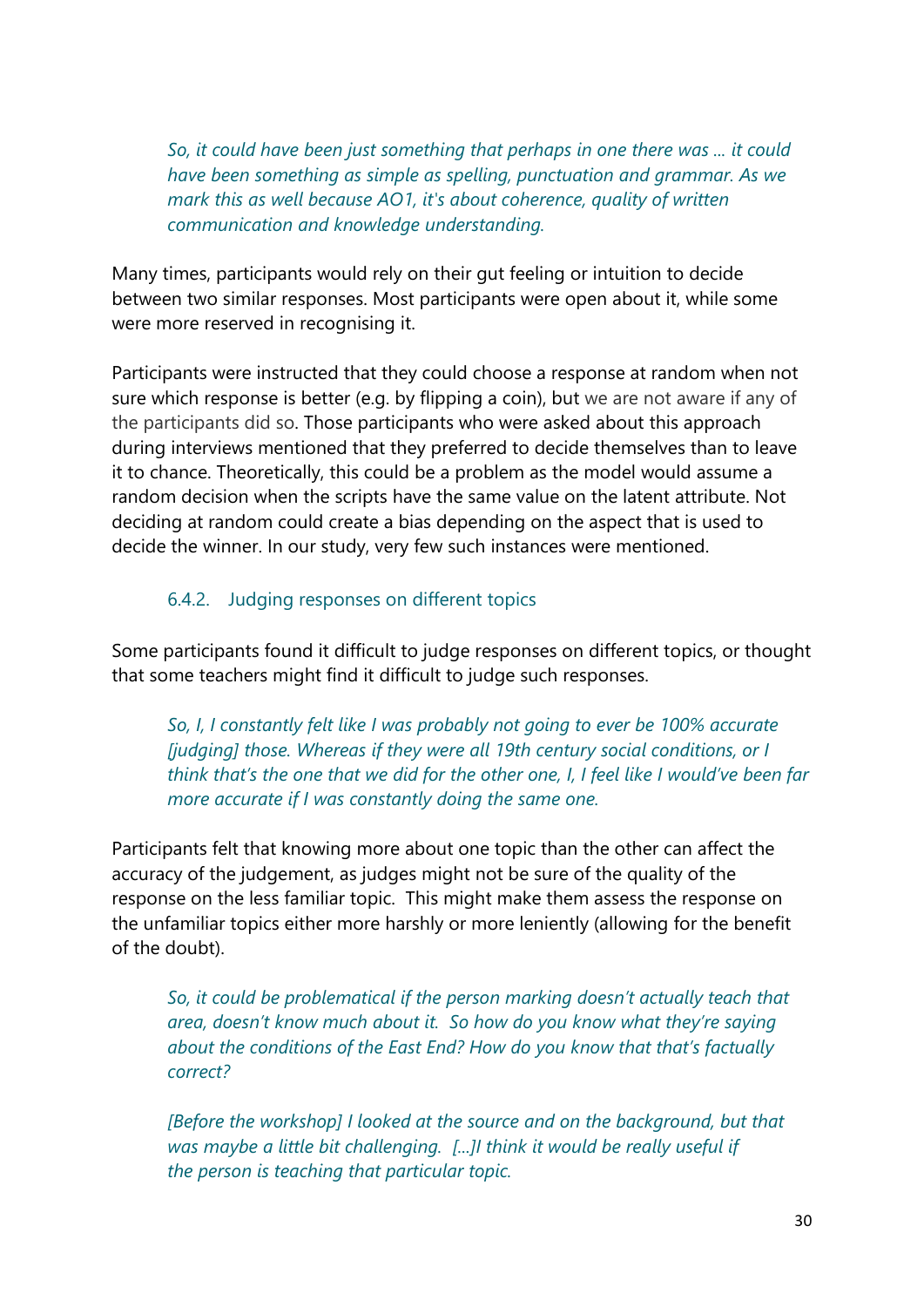*So, it could have been just something that perhaps in one there was ... it could have been something as simple as spelling, punctuation and grammar. As we mark this as well because AO1, it's about coherence, quality of written communication and knowledge understanding.*

Many times, participants would rely on their gut feeling or intuition to decide between two similar responses. Most participants were open about it, while some were more reserved in recognising it.

Participants were instructed that they could choose a response at random when not sure which response is better (e.g. by flipping a coin), but we are not aware if any of the participants did so. Those participants who were asked about this approach during interviews mentioned that they preferred to decide themselves than to leave it to chance. Theoretically, this could be a problem as the model would assume a random decision when the scripts have the same value on the latent attribute. Not deciding at random could create a bias depending on the aspect that is used to decide the winner. In our study, very few such instances were mentioned.

### 6.4.2. Judging responses on different topics

Some participants found it difficult to judge responses on different topics, or thought that some teachers might find it difficult to judge such responses.

*So, I, I constantly felt like I was probably not going to ever be 100% accurate [judging] those. Whereas if they were all 19th century social conditions, or I think that's the one that we did for the other one, I, I feel like I would've been far more accurate if I was constantly doing the same one.*

Participants felt that knowing more about one topic than the other can affect the accuracy of the judgement, as judges might not be sure of the quality of the response on the less familiar topic. This might make them assess the response on the unfamiliar topics either more harshly or more leniently (allowing for the benefit of the doubt).

*So, it could be problematical if the person marking doesn't actually teach that area, doesn't know much about it. So how do you know what they're saying about the conditions of the East End? How do you know that that's factually correct?*

*[Before the workshop] I looked at the source and on the background, but that was maybe a little bit challenging. [...]I think it would be really useful if the person is teaching that particular topic.*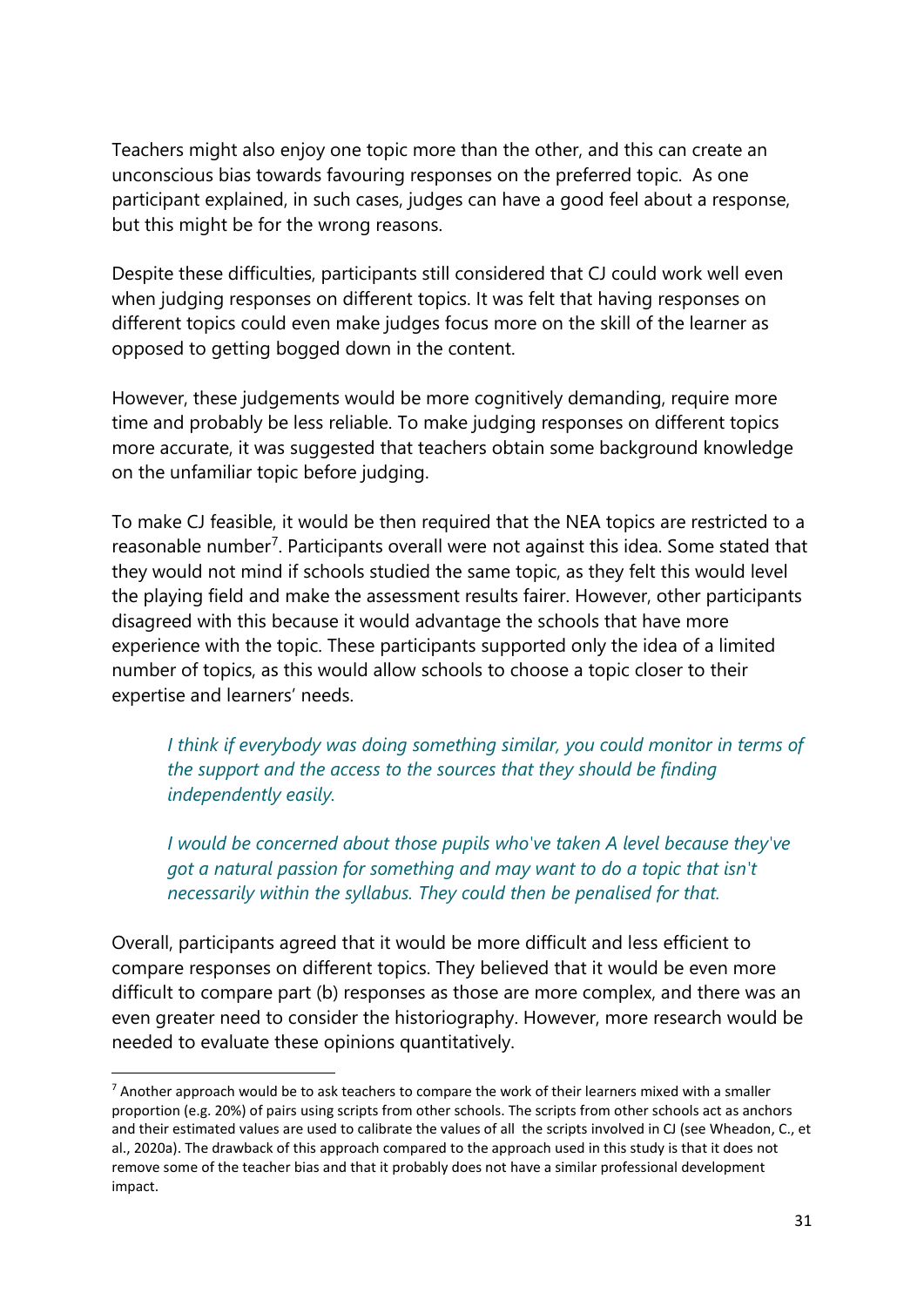Teachers might also enjoy one topic more than the other, and this can create an unconscious bias towards favouring responses on the preferred topic. As one participant explained, in such cases, judges can have a good feel about a response, but this might be for the wrong reasons.

Despite these difficulties, participants still considered that CJ could work well even when judging responses on different topics. It was felt that having responses on different topics could even make judges focus more on the skill of the learner as opposed to getting bogged down in the content.

However, these judgements would be more cognitively demanding, require more time and probably be less reliable. To make judging responses on different topics more accurate, it was suggested that teachers obtain some background knowledge on the unfamiliar topic before judging.

To make CJ feasible, it would be then required that the NEA topics are restricted to a reasonable number[7]. Participants overall were not against this idea. Some stated that they would not mind if schools studied the same topic, as they felt this would level the playing field and make the assessment results fairer. However, other participants disagreed with this because it would advantage the schools that have more experience with the topic. These participants supported only the idea of a limited number of topics, as this would allow schools to choose a topic closer to their expertise and learners' needs.

> *I think if everybody was doing something similar, you could monitor in terms of the support and the access to the sources that they should be finding independently easily.*

> *I would be concerned about those pupils who've taken A level because they've got a natural passion for something and may want to do a topic that isn't necessarily within the syllabus. They could then be penalised for that.*

Overall, participants agreed that it would be more difficult and less efficient to compare responses on different topics. They believed that it would be even more difficult to compare part (b) responses as those are more complex, and there was an even greater need to consider the historiography. However, more research would be needed to evaluate these opinions quantitatively.

---

[7] Another approach would be to ask teachers to compare the work of their learners mixed with a smaller proportion (e.g. 20%) of pairs using scripts from other schools. The scripts from other schools act as anchors and their estimated values are used to calibrate the values of all the scripts involved in CJ (see Wheadon, C., et al., 2020a). The drawback of this approach compared to the approach used in this study is that it does not remove some of the teacher bias and that it probably does not have a similar professional development impact.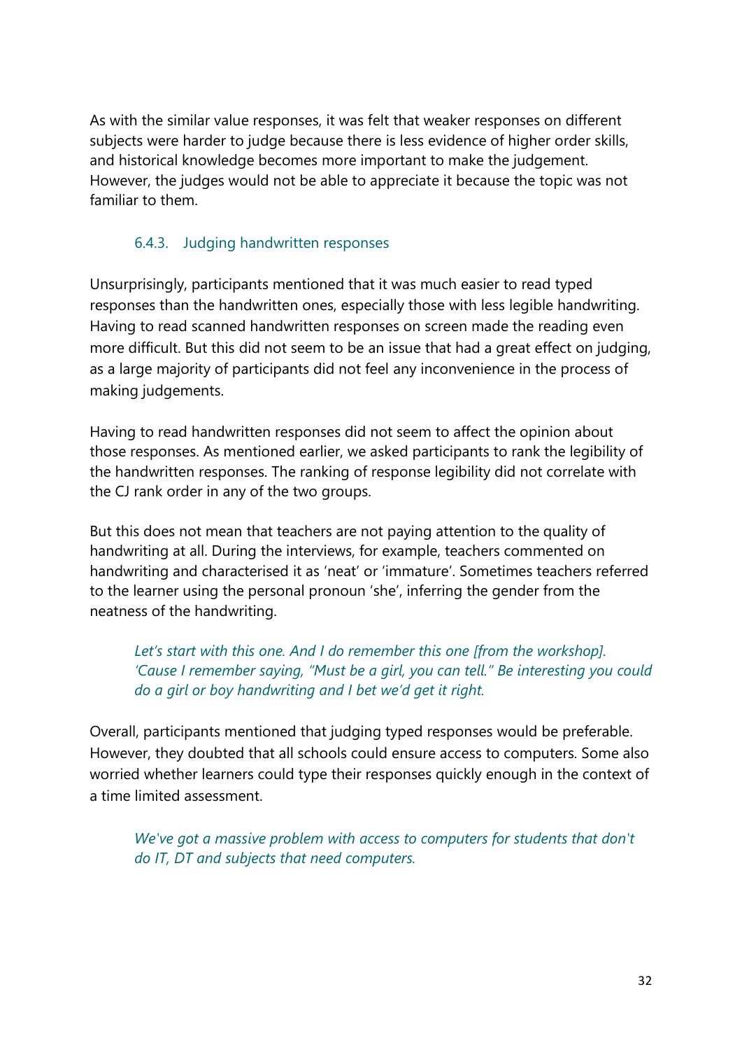As with the similar value responses, it was felt that weaker responses on different subjects were harder to judge because there is less evidence of higher order skills, and historical knowledge becomes more important to make the judgement. However, the judges would not be able to appreciate it because the topic was not familiar to them.

### 6.4.3. Judging handwritten responses

Unsurprisingly, participants mentioned that it was much easier to read typed responses than the handwritten ones, especially those with less legible handwriting. Having to read scanned handwritten responses on screen made the reading even more difficult. But this did not seem to be an issue that had a great effect on judging, as a large majority of participants did not feel any inconvenience in the process of making judgements.

Having to read handwritten responses did not seem to affect the opinion about those responses. As mentioned earlier, we asked participants to rank the legibility of the handwritten responses. The ranking of response legibility did not correlate with the CJ rank order in any of the two groups.

But this does not mean that teachers are not paying attention to the quality of handwriting at all. During the interviews, for example, teachers commented on handwriting and characterised it as 'neat' or 'immature'. Sometimes teachers referred to the learner using the personal pronoun 'she', inferring the gender from the neatness of the handwriting.

> *Let's start with this one. And I do remember this one [from the workshop]. 'Cause I remember saying, "Must be a girl, you can tell." Be interesting you could do a girl or boy handwriting and I bet we'd get it right.*

Overall, participants mentioned that judging typed responses would be preferable. However, they doubted that all schools could ensure access to computers. Some also worried whether learners could type their responses quickly enough in the context of a time limited assessment.

> *We've got a massive problem with access to computers for students that don't do IT, DT and subjects that need computers.*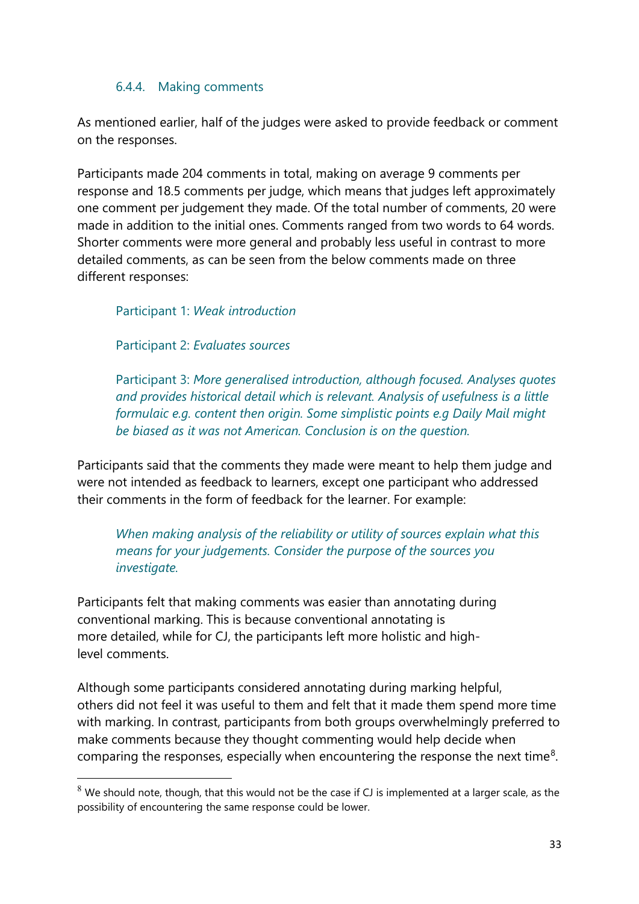#### 6.4.4. Making comments

As mentioned earlier, half of the judges were asked to provide feedback or comment on the responses.

Participants made 204 comments in total, making on average 9 comments per response and 18.5 comments per judge, which means that judges left approximately one comment per judgement they made. Of the total number of comments, 20 were made in addition to the initial ones. Comments ranged from two words to 64 words. Shorter comments were more general and probably less useful in contrast to more detailed comments, as can be seen from the below comments made on three different responses:

> Participant 1: *Weak introduction*
>
> Participant 2: *Evaluates sources*
>
> Participant 3: *More generalised introduction, although focused. Analyses quotes and provides historical detail which is relevant. Analysis of usefulness is a little formulaic e.g. content then origin. Some simplistic points e.g Daily Mail might be biased as it was not American. Conclusion is on the question.*

Participants said that the comments they made were meant to help them judge and were not intended as feedback to learners, except one participant who addressed their comments in the form of feedback for the learner. For example:

> *When making analysis of the reliability or utility of sources explain what this means for your judgements. Consider the purpose of the sources you investigate.*

Participants felt that making comments was easier than annotating during conventional marking. This is because conventional annotating is more detailed, while for CJ, the participants left more holistic and high-level comments.

Although some participants considered annotating during marking helpful, others did not feel it was useful to them and felt that it made them spend more time with marking. In contrast, participants from both groups overwhelmingly preferred to make comments because they thought commenting would help decide when comparing the responses, especially when encountering the response the next time[8].

[8] We should note, though, that this would not be the case if CJ is implemented at a larger scale, as the possibility of encountering the same response could be lower.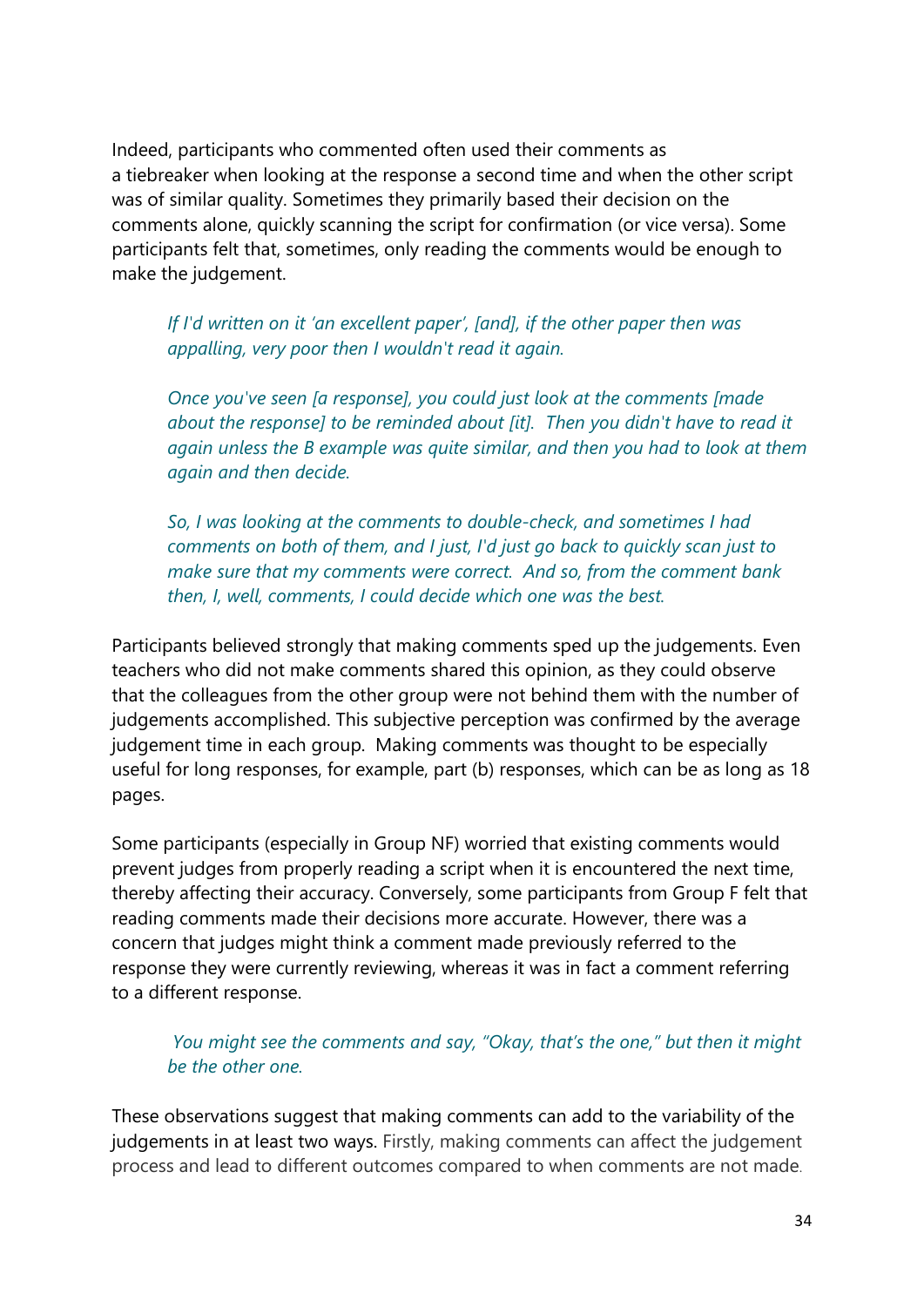Indeed, participants who commented often used their comments as a tiebreaker when looking at the response a second time and when the other script was of similar quality. Sometimes they primarily based their decision on the comments alone, quickly scanning the script for confirmation (or vice versa). Some participants felt that, sometimes, only reading the comments would be enough to make the judgement.

> *If I'd written on it 'an excellent paper', [and], if the other paper then was appalling, very poor then I wouldn't read it again.*
>
> *Once you've seen [a response], you could just look at the comments [made about the response] to be reminded about [it]. Then you didn't have to read it again unless the B example was quite similar, and then you had to look at them again and then decide.*
>
> *So, I was looking at the comments to double-check, and sometimes I had comments on both of them, and I just, I'd just go back to quickly scan just to make sure that my comments were correct. And so, from the comment bank then, I, well, comments, I could decide which one was the best.*

Participants believed strongly that making comments sped up the judgements. Even teachers who did not make comments shared this opinion, as they could observe that the colleagues from the other group were not behind them with the number of judgements accomplished. This subjective perception was confirmed by the average judgement time in each group. Making comments was thought to be especially useful for long responses, for example, part (b) responses, which can be as long as 18 pages.

Some participants (especially in Group NF) worried that existing comments would prevent judges from properly reading a script when it is encountered the next time, thereby affecting their accuracy. Conversely, some participants from Group F felt that reading comments made their decisions more accurate. However, there was a concern that judges might think a comment made previously referred to the response they were currently reviewing, whereas it was in fact a comment referring to a different response.

> *You might see the comments and say, "Okay, that's the one," but then it might be the other one.*

These observations suggest that making comments can add to the variability of the judgements in at least two ways. Firstly, making comments can affect the judgement process and lead to different outcomes compared to when comments are not made.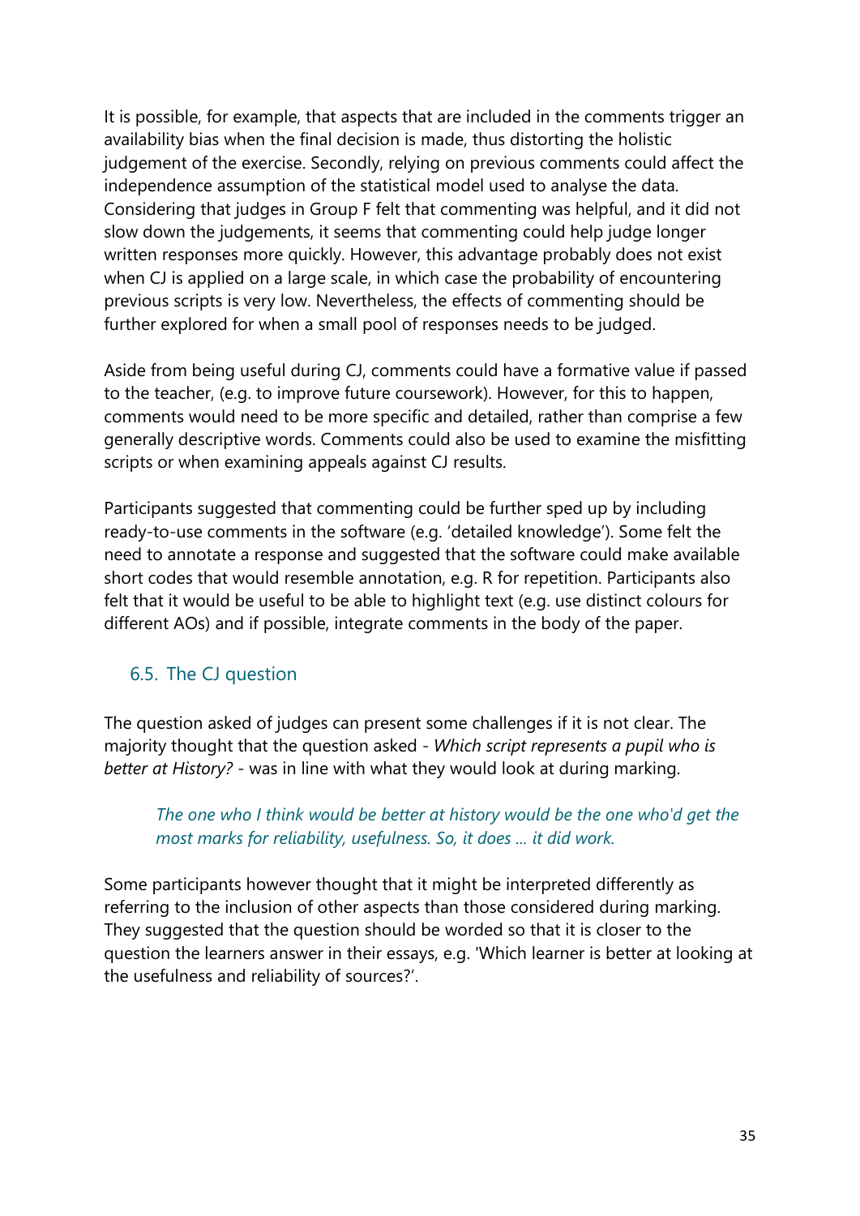It is possible, for example, that aspects that are included in the comments trigger an availability bias when the final decision is made, thus distorting the holistic judgement of the exercise. Secondly, relying on previous comments could affect the independence assumption of the statistical model used to analyse the data. Considering that judges in Group F felt that commenting was helpful, and it did not slow down the judgements, it seems that commenting could help judge longer written responses more quickly. However, this advantage probably does not exist when CJ is applied on a large scale, in which case the probability of encountering previous scripts is very low. Nevertheless, the effects of commenting should be further explored for when a small pool of responses needs to be judged.

Aside from being useful during CJ, comments could have a formative value if passed to the teacher, (e.g. to improve future coursework). However, for this to happen, comments would need to be more specific and detailed, rather than comprise a few generally descriptive words. Comments could also be used to examine the misfitting scripts or when examining appeals against CJ results.

Participants suggested that commenting could be further sped up by including ready-to-use comments in the software (e.g. 'detailed knowledge'). Some felt the need to annotate a response and suggested that the software could make available short codes that would resemble annotation, e.g. R for repetition. Participants also felt that it would be useful to be able to highlight text (e.g. use distinct colours for different AOs) and if possible, integrate comments in the body of the paper.

## 6.5. The CJ question

The question asked of judges can present some challenges if it is not clear. The majority thought that the question asked - *Which script represents a pupil who is better at History?* - was in line with what they would look at during marking.

> *The one who I think would be better at history would be the one who'd get the most marks for reliability, usefulness. So, it does ... it did work.*

Some participants however thought that it might be interpreted differently as referring to the inclusion of other aspects than those considered during marking. They suggested that the question should be worded so that it is closer to the question the learners answer in their essays, e.g. 'Which learner is better at looking at the usefulness and reliability of sources?'.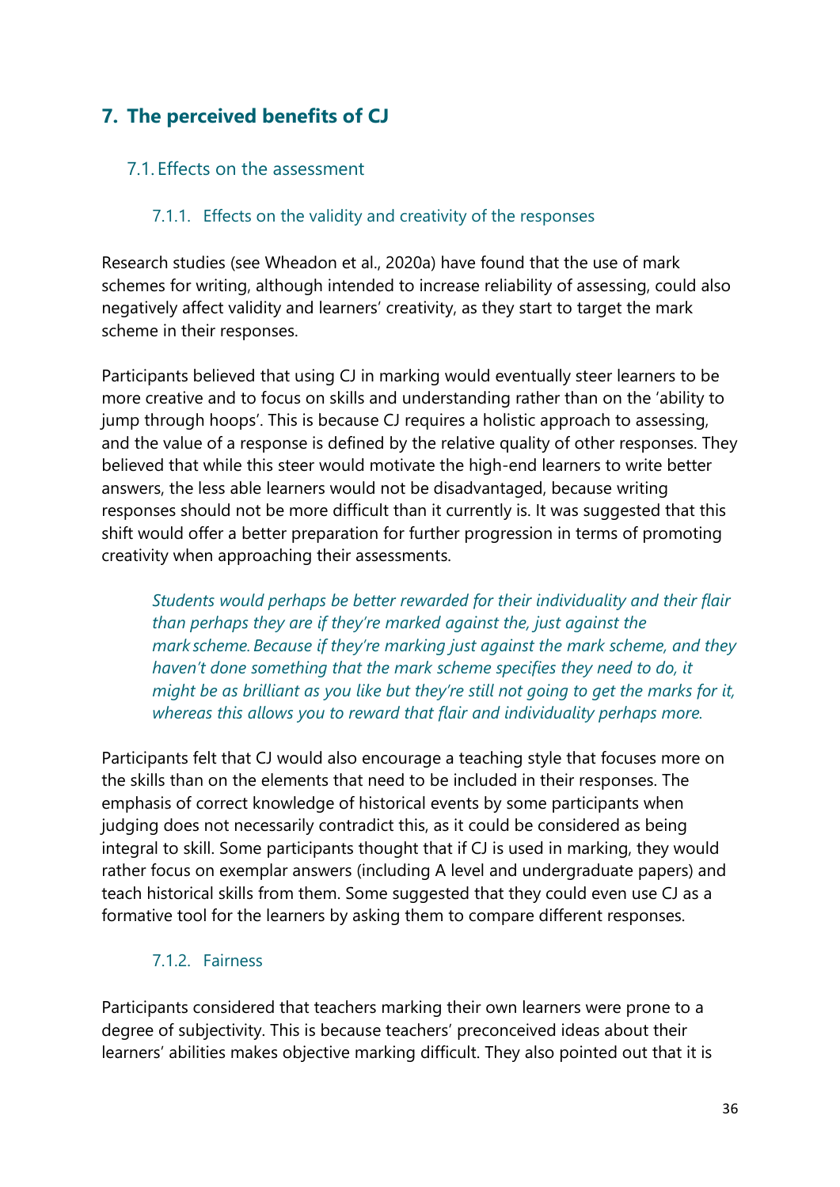## 7. The perceived benefits of CJ

### 7.1. Effects on the assessment

#### 7.1.1. Effects on the validity and creativity of the responses

Research studies (see Wheadon et al., 2020a) have found that the use of mark schemes for writing, although intended to increase reliability of assessing, could also negatively affect validity and learners' creativity, as they start to target the mark scheme in their responses.

Participants believed that using CJ in marking would eventually steer learners to be more creative and to focus on skills and understanding rather than on the 'ability to jump through hoops'. This is because CJ requires a holistic approach to assessing, and the value of a response is defined by the relative quality of other responses. They believed that while this steer would motivate the high-end learners to write better answers, the less able learners would not be disadvantaged, because writing responses should not be more difficult than it currently is. It was suggested that this shift would offer a better preparation for further progression in terms of promoting creativity when approaching their assessments.

> *Students would perhaps be better rewarded for their individuality and their flair than perhaps they are if they're marked against the, just against the mark scheme. Because if they're marking just against the mark scheme, and they haven't done something that the mark scheme specifies they need to do, it might be as brilliant as you like but they're still not going to get the marks for it, whereas this allows you to reward that flair and individuality perhaps more.*

Participants felt that CJ would also encourage a teaching style that focuses more on the skills than on the elements that need to be included in their responses. The emphasis of correct knowledge of historical events by some participants when judging does not necessarily contradict this, as it could be considered as being integral to skill. Some participants thought that if CJ is used in marking, they would rather focus on exemplar answers (including A level and undergraduate papers) and teach historical skills from them. Some suggested that they could even use CJ as a formative tool for the learners by asking them to compare different responses.

#### 7.1.2. Fairness

Participants considered that teachers marking their own learners were prone to a degree of subjectivity. This is because teachers' preconceived ideas about their learners' abilities makes objective marking difficult. They also pointed out that it is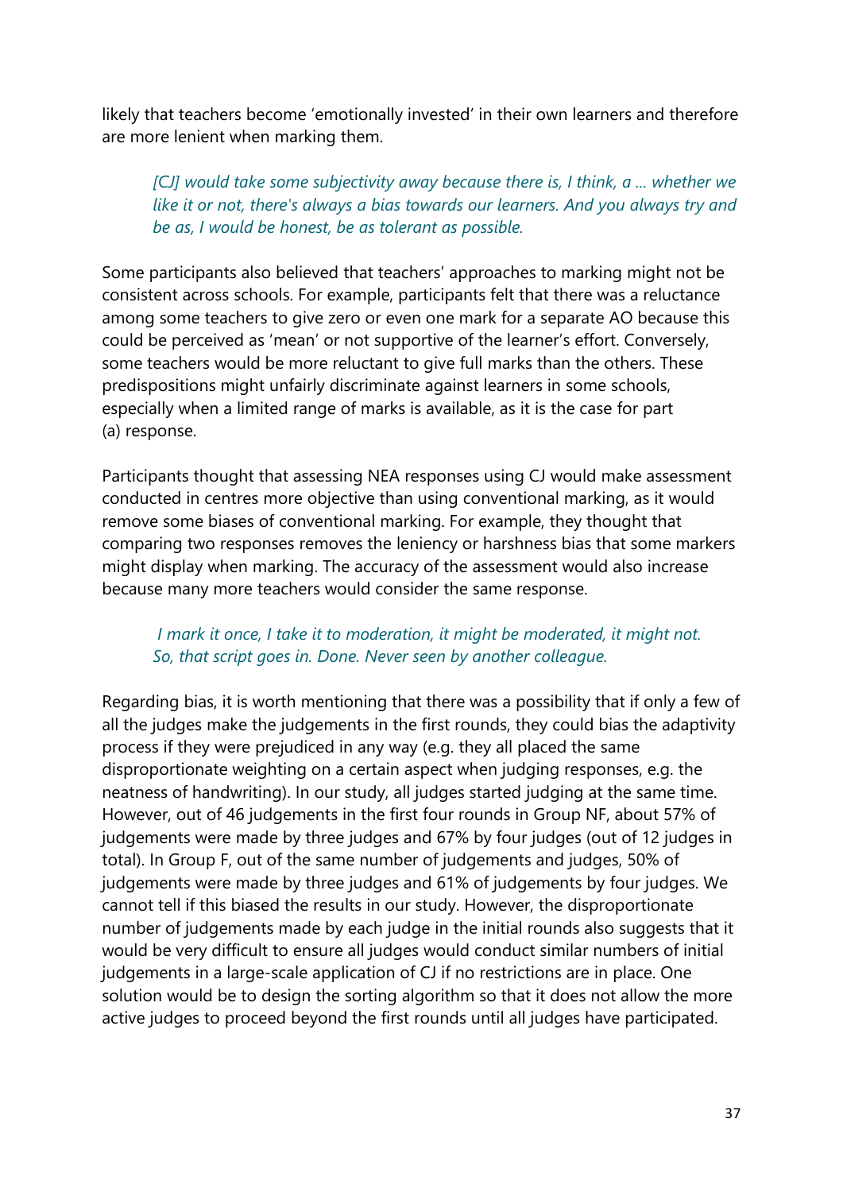likely that teachers become 'emotionally invested' in their own learners and therefore are more lenient when marking them.

> *[CJ] would take some subjectivity away because there is, I think, a ... whether we like it or not, there's always a bias towards our learners. And you always try and be as, I would be honest, be as tolerant as possible.*

Some participants also believed that teachers' approaches to marking might not be consistent across schools. For example, participants felt that there was a reluctance among some teachers to give zero or even one mark for a separate AO because this could be perceived as 'mean' or not supportive of the learner's effort. Conversely, some teachers would be more reluctant to give full marks than the others. These predispositions might unfairly discriminate against learners in some schools, especially when a limited range of marks is available, as it is the case for part (a) response.

Participants thought that assessing NEA responses using CJ would make assessment conducted in centres more objective than using conventional marking, as it would remove some biases of conventional marking. For example, they thought that comparing two responses removes the leniency or harshness bias that some markers might display when marking. The accuracy of the assessment would also increase because many more teachers would consider the same response.

> *I mark it once, I take it to moderation, it might be moderated, it might not. So, that script goes in. Done. Never seen by another colleague.*

Regarding bias, it is worth mentioning that there was a possibility that if only a few of all the judges make the judgements in the first rounds, they could bias the adaptivity process if they were prejudiced in any way (e.g. they all placed the same disproportionate weighting on a certain aspect when judging responses, e.g. the neatness of handwriting). In our study, all judges started judging at the same time. However, out of 46 judgements in the first four rounds in Group NF, about 57% of judgements were made by three judges and 67% by four judges (out of 12 judges in total). In Group F, out of the same number of judgements and judges, 50% of judgements were made by three judges and 61% of judgements by four judges. We cannot tell if this biased the results in our study. However, the disproportionate number of judgements made by each judge in the initial rounds also suggests that it would be very difficult to ensure all judges would conduct similar numbers of initial judgements in a large-scale application of CJ if no restrictions are in place. One solution would be to design the sorting algorithm so that it does not allow the more active judges to proceed beyond the first rounds until all judges have participated.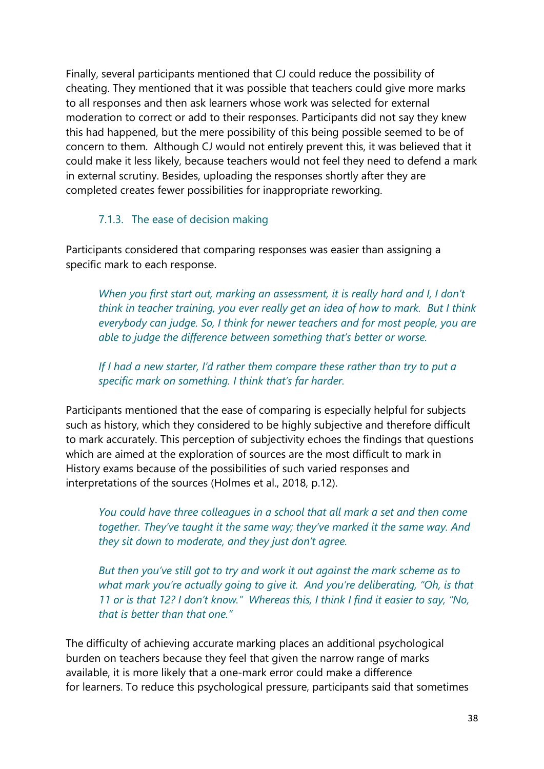Finally, several participants mentioned that CJ could reduce the possibility of cheating. They mentioned that it was possible that teachers could give more marks to all responses and then ask learners whose work was selected for external moderation to correct or add to their responses. Participants did not say they knew this had happened, but the mere possibility of this being possible seemed to be of concern to them. Although CJ would not entirely prevent this, it was believed that it could make it less likely, because teachers would not feel they need to defend a mark in external scrutiny. Besides, uploading the responses shortly after they are completed creates fewer possibilities for inappropriate reworking.

### 7.1.3. The ease of decision making

Participants considered that comparing responses was easier than assigning a specific mark to each response.

> *When you first start out, marking an assessment, it is really hard and I, I don't think in teacher training, you ever really get an idea of how to mark. But I think everybody can judge. So, I think for newer teachers and for most people, you are able to judge the difference between something that's better or worse.*

> *If I had a new starter, I'd rather them compare these rather than try to put a specific mark on something. I think that's far harder.*

Participants mentioned that the ease of comparing is especially helpful for subjects such as history, which they considered to be highly subjective and therefore difficult to mark accurately. This perception of subjectivity echoes the findings that questions which are aimed at the exploration of sources are the most difficult to mark in History exams because of the possibilities of such varied responses and interpretations of the sources (Holmes et al., 2018, p.12).

> *You could have three colleagues in a school that all mark a set and then come together. They've taught it the same way; they've marked it the same way. And they sit down to moderate, and they just don't agree.*

> *But then you've still got to try and work it out against the mark scheme as to what mark you're actually going to give it. And you're deliberating, "Oh, is that 11 or is that 12? I don't know." Whereas this, I think I find it easier to say, "No, that is better than that one."*

The difficulty of achieving accurate marking places an additional psychological burden on teachers because they feel that given the narrow range of marks available, it is more likely that a one-mark error could make a difference for learners. To reduce this psychological pressure, participants said that sometimes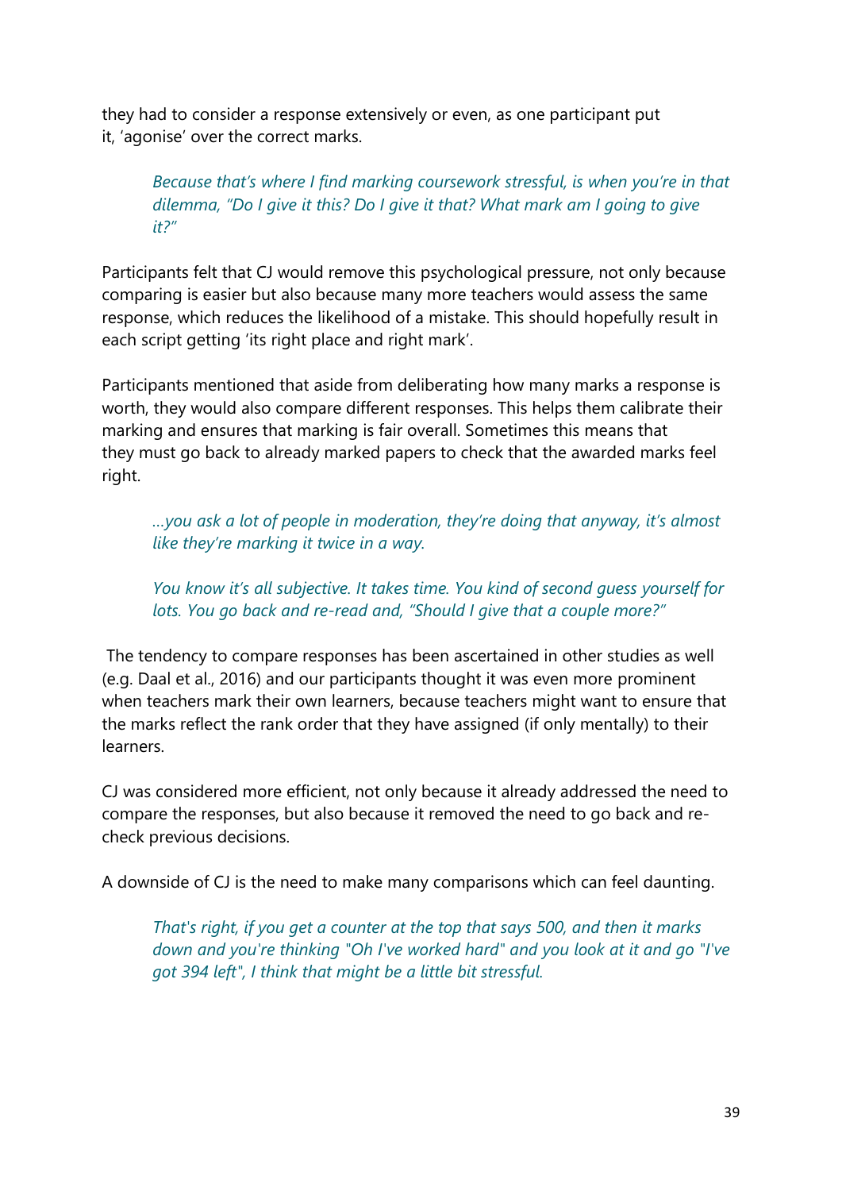they had to consider a response extensively or even, as one participant put it, 'agonise' over the correct marks.

> *Because that's where I find marking coursework stressful, is when you're in that dilemma, "Do I give it this? Do I give it that? What mark am I going to give it?"*

Participants felt that CJ would remove this psychological pressure, not only because comparing is easier but also because many more teachers would assess the same response, which reduces the likelihood of a mistake. This should hopefully result in each script getting 'its right place and right mark'.

Participants mentioned that aside from deliberating how many marks a response is worth, they would also compare different responses. This helps them calibrate their marking and ensures that marking is fair overall. Sometimes this means that they must go back to already marked papers to check that the awarded marks feel right.

> *...you ask a lot of people in moderation, they're doing that anyway, it's almost like they're marking it twice in a way.*

> *You know it's all subjective. It takes time. You kind of second guess yourself for lots. You go back and re-read and, "Should I give that a couple more?"*

The tendency to compare responses has been ascertained in other studies as well (e.g. Daal et al., 2016) and our participants thought it was even more prominent when teachers mark their own learners, because teachers might want to ensure that the marks reflect the rank order that they have assigned (if only mentally) to their learners.

CJ was considered more efficient, not only because it already addressed the need to compare the responses, but also because it removed the need to go back and re-check previous decisions.

A downside of CJ is the need to make many comparisons which can feel daunting.

> *That's right, if you get a counter at the top that says 500, and then it marks down and you're thinking "Oh I've worked hard" and you look at it and go "I've got 394 left", I think that might be a little bit stressful.*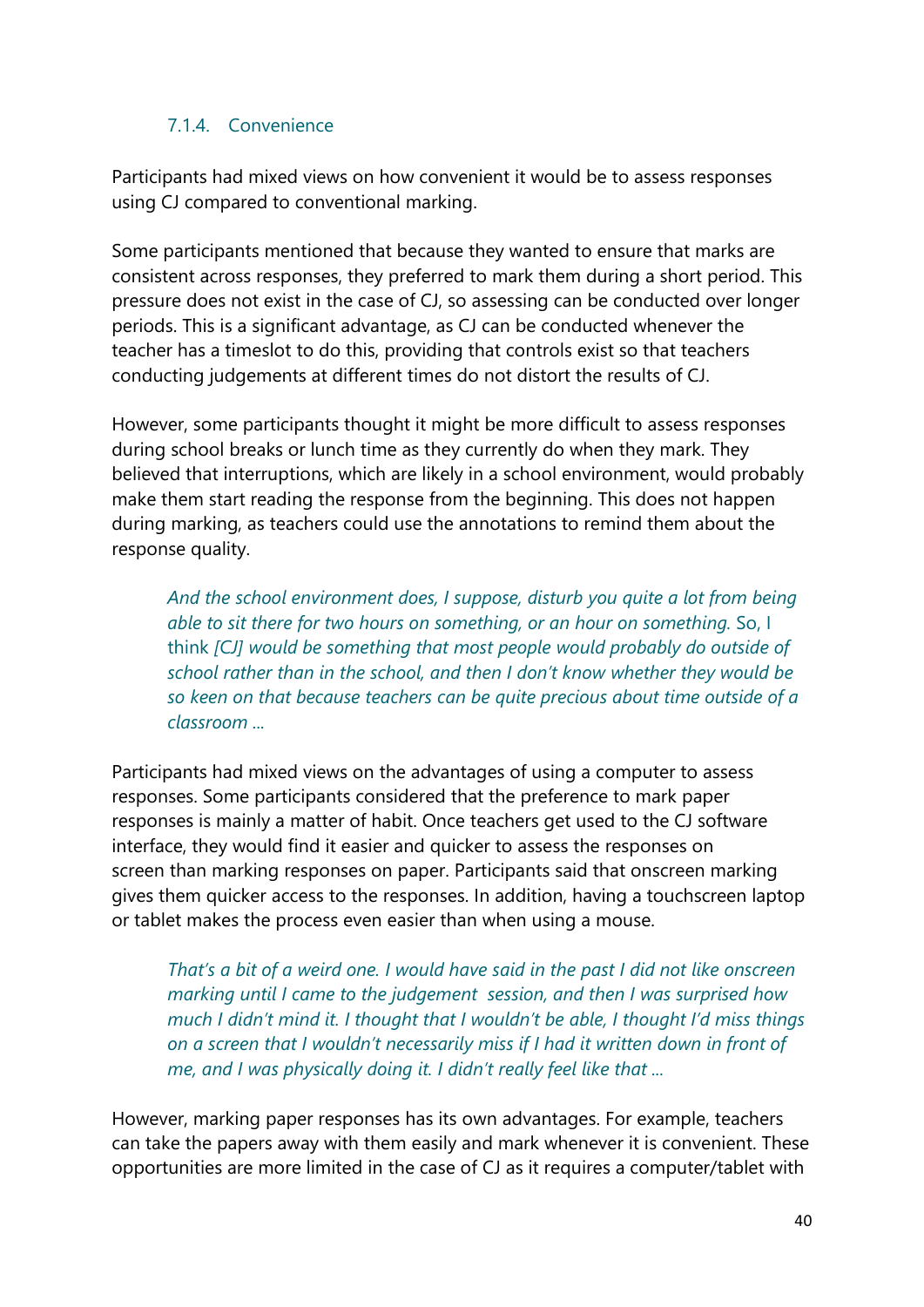#### 7.1.4. Convenience

Participants had mixed views on how convenient it would be to assess responses using CJ compared to conventional marking.

Some participants mentioned that because they wanted to ensure that marks are consistent across responses, they preferred to mark them during a short period. This pressure does not exist in the case of CJ, so assessing can be conducted over longer periods. This is a significant advantage, as CJ can be conducted whenever the teacher has a timeslot to do this, providing that controls exist so that teachers conducting judgements at different times do not distort the results of CJ.

However, some participants thought it might be more difficult to assess responses during school breaks or lunch time as they currently do when they mark. They believed that interruptions, which are likely in a school environment, would probably make them start reading the response from the beginning. This does not happen during marking, as teachers could use the annotations to remind them about the response quality.

> *And the school environment does, I suppose, disturb you quite a lot from being able to sit there for two hours on something, or an hour on something.* So, I think *[CJ] would be something that most people would probably do outside of school rather than in the school, and then I don't know whether they would be so keen on that because teachers can be quite precious about time outside of a classroom ...*

Participants had mixed views on the advantages of using a computer to assess responses. Some participants considered that the preference to mark paper responses is mainly a matter of habit. Once teachers get used to the CJ software interface, they would find it easier and quicker to assess the responses on screen than marking responses on paper. Participants said that onscreen marking gives them quicker access to the responses. In addition, having a touchscreen laptop or tablet makes the process even easier than when using a mouse.

> *That's a bit of a weird one. I would have said in the past I did not like onscreen marking until I came to the judgement session, and then I was surprised how much I didn't mind it. I thought that I wouldn't be able, I thought I'd miss things on a screen that I wouldn't necessarily miss if I had it written down in front of me, and I was physically doing it. I didn't really feel like that ...*

However, marking paper responses has its own advantages. For example, teachers can take the papers away with them easily and mark whenever it is convenient. These opportunities are more limited in the case of CJ as it requires a computer/tablet with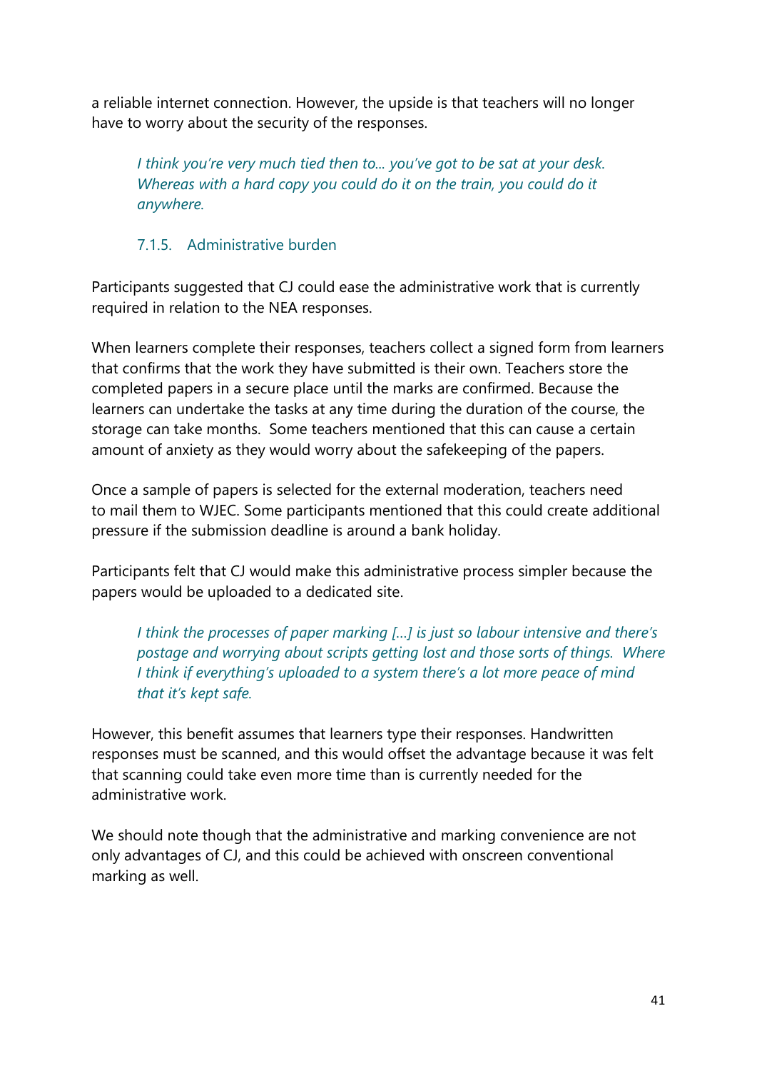a reliable internet connection. However, the upside is that teachers will no longer have to worry about the security of the responses.

> *I think you're very much tied then to... you've got to be sat at your desk. Whereas with a hard copy you could do it on the train, you could do it anywhere.*

#### 7.1.5. Administrative burden

Participants suggested that CJ could ease the administrative work that is currently required in relation to the NEA responses.

When learners complete their responses, teachers collect a signed form from learners that confirms that the work they have submitted is their own. Teachers store the completed papers in a secure place until the marks are confirmed. Because the learners can undertake the tasks at any time during the duration of the course, the storage can take months. Some teachers mentioned that this can cause a certain amount of anxiety as they would worry about the safekeeping of the papers.

Once a sample of papers is selected for the external moderation, teachers need to mail them to WJEC. Some participants mentioned that this could create additional pressure if the submission deadline is around a bank holiday.

Participants felt that CJ would make this administrative process simpler because the papers would be uploaded to a dedicated site.

> *I think the processes of paper marking [...] is just so labour intensive and there's postage and worrying about scripts getting lost and those sorts of things. Where I think if everything's uploaded to a system there's a lot more peace of mind that it's kept safe.*

However, this benefit assumes that learners type their responses. Handwritten responses must be scanned, and this would offset the advantage because it was felt that scanning could take even more time than is currently needed for the administrative work.

We should note though that the administrative and marking convenience are not only advantages of CJ, and this could be achieved with onscreen conventional marking as well.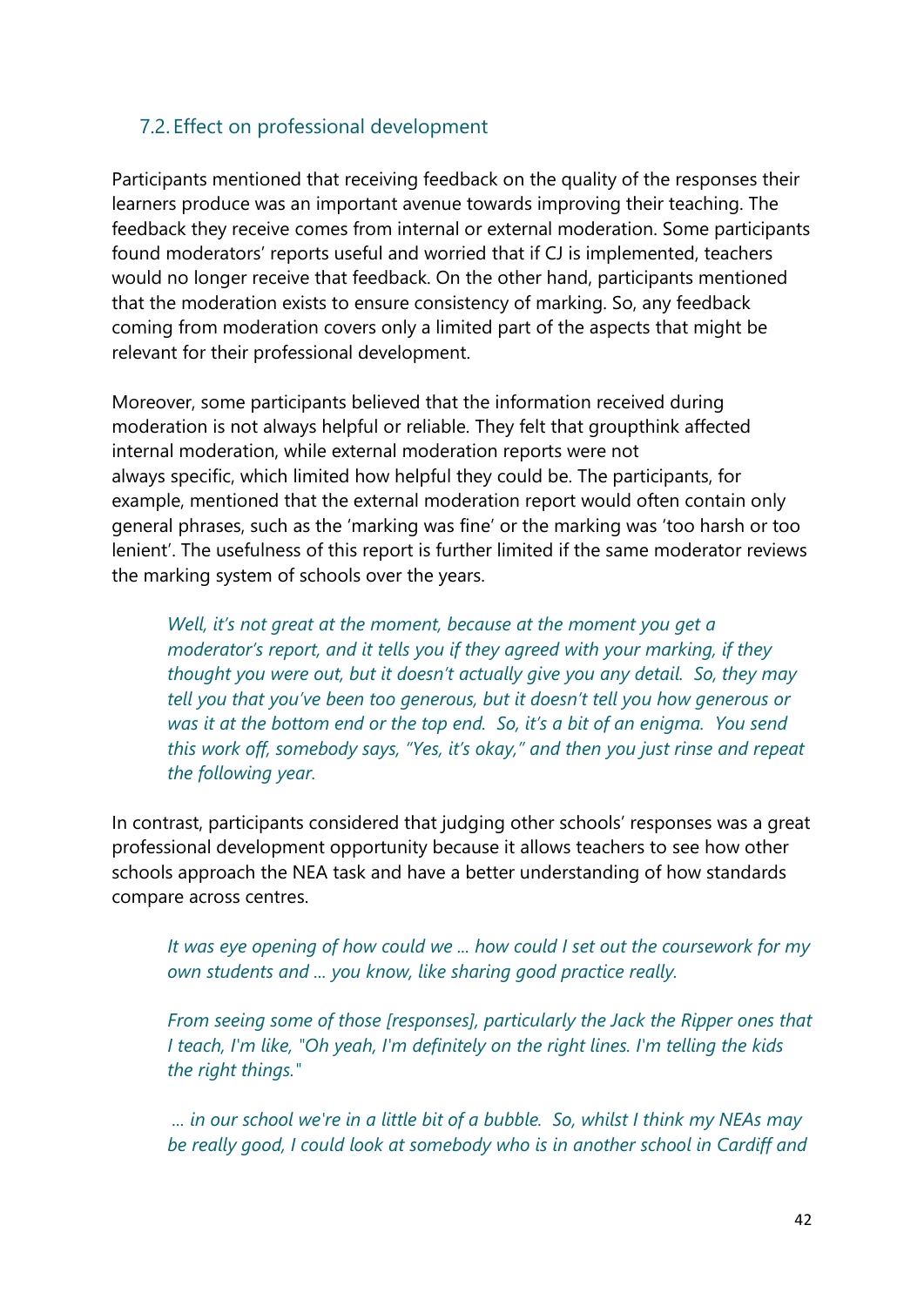## 7.2. Effect on professional development

Participants mentioned that receiving feedback on the quality of the responses their learners produce was an important avenue towards improving their teaching. The feedback they receive comes from internal or external moderation. Some participants found moderators' reports useful and worried that if CJ is implemented, teachers would no longer receive that feedback. On the other hand, participants mentioned that the moderation exists to ensure consistency of marking. So, any feedback coming from moderation covers only a limited part of the aspects that might be relevant for their professional development.

Moreover, some participants believed that the information received during moderation is not always helpful or reliable. They felt that groupthink affected internal moderation, while external moderation reports were not always specific, which limited how helpful they could be. The participants, for example, mentioned that the external moderation report would often contain only general phrases, such as the 'marking was fine' or the marking was 'too harsh or too lenient'. The usefulness of this report is further limited if the same moderator reviews the marking system of schools over the years.

> *Well, it's not great at the moment, because at the moment you get a moderator's report, and it tells you if they agreed with your marking, if they thought you were out, but it doesn't actually give you any detail. So, they may tell you that you've been too generous, but it doesn't tell you how generous or was it at the bottom end or the top end. So, it's a bit of an enigma. You send this work off, somebody says, "Yes, it's okay," and then you just rinse and repeat the following year.*

In contrast, participants considered that judging other schools' responses was a great professional development opportunity because it allows teachers to see how other schools approach the NEA task and have a better understanding of how standards compare across centres.

> *It was eye opening of how could we ... how could I set out the coursework for my own students and ... you know, like sharing good practice really.*

> *From seeing some of those [responses], particularly the Jack the Ripper ones that I teach, I'm like, "Oh yeah, I'm definitely on the right lines. I'm telling the kids the right things."*

> *... in our school we're in a little bit of a bubble. So, whilst I think my NEAs may be really good, I could look at somebody who is in another school in Cardiff and*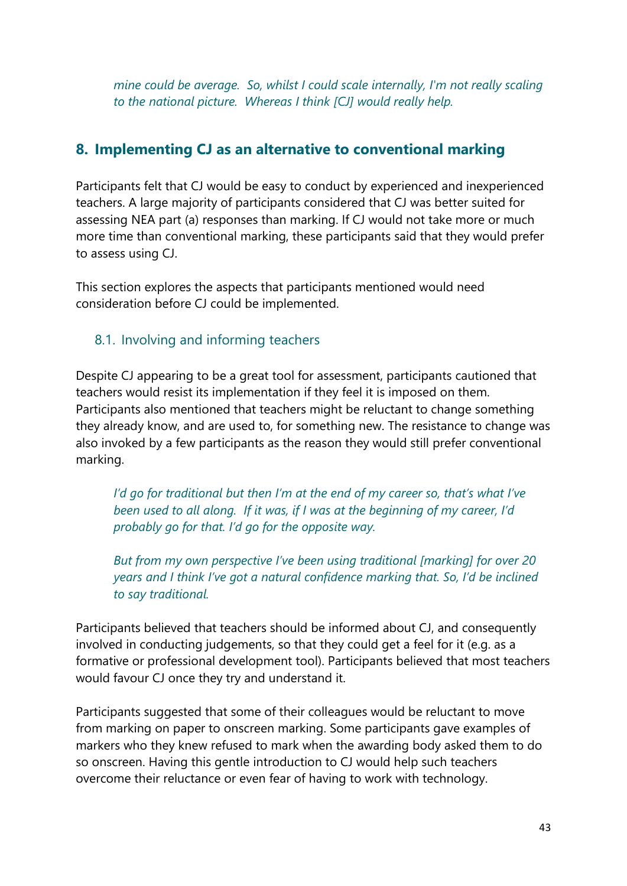*mine could be average. So, whilst I could scale internally, I'm not really scaling to the national picture. Whereas I think [CJ] would really help.*

## 8. Implementing CJ as an alternative to conventional marking

Participants felt that CJ would be easy to conduct by experienced and inexperienced teachers. A large majority of participants considered that CJ was better suited for assessing NEA part (a) responses than marking. If CJ would not take more or much more time than conventional marking, these participants said that they would prefer to assess using CJ.

This section explores the aspects that participants mentioned would need consideration before CJ could be implemented.

### 8.1. Involving and informing teachers

Despite CJ appearing to be a great tool for assessment, participants cautioned that teachers would resist its implementation if they feel it is imposed on them. Participants also mentioned that teachers might be reluctant to change something they already know, and are used to, for something new. The resistance to change was also invoked by a few participants as the reason they would still prefer conventional marking.

> *I'd go for traditional but then I'm at the end of my career so, that's what I've been used to all along. If it was, if I was at the beginning of my career, I'd probably go for that. I'd go for the opposite way.*

> *But from my own perspective I've been using traditional [marking] for over 20 years and I think I've got a natural confidence marking that. So, I'd be inclined to say traditional.*

Participants believed that teachers should be informed about CJ, and consequently involved in conducting judgements, so that they could get a feel for it (e.g. as a formative or professional development tool). Participants believed that most teachers would favour CJ once they try and understand it.

Participants suggested that some of their colleagues would be reluctant to move from marking on paper to onscreen marking. Some participants gave examples of markers who they knew refused to mark when the awarding body asked them to do so onscreen. Having this gentle introduction to CJ would help such teachers overcome their reluctance or even fear of having to work with technology.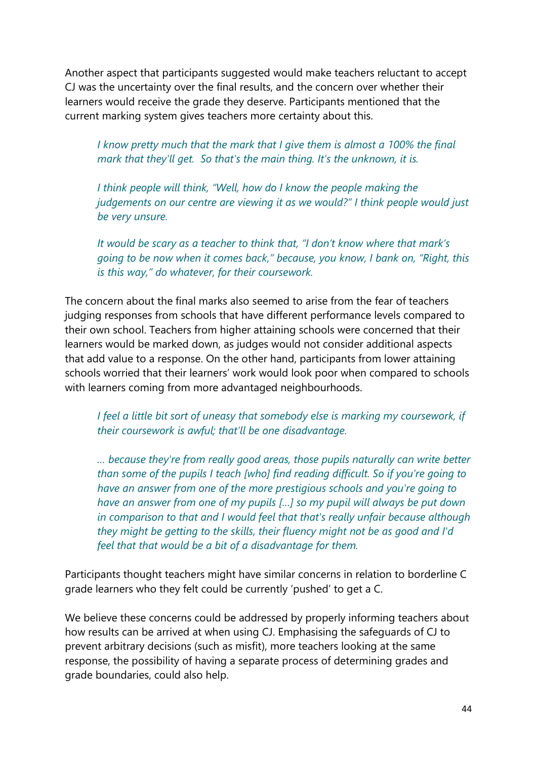Another aspect that participants suggested would make teachers reluctant to accept CJ was the uncertainty over the final results, and the concern over whether their learners would receive the grade they deserve. Participants mentioned that the current marking system gives teachers more certainty about this.

> *I know pretty much that the mark that I give them is almost a 100% the final mark that they'll get. So that's the main thing. It's the unknown, it is.*

> *I think people will think, "Well, how do I know the people making the judgements on our centre are viewing it as we would?" I think people would just be very unsure.*

> *It would be scary as a teacher to think that, "I don't know where that mark's going to be now when it comes back," because, you know, I bank on, "Right, this is this way," do whatever, for their coursework.*

The concern about the final marks also seemed to arise from the fear of teachers judging responses from schools that have different performance levels compared to their own school. Teachers from higher attaining schools were concerned that their learners would be marked down, as judges would not consider additional aspects that add value to a response. On the other hand, participants from lower attaining schools worried that their learners' work would look poor when compared to schools with learners coming from more advantaged neighbourhoods.

> *I feel a little bit sort of uneasy that somebody else is marking my coursework, if their coursework is awful; that'll be one disadvantage.*

> *… because they're from really good areas, those pupils naturally can write better than some of the pupils I teach [who] find reading difficult. So if you're going to have an answer from one of the more prestigious schools and you're going to have an answer from one of my pupils […] so my pupil will always be put down in comparison to that and I would feel that that's really unfair because although they might be getting to the skills, their fluency might not be as good and I'd feel that that would be a bit of a disadvantage for them.*

Participants thought teachers might have similar concerns in relation to borderline C grade learners who they felt could be currently 'pushed' to get a C.

We believe these concerns could be addressed by properly informing teachers about how results can be arrived at when using CJ. Emphasising the safeguards of CJ to prevent arbitrary decisions (such as misfit), more teachers looking at the same response, the possibility of having a separate process of determining grades and grade boundaries, could also help.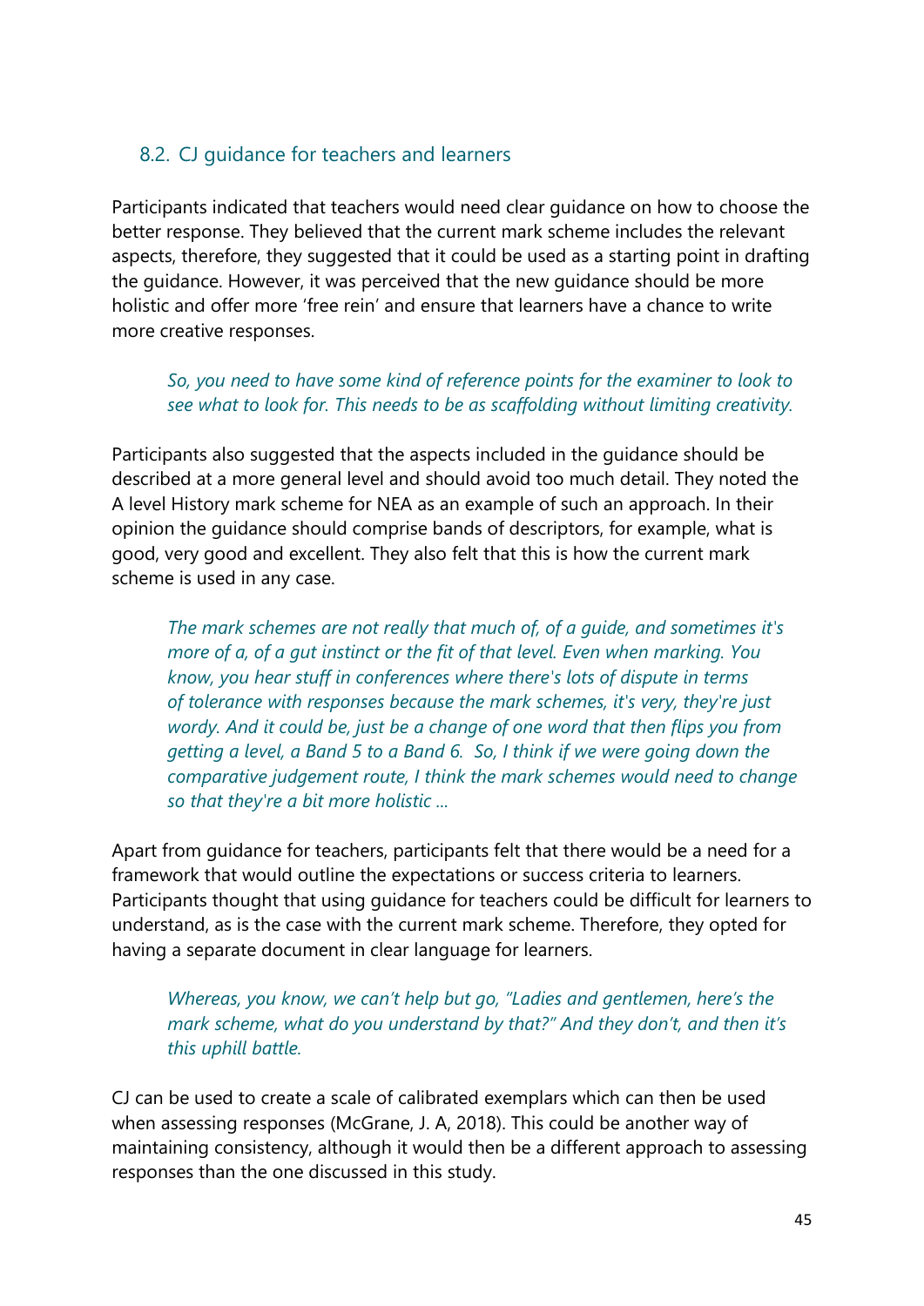### 8.2. CJ guidance for teachers and learners

Participants indicated that teachers would need clear guidance on how to choose the better response. They believed that the current mark scheme includes the relevant aspects, therefore, they suggested that it could be used as a starting point in drafting the guidance. However, it was perceived that the new guidance should be more holistic and offer more 'free rein' and ensure that learners have a chance to write more creative responses.

> *So, you need to have some kind of reference points for the examiner to look to see what to look for. This needs to be as scaffolding without limiting creativity.*

Participants also suggested that the aspects included in the guidance should be described at a more general level and should avoid too much detail. They noted the A level History mark scheme for NEA as an example of such an approach. In their opinion the guidance should comprise bands of descriptors, for example, what is good, very good and excellent. They also felt that this is how the current mark scheme is used in any case.

> *The mark schemes are not really that much of, of a guide, and sometimes it's more of a, of a gut instinct or the fit of that level. Even when marking. You know, you hear stuff in conferences where there's lots of dispute in terms of tolerance with responses because the mark schemes, it's very, they're just wordy. And it could be, just be a change of one word that then flips you from getting a level, a Band 5 to a Band 6. So, I think if we were going down the comparative judgement route, I think the mark schemes would need to change so that they're a bit more holistic ...*

Apart from guidance for teachers, participants felt that there would be a need for a framework that would outline the expectations or success criteria to learners. Participants thought that using guidance for teachers could be difficult for learners to understand, as is the case with the current mark scheme. Therefore, they opted for having a separate document in clear language for learners.

> *Whereas, you know, we can't help but go, "Ladies and gentlemen, here's the mark scheme, what do you understand by that?" And they don't, and then it's this uphill battle.*

CJ can be used to create a scale of calibrated exemplars which can then be used when assessing responses (McGrane, J. A, 2018). This could be another way of maintaining consistency, although it would then be a different approach to assessing responses than the one discussed in this study.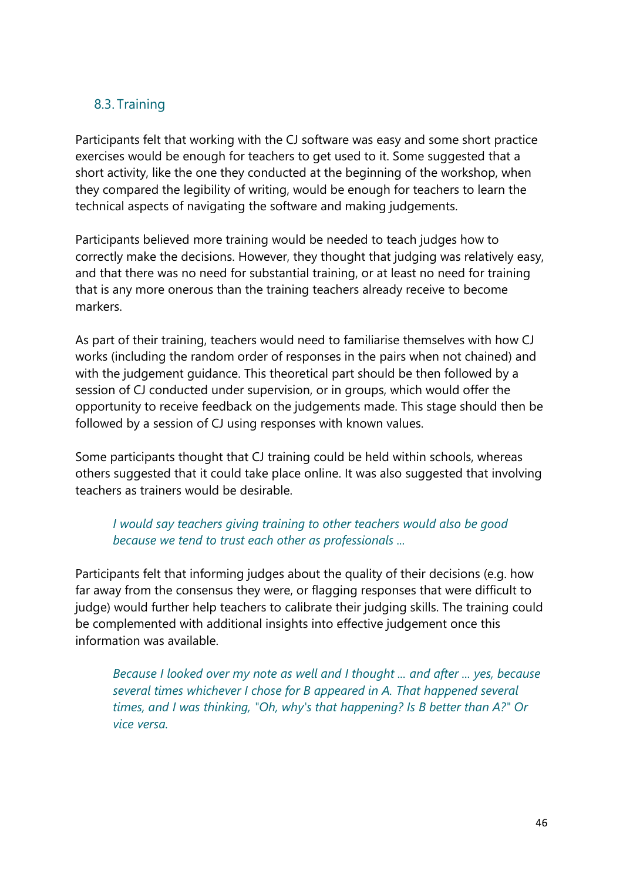### 8.3. Training

Participants felt that working with the CJ software was easy and some short practice exercises would be enough for teachers to get used to it. Some suggested that a short activity, like the one they conducted at the beginning of the workshop, when they compared the legibility of writing, would be enough for teachers to learn the technical aspects of navigating the software and making judgements.

Participants believed more training would be needed to teach judges how to correctly make the decisions. However, they thought that judging was relatively easy, and that there was no need for substantial training, or at least no need for training that is any more onerous than the training teachers already receive to become markers.

As part of their training, teachers would need to familiarise themselves with how CJ works (including the random order of responses in the pairs when not chained) and with the judgement guidance. This theoretical part should be then followed by a session of CJ conducted under supervision, or in groups, which would offer the opportunity to receive feedback on the judgements made. This stage should then be followed by a session of CJ using responses with known values.

Some participants thought that CJ training could be held within schools, whereas others suggested that it could take place online. It was also suggested that involving teachers as trainers would be desirable.

> *I would say teachers giving training to other teachers would also be good because we tend to trust each other as professionals ...*

Participants felt that informing judges about the quality of their decisions (e.g. how far away from the consensus they were, or flagging responses that were difficult to judge) would further help teachers to calibrate their judging skills. The training could be complemented with additional insights into effective judgement once this information was available.

> *Because I looked over my note as well and I thought ... and after ... yes, because several times whichever I chose for B appeared in A. That happened several times, and I was thinking, "Oh, why's that happening? Is B better than A?" Or vice versa.*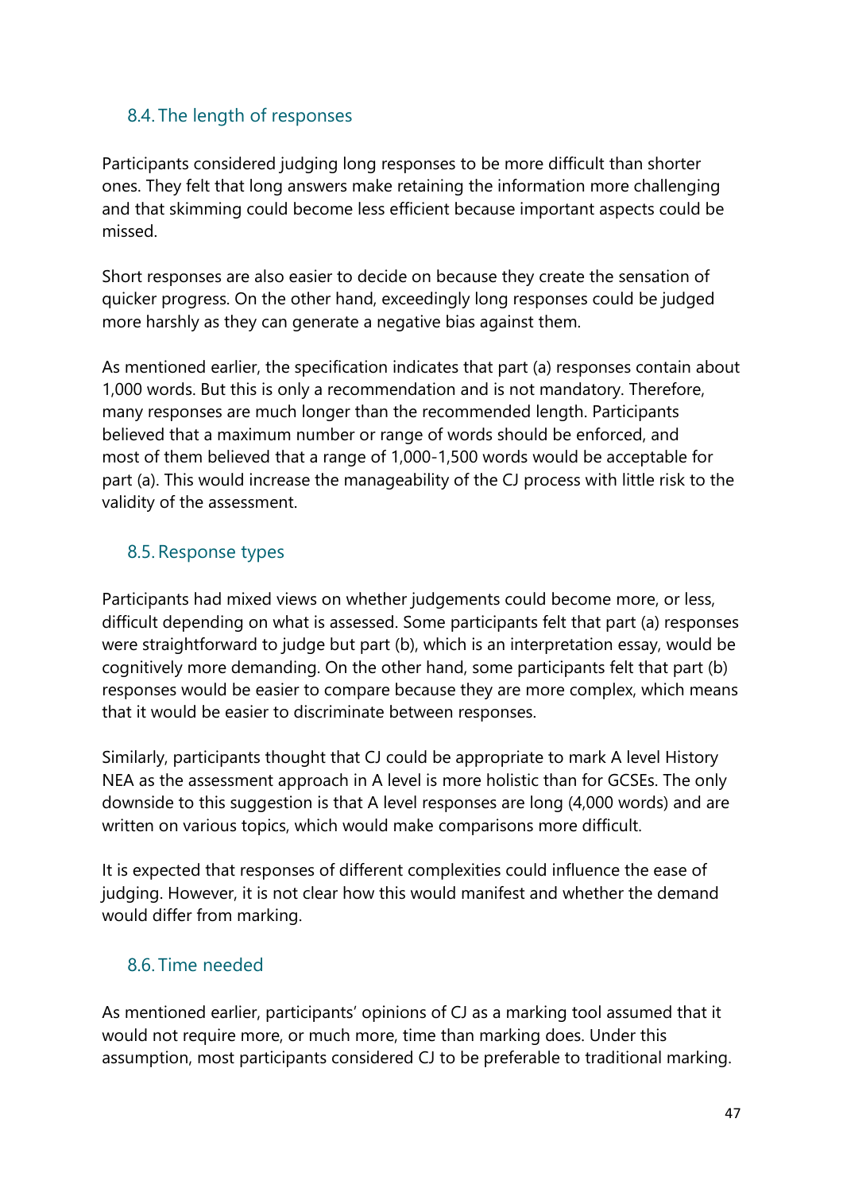### 8.4. The length of responses

Participants considered judging long responses to be more difficult than shorter ones. They felt that long answers make retaining the information more challenging and that skimming could become less efficient because important aspects could be missed.

Short responses are also easier to decide on because they create the sensation of quicker progress. On the other hand, exceedingly long responses could be judged more harshly as they can generate a negative bias against them.

As mentioned earlier, the specification indicates that part (a) responses contain about 1,000 words. But this is only a recommendation and is not mandatory. Therefore, many responses are much longer than the recommended length. Participants believed that a maximum number or range of words should be enforced, and most of them believed that a range of 1,000-1,500 words would be acceptable for part (a). This would increase the manageability of the CJ process with little risk to the validity of the assessment.

### 8.5. Response types

Participants had mixed views on whether judgements could become more, or less, difficult depending on what is assessed. Some participants felt that part (a) responses were straightforward to judge but part (b), which is an interpretation essay, would be cognitively more demanding. On the other hand, some participants felt that part (b) responses would be easier to compare because they are more complex, which means that it would be easier to discriminate between responses.

Similarly, participants thought that CJ could be appropriate to mark A level History NEA as the assessment approach in A level is more holistic than for GCSEs. The only downside to this suggestion is that A level responses are long (4,000 words) and are written on various topics, which would make comparisons more difficult.

It is expected that responses of different complexities could influence the ease of judging. However, it is not clear how this would manifest and whether the demand would differ from marking.

### 8.6. Time needed

As mentioned earlier, participants' opinions of CJ as a marking tool assumed that it would not require more, or much more, time than marking does. Under this assumption, most participants considered CJ to be preferable to traditional marking.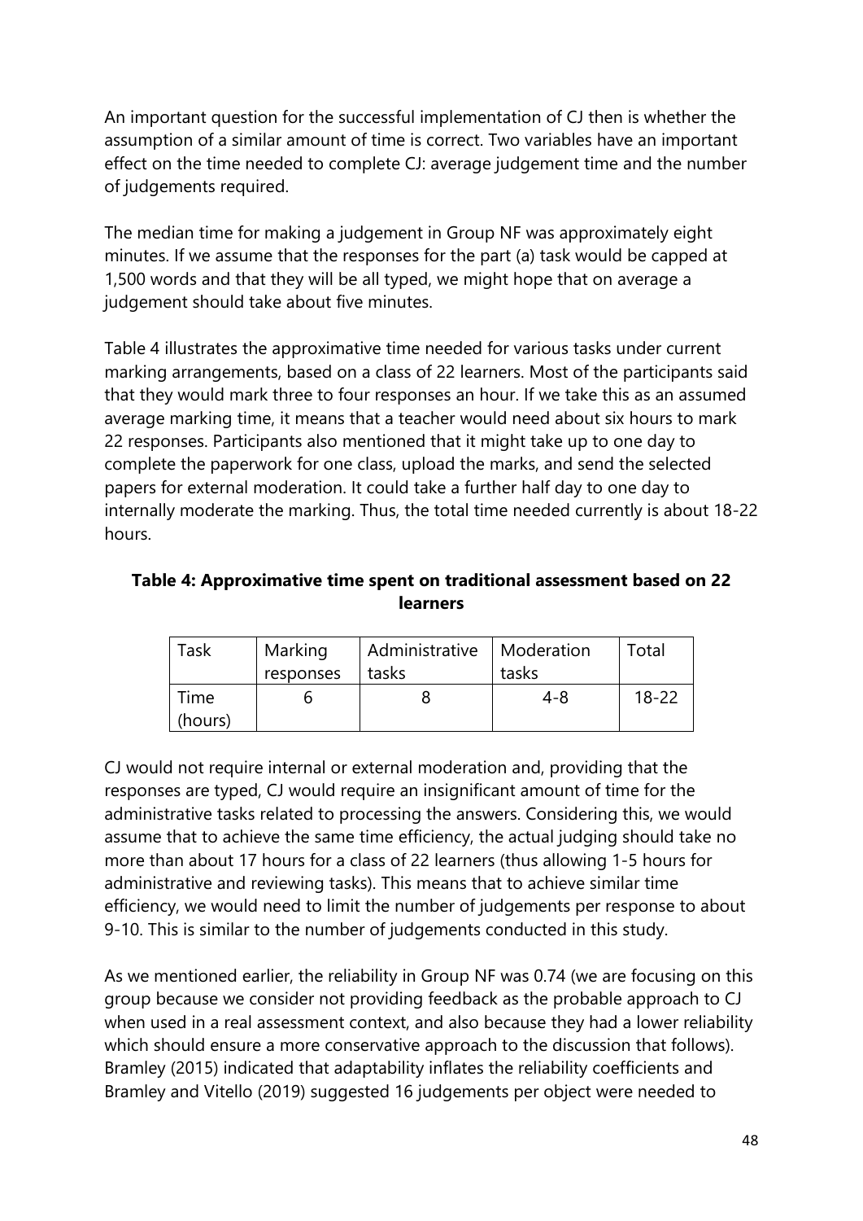An important question for the successful implementation of CJ then is whether the assumption of a similar amount of time is correct. Two variables have an important effect on the time needed to complete CJ: average judgement time and the number of judgements required.

The median time for making a judgement in Group NF was approximately eight minutes. If we assume that the responses for the part (a) task would be capped at 1,500 words and that they will be all typed, we might hope that on average a judgement should take about five minutes.

Table 4 illustrates the approximative time needed for various tasks under current marking arrangements, based on a class of 22 learners. Most of the participants said that they would mark three to four responses an hour. If we take this as an assumed average marking time, it means that a teacher would need about six hours to mark 22 responses. Participants also mentioned that it might take up to one day to complete the paperwork for one class, upload the marks, and send the selected papers for external moderation. It could take a further half day to one day to internally moderate the marking. Thus, the total time needed currently is about 18-22 hours.

**Table 4: Approximative time spent on traditional assessment based on 22 learners**

| Task | Marking responses | Administrative tasks | Moderation tasks | Total |
|---|---|---|---|---|
| Time (hours) | 6 | 8 | 4-8 | 18-22 |

CJ would not require internal or external moderation and, providing that the responses are typed, CJ would require an insignificant amount of time for the administrative tasks related to processing the answers. Considering this, we would assume that to achieve the same time efficiency, the actual judging should take no more than about 17 hours for a class of 22 learners (thus allowing 1-5 hours for administrative and reviewing tasks). This means that to achieve similar time efficiency, we would need to limit the number of judgements per response to about 9-10. This is similar to the number of judgements conducted in this study.

As we mentioned earlier, the reliability in Group NF was 0.74 (we are focusing on this group because we consider not providing feedback as the probable approach to CJ when used in a real assessment context, and also because they had a lower reliability which should ensure a more conservative approach to the discussion that follows). Bramley (2015) indicated that adaptability inflates the reliability coefficients and Bramley and Vitello (2019) suggested 16 judgements per object were needed to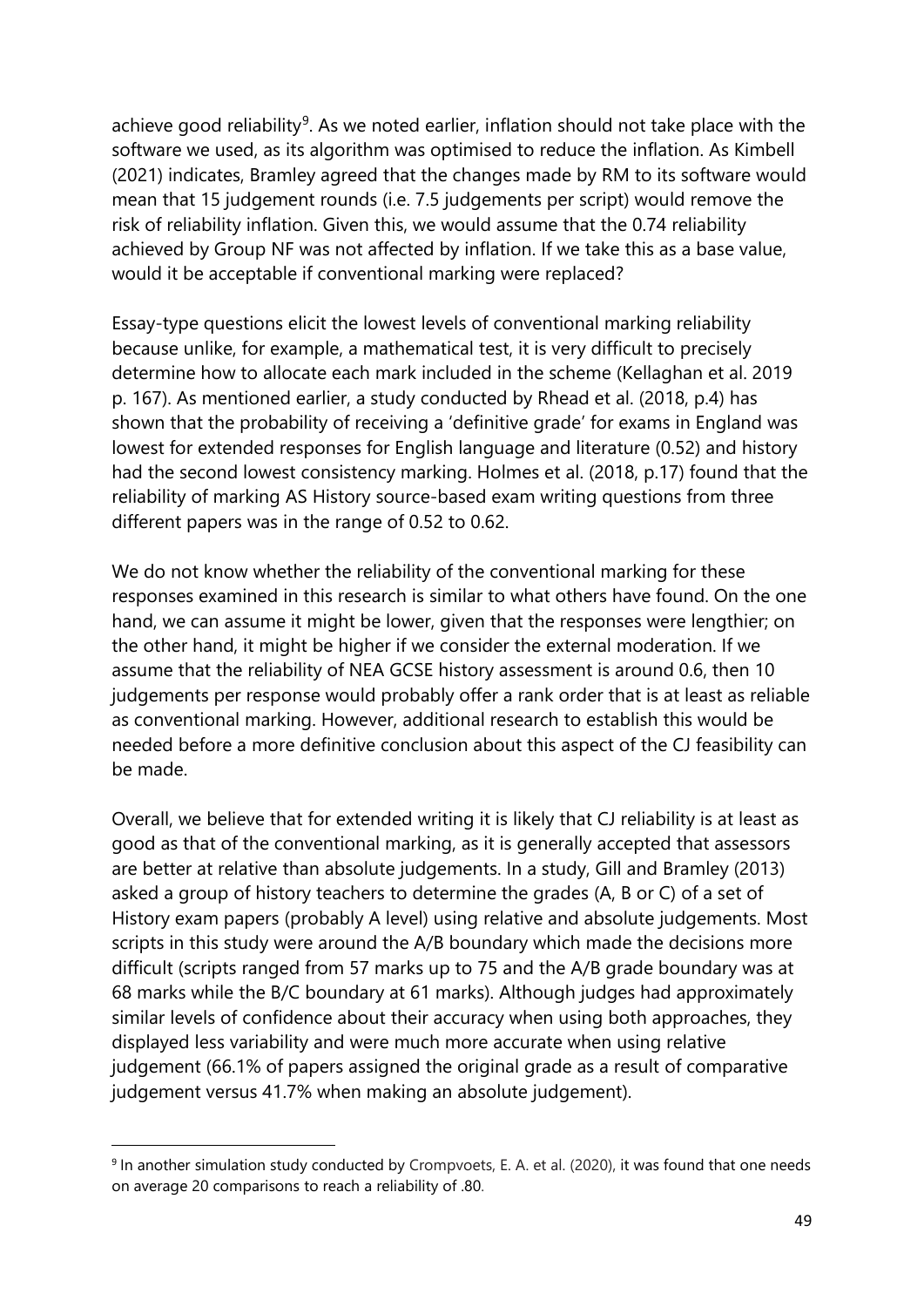achieve good reliability[9]. As we noted earlier, inflation should not take place with the software we used, as its algorithm was optimised to reduce the inflation. As Kimbell (2021) indicates, Bramley agreed that the changes made by RM to its software would mean that 15 judgement rounds (i.e. 7.5 judgements per script) would remove the risk of reliability inflation. Given this, we would assume that the 0.74 reliability achieved by Group NF was not affected by inflation. If we take this as a base value, would it be acceptable if conventional marking were replaced?

Essay-type questions elicit the lowest levels of conventional marking reliability because unlike, for example, a mathematical test, it is very difficult to precisely determine how to allocate each mark included in the scheme (Kellaghan et al. 2019 p. 167). As mentioned earlier, a study conducted by Rhead et al. (2018, p.4) has shown that the probability of receiving a 'definitive grade' for exams in England was lowest for extended responses for English language and literature (0.52) and history had the second lowest consistency marking. Holmes et al. (2018, p.17) found that the reliability of marking AS History source-based exam writing questions from three different papers was in the range of 0.52 to 0.62.

We do not know whether the reliability of the conventional marking for these responses examined in this research is similar to what others have found. On the one hand, we can assume it might be lower, given that the responses were lengthier; on the other hand, it might be higher if we consider the external moderation. If we assume that the reliability of NEA GCSE history assessment is around 0.6, then 10 judgements per response would probably offer a rank order that is at least as reliable as conventional marking. However, additional research to establish this would be needed before a more definitive conclusion about this aspect of the CJ feasibility can be made.

Overall, we believe that for extended writing it is likely that CJ reliability is at least as good as that of the conventional marking, as it is generally accepted that assessors are better at relative than absolute judgements. In a study, Gill and Bramley (2013) asked a group of history teachers to determine the grades (A, B or C) of a set of History exam papers (probably A level) using relative and absolute judgements. Most scripts in this study were around the A/B boundary which made the decisions more difficult (scripts ranged from 57 marks up to 75 and the A/B grade boundary was at 68 marks while the B/C boundary at 61 marks). Although judges had approximately similar levels of confidence about their accuracy when using both approaches, they displayed less variability and were much more accurate when using relative judgement (66.1% of papers assigned the original grade as a result of comparative judgement versus 41.7% when making an absolute judgement).

[9] In another simulation study conducted by Crompvoets, E. A. et al. (2020), it was found that one needs on average 20 comparisons to reach a reliability of .80.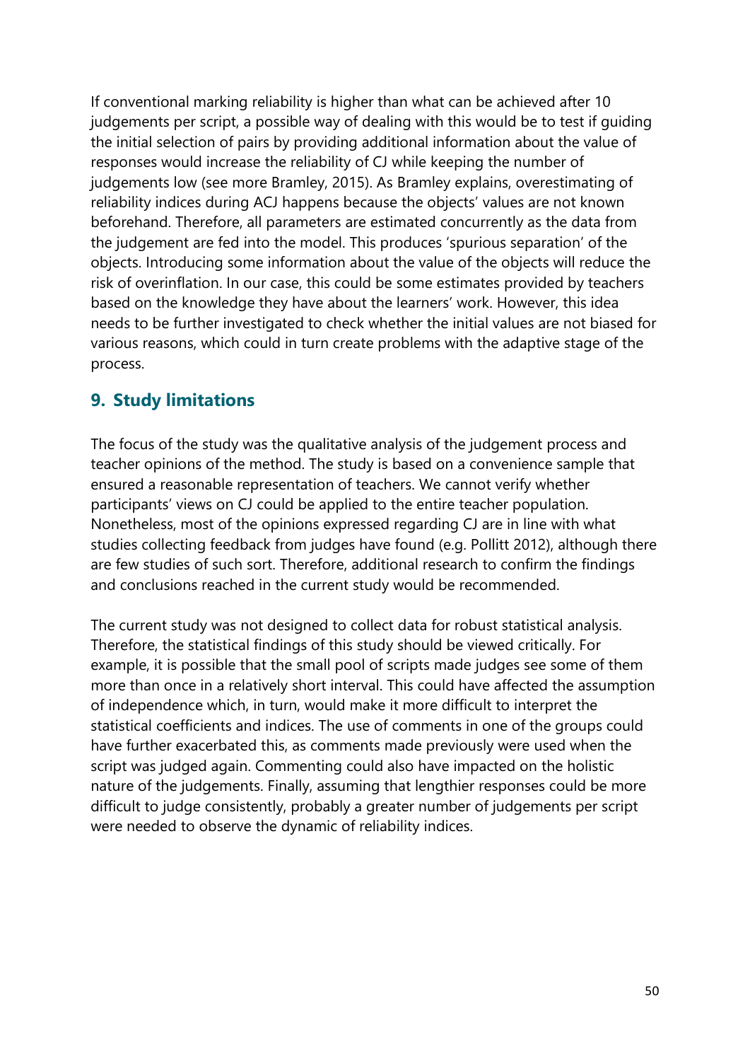If conventional marking reliability is higher than what can be achieved after 10 judgements per script, a possible way of dealing with this would be to test if guiding the initial selection of pairs by providing additional information about the value of responses would increase the reliability of CJ while keeping the number of judgements low (see more Bramley, 2015). As Bramley explains, overestimating of reliability indices during ACJ happens because the objects' values are not known beforehand. Therefore, all parameters are estimated concurrently as the data from the judgement are fed into the model. This produces 'spurious separation' of the objects. Introducing some information about the value of the objects will reduce the risk of overinflation. In our case, this could be some estimates provided by teachers based on the knowledge they have about the learners' work. However, this idea needs to be further investigated to check whether the initial values are not biased for various reasons, which could in turn create problems with the adaptive stage of the process.

## 9. Study limitations

The focus of the study was the qualitative analysis of the judgement process and teacher opinions of the method. The study is based on a convenience sample that ensured a reasonable representation of teachers. We cannot verify whether participants' views on CJ could be applied to the entire teacher population. Nonetheless, most of the opinions expressed regarding CJ are in line with what studies collecting feedback from judges have found (e.g. Pollitt 2012), although there are few studies of such sort. Therefore, additional research to confirm the findings and conclusions reached in the current study would be recommended.

The current study was not designed to collect data for robust statistical analysis. Therefore, the statistical findings of this study should be viewed critically. For example, it is possible that the small pool of scripts made judges see some of them more than once in a relatively short interval. This could have affected the assumption of independence which, in turn, would make it more difficult to interpret the statistical coefficients and indices. The use of comments in one of the groups could have further exacerbated this, as comments made previously were used when the script was judged again. Commenting could also have impacted on the holistic nature of the judgements. Finally, assuming that lengthier responses could be more difficult to judge consistently, probably a greater number of judgements per script were needed to observe the dynamic of reliability indices.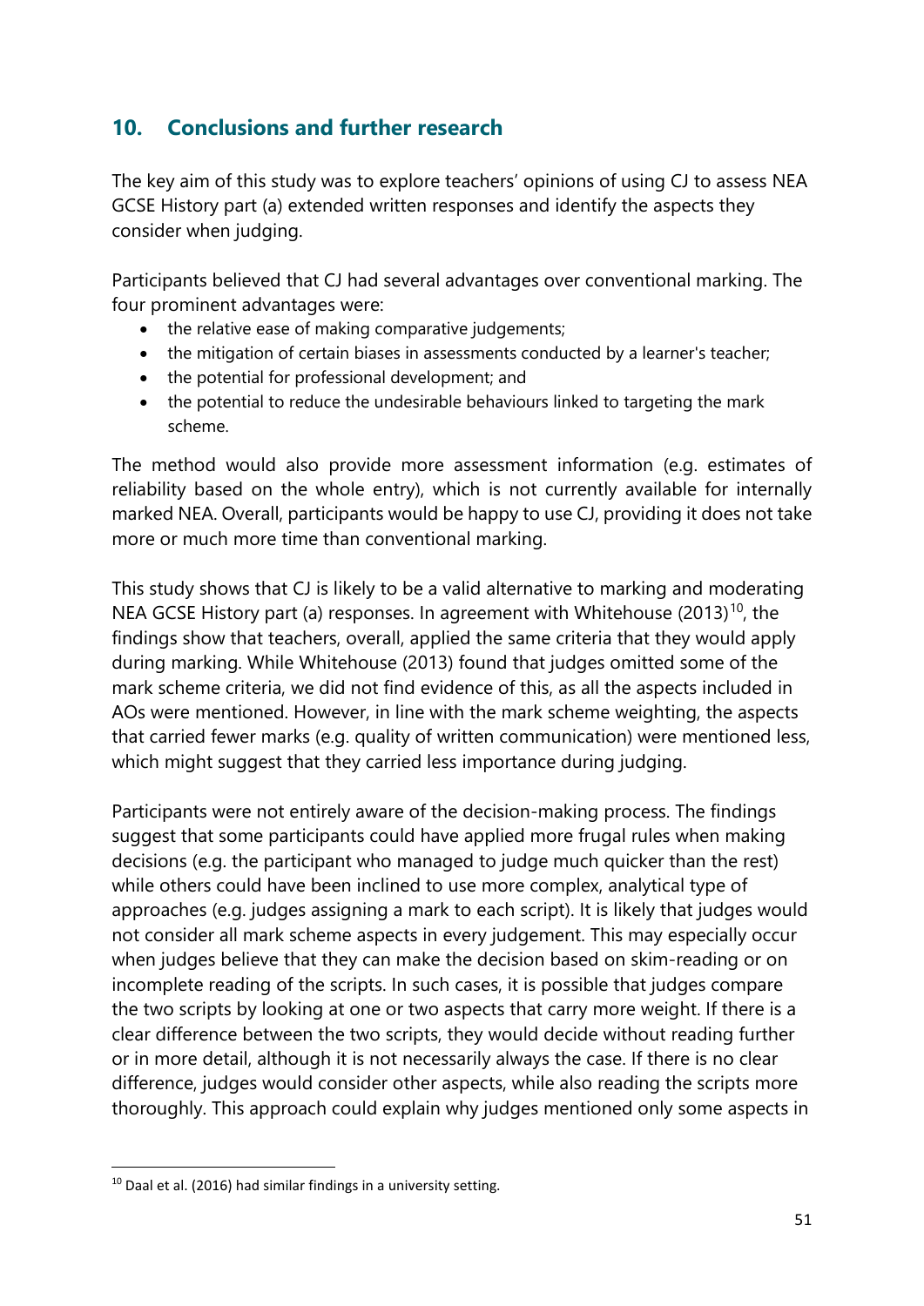## 10. Conclusions and further research

The key aim of this study was to explore teachers' opinions of using CJ to assess NEA GCSE History part (a) extended written responses and identify the aspects they consider when judging.

Participants believed that CJ had several advantages over conventional marking. The four prominent advantages were:

- the relative ease of making comparative judgements;
- the mitigation of certain biases in assessments conducted by a learner's teacher;
- the potential for professional development; and
- the potential to reduce the undesirable behaviours linked to targeting the mark scheme.

The method would also provide more assessment information (e.g. estimates of reliability based on the whole entry), which is not currently available for internally marked NEA. Overall, participants would be happy to use CJ, providing it does not take more or much more time than conventional marking.

This study shows that CJ is likely to be a valid alternative to marking and moderating NEA GCSE History part (a) responses. In agreement with Whitehouse (2013)[10], the findings show that teachers, overall, applied the same criteria that they would apply during marking. While Whitehouse (2013) found that judges omitted some of the mark scheme criteria, we did not find evidence of this, as all the aspects included in AOs were mentioned. However, in line with the mark scheme weighting, the aspects that carried fewer marks (e.g. quality of written communication) were mentioned less, which might suggest that they carried less importance during judging.

Participants were not entirely aware of the decision-making process. The findings suggest that some participants could have applied more frugal rules when making decisions (e.g. the participant who managed to judge much quicker than the rest) while others could have been inclined to use more complex, analytical type of approaches (e.g. judges assigning a mark to each script). It is likely that judges would not consider all mark scheme aspects in every judgement. This may especially occur when judges believe that they can make the decision based on skim-reading or on incomplete reading of the scripts. In such cases, it is possible that judges compare the two scripts by looking at one or two aspects that carry more weight. If there is a clear difference between the two scripts, they would decide without reading further or in more detail, although it is not necessarily always the case. If there is no clear difference, judges would consider other aspects, while also reading the scripts more thoroughly. This approach could explain why judges mentioned only some aspects in

[10] Daal et al. (2016) had similar findings in a university setting.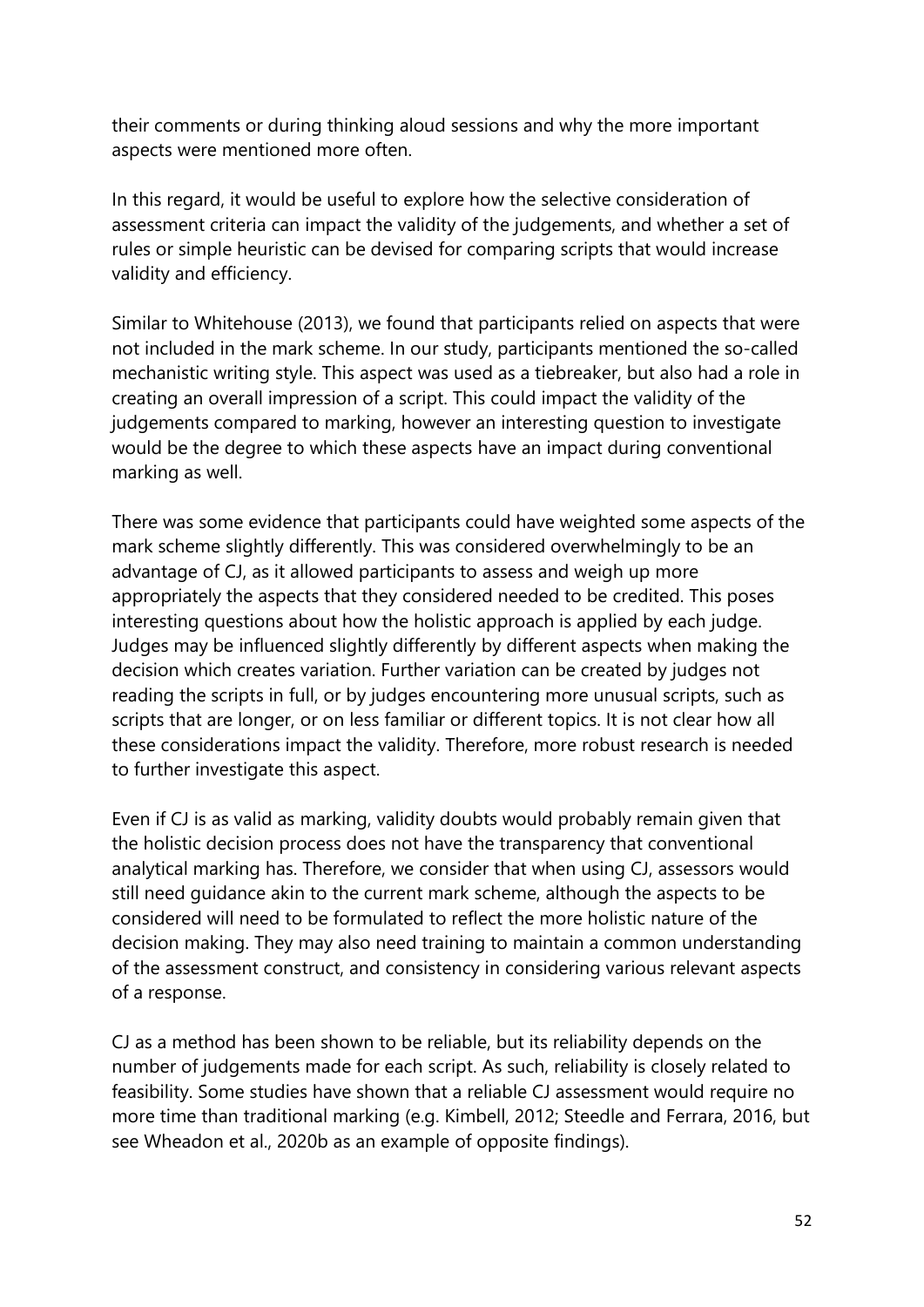their comments or during thinking aloud sessions and why the more important aspects were mentioned more often.

In this regard, it would be useful to explore how the selective consideration of assessment criteria can impact the validity of the judgements, and whether a set of rules or simple heuristic can be devised for comparing scripts that would increase validity and efficiency.

Similar to Whitehouse (2013), we found that participants relied on aspects that were not included in the mark scheme. In our study, participants mentioned the so-called mechanistic writing style. This aspect was used as a tiebreaker, but also had a role in creating an overall impression of a script. This could impact the validity of the judgements compared to marking, however an interesting question to investigate would be the degree to which these aspects have an impact during conventional marking as well.

There was some evidence that participants could have weighted some aspects of the mark scheme slightly differently. This was considered overwhelmingly to be an advantage of CJ, as it allowed participants to assess and weigh up more appropriately the aspects that they considered needed to be credited. This poses interesting questions about how the holistic approach is applied by each judge. Judges may be influenced slightly differently by different aspects when making the decision which creates variation. Further variation can be created by judges not reading the scripts in full, or by judges encountering more unusual scripts, such as scripts that are longer, or on less familiar or different topics. It is not clear how all these considerations impact the validity. Therefore, more robust research is needed to further investigate this aspect.

Even if CJ is as valid as marking, validity doubts would probably remain given that the holistic decision process does not have the transparency that conventional analytical marking has. Therefore, we consider that when using CJ, assessors would still need guidance akin to the current mark scheme, although the aspects to be considered will need to be formulated to reflect the more holistic nature of the decision making. They may also need training to maintain a common understanding of the assessment construct, and consistency in considering various relevant aspects of a response.

CJ as a method has been shown to be reliable, but its reliability depends on the number of judgements made for each script. As such, reliability is closely related to feasibility. Some studies have shown that a reliable CJ assessment would require no more time than traditional marking (e.g. Kimbell, 2012; Steedle and Ferrara, 2016, but see Wheadon et al., 2020b as an example of opposite findings).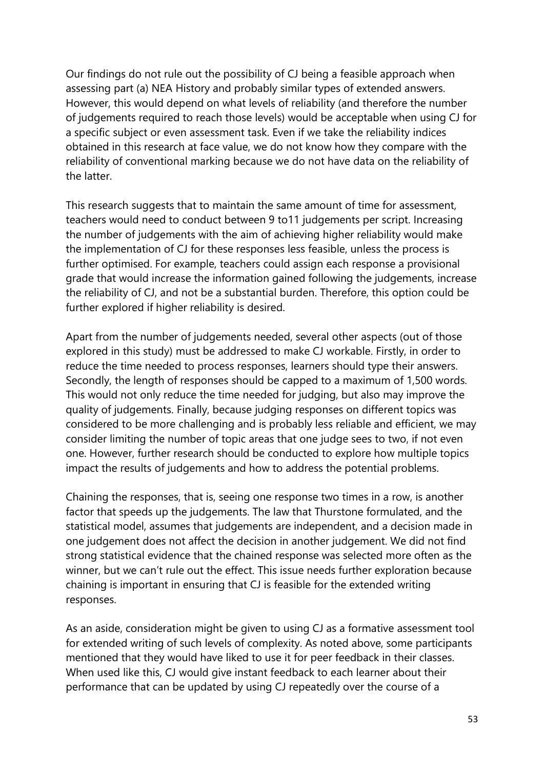Our findings do not rule out the possibility of CJ being a feasible approach when assessing part (a) NEA History and probably similar types of extended answers. However, this would depend on what levels of reliability (and therefore the number of judgements required to reach those levels) would be acceptable when using CJ for a specific subject or even assessment task. Even if we take the reliability indices obtained in this research at face value, we do not know how they compare with the reliability of conventional marking because we do not have data on the reliability of the latter.

This research suggests that to maintain the same amount of time for assessment, teachers would need to conduct between 9 to11 judgements per script. Increasing the number of judgements with the aim of achieving higher reliability would make the implementation of CJ for these responses less feasible, unless the process is further optimised. For example, teachers could assign each response a provisional grade that would increase the information gained following the judgements, increase the reliability of CJ, and not be a substantial burden. Therefore, this option could be further explored if higher reliability is desired.

Apart from the number of judgements needed, several other aspects (out of those explored in this study) must be addressed to make CJ workable. Firstly, in order to reduce the time needed to process responses, learners should type their answers. Secondly, the length of responses should be capped to a maximum of 1,500 words. This would not only reduce the time needed for judging, but also may improve the quality of judgements. Finally, because judging responses on different topics was considered to be more challenging and is probably less reliable and efficient, we may consider limiting the number of topic areas that one judge sees to two, if not even one. However, further research should be conducted to explore how multiple topics impact the results of judgements and how to address the potential problems.

Chaining the responses, that is, seeing one response two times in a row, is another factor that speeds up the judgements. The law that Thurstone formulated, and the statistical model, assumes that judgements are independent, and a decision made in one judgement does not affect the decision in another judgement. We did not find strong statistical evidence that the chained response was selected more often as the winner, but we can't rule out the effect. This issue needs further exploration because chaining is important in ensuring that CJ is feasible for the extended writing responses.

As an aside, consideration might be given to using CJ as a formative assessment tool for extended writing of such levels of complexity. As noted above, some participants mentioned that they would have liked to use it for peer feedback in their classes. When used like this, CJ would give instant feedback to each learner about their performance that can be updated by using CJ repeatedly over the course of a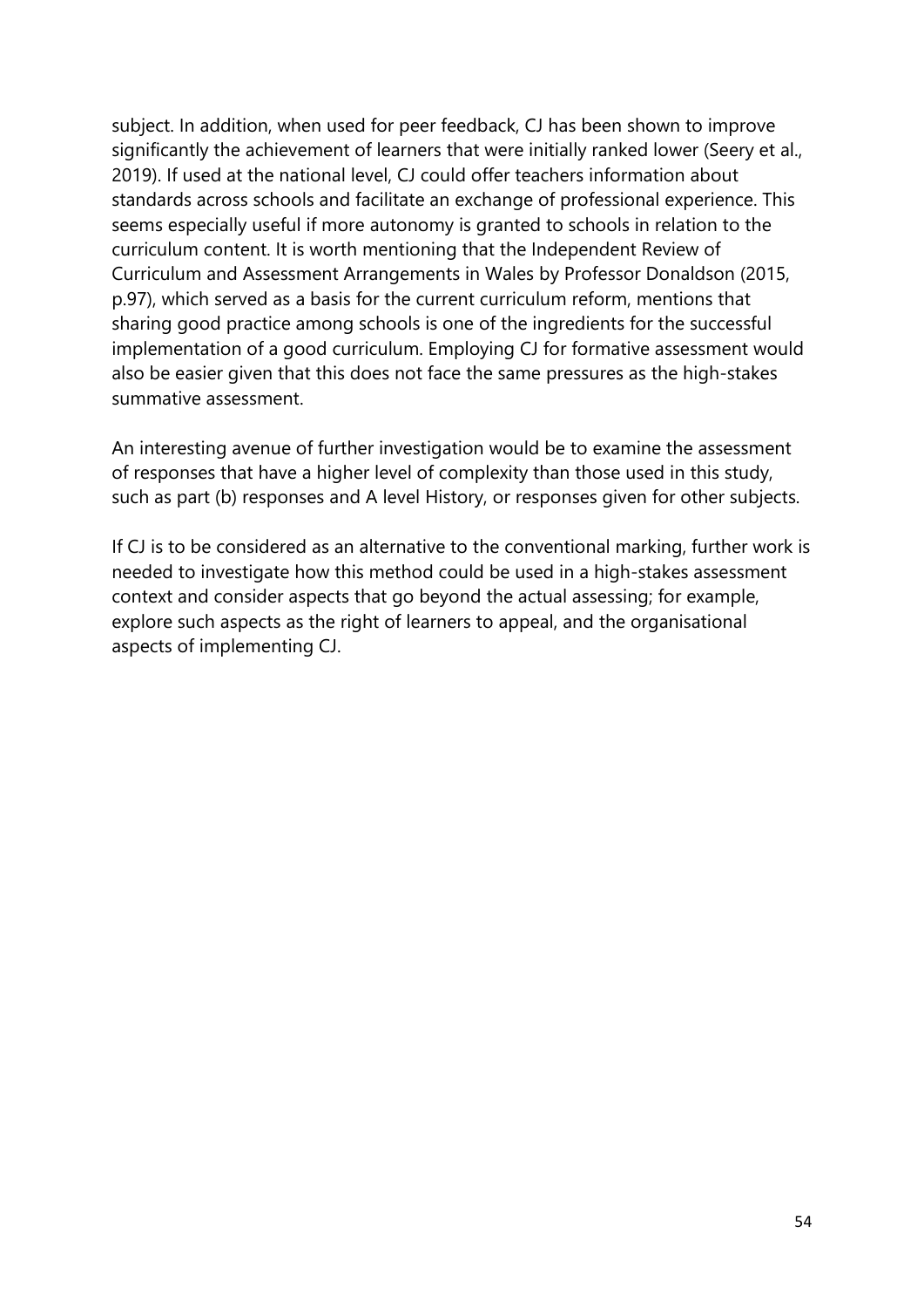subject. In addition, when used for peer feedback, CJ has been shown to improve significantly the achievement of learners that were initially ranked lower (Seery et al., 2019). If used at the national level, CJ could offer teachers information about standards across schools and facilitate an exchange of professional experience. This seems especially useful if more autonomy is granted to schools in relation to the curriculum content. It is worth mentioning that the Independent Review of Curriculum and Assessment Arrangements in Wales by Professor Donaldson (2015, p.97), which served as a basis for the current curriculum reform, mentions that sharing good practice among schools is one of the ingredients for the successful implementation of a good curriculum. Employing CJ for formative assessment would also be easier given that this does not face the same pressures as the high-stakes summative assessment.

An interesting avenue of further investigation would be to examine the assessment of responses that have a higher level of complexity than those used in this study, such as part (b) responses and A level History, or responses given for other subjects.

If CJ is to be considered as an alternative to the conventional marking, further work is needed to investigate how this method could be used in a high-stakes assessment context and consider aspects that go beyond the actual assessing; for example, explore such aspects as the right of learners to appeal, and the organisational aspects of implementing CJ.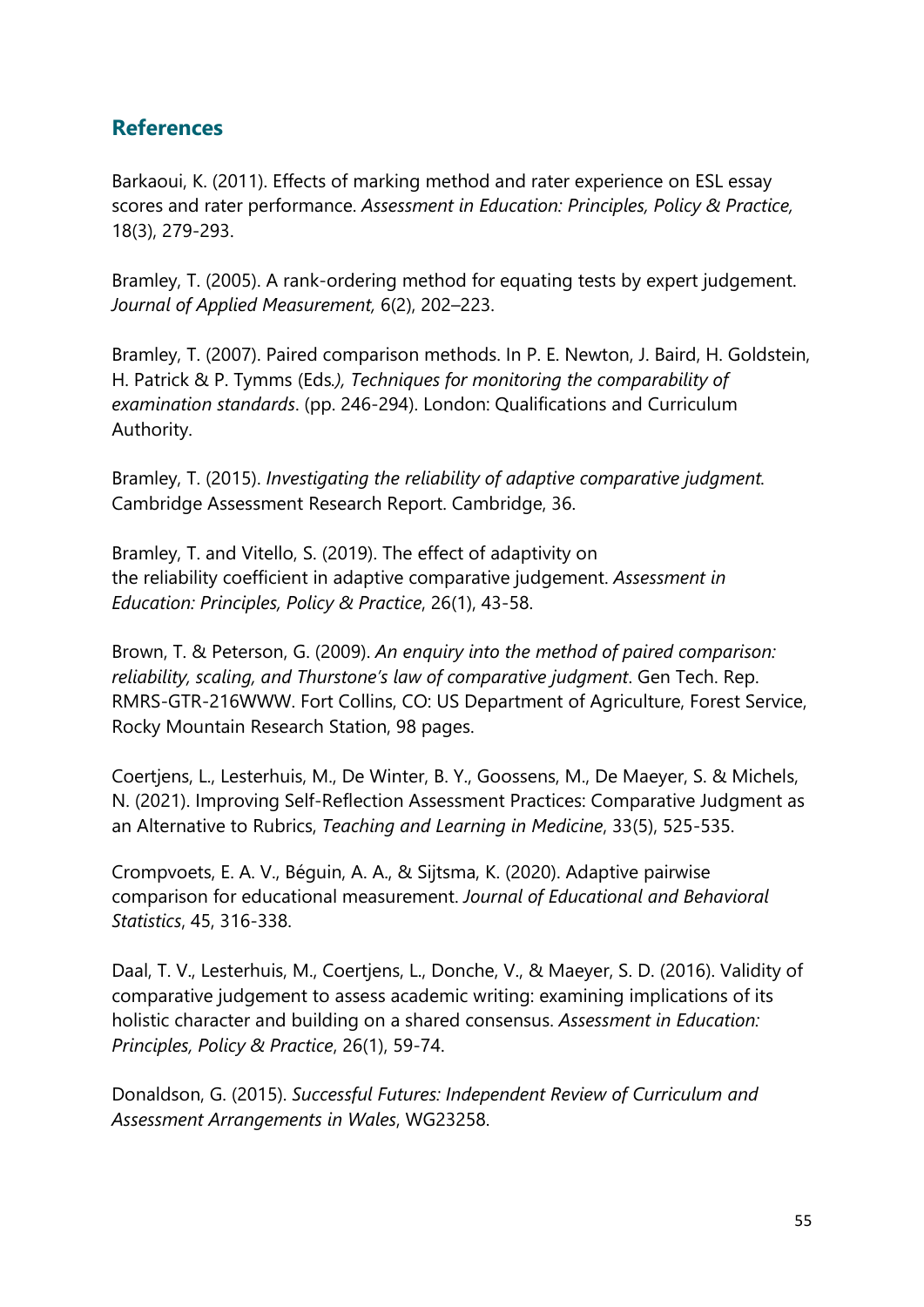## References

Barkaoui, K. (2011). Effects of marking method and rater experience on ESL essay scores and rater performance. *Assessment in Education: Principles, Policy & Practice,* 18(3), 279-293.

Bramley, T. (2005). A rank-ordering method for equating tests by expert judgement. *Journal of Applied Measurement,* 6(2), 202–223.

Bramley, T. (2007). Paired comparison methods. In P. E. Newton, J. Baird, H. Goldstein, H. Patrick & P. Tymms (Eds*.), Techniques for monitoring the comparability of examination standards*. (pp. 246-294). London: Qualifications and Curriculum Authority.

Bramley, T. (2015). *Investigating the reliability of adaptive comparative judgment.* Cambridge Assessment Research Report. Cambridge, 36.

Bramley, T. and Vitello, S. (2019). The effect of adaptivity on the reliability coefficient in adaptive comparative judgement. *Assessment in Education: Principles, Policy & Practice*, 26(1), 43-58.

Brown, T. & Peterson, G. (2009). *An enquiry into the method of paired comparison: reliability, scaling, and Thurstone's law of comparative judgment*. Gen Tech. Rep. RMRS-GTR-216WWW. Fort Collins, CO: US Department of Agriculture, Forest Service, Rocky Mountain Research Station, 98 pages.

Coertjens, L., Lesterhuis, M., De Winter, B. Y., Goossens, M., De Maeyer, S. & Michels, N. (2021). Improving Self-Reflection Assessment Practices: Comparative Judgment as an Alternative to Rubrics, *Teaching and Learning in Medicine*, 33(5), 525-535.

Crompvoets, E. A. V., Béguin, A. A., & Sijtsma, K. (2020). Adaptive pairwise comparison for educational measurement. *Journal of Educational and Behavioral Statistics*, 45, 316-338.

Daal, T. V., Lesterhuis, M., Coertjens, L., Donche, V., & Maeyer, S. D. (2016). Validity of comparative judgement to assess academic writing: examining implications of its holistic character and building on a shared consensus. *Assessment in Education: Principles, Policy & Practice*, 26(1), 59-74.

Donaldson, G. (2015). *Successful Futures: Independent Review of Curriculum and Assessment Arrangements in Wales*, WG23258.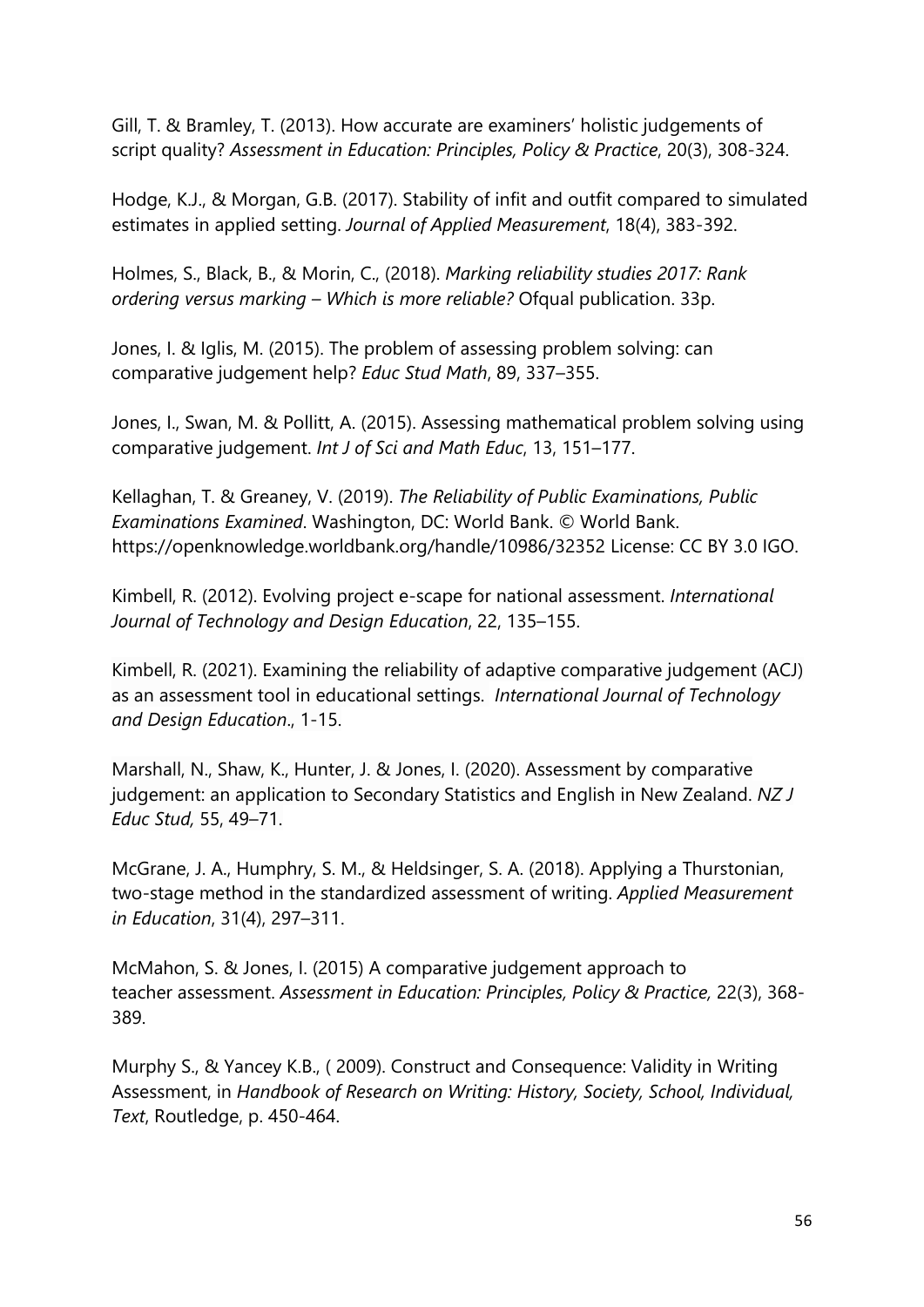Gill, T. & Bramley, T. (2013). How accurate are examiners' holistic judgements of script quality? *Assessment in Education: Principles, Policy & Practice*, 20(3), 308-324.

Hodge, K.J., & Morgan, G.B. (2017). Stability of infit and outfit compared to simulated estimates in applied setting. *Journal of Applied Measurement*, 18(4), 383-392.

Holmes, S., Black, B., & Morin, C., (2018). *Marking reliability studies 2017: Rank ordering versus marking – Which is more reliable?* Ofqual publication. 33p.

Jones, I. & Iglis, M. (2015). The problem of assessing problem solving: can comparative judgement help? *Educ Stud Math*, 89, 337–355.

Jones, I., Swan, M. & Pollitt, A. (2015). Assessing mathematical problem solving using comparative judgement. *Int J of Sci and Math Educ*, 13, 151–177.

Kellaghan, T. & Greaney, V. (2019). *The Reliability of Public Examinations, Public Examinations Examined*. Washington, DC: World Bank. © World Bank. https://openknowledge.worldbank.org/handle/10986/32352 License: CC BY 3.0 IGO.

Kimbell, R. (2012). Evolving project e-scape for national assessment. *International Journal of Technology and Design Education*, 22, 135–155.

Kimbell, R. (2021). Examining the reliability of adaptive comparative judgement (ACJ) as an assessment tool in educational settings. *International Journal of Technology and Design Education*., 1-15.

Marshall, N., Shaw, K., Hunter, J. & Jones, I. (2020). Assessment by comparative judgement: an application to Secondary Statistics and English in New Zealand. *NZ J Educ Stud,* 55, 49–71.

McGrane, J. A., Humphry, S. M., & Heldsinger, S. A. (2018). Applying a Thurstonian, two-stage method in the standardized assessment of writing. *Applied Measurement in Education*, 31(4), 297–311.

McMahon, S. & Jones, I. (2015) A comparative judgement approach to teacher assessment. *Assessment in Education: Principles, Policy & Practice,* 22(3), 368-389.

Murphy S., & Yancey K.B., ( 2009). Construct and Consequence: Validity in Writing Assessment, in *Handbook of Research on Writing: History, Society, School, Individual, Text*, Routledge, p. 450-464.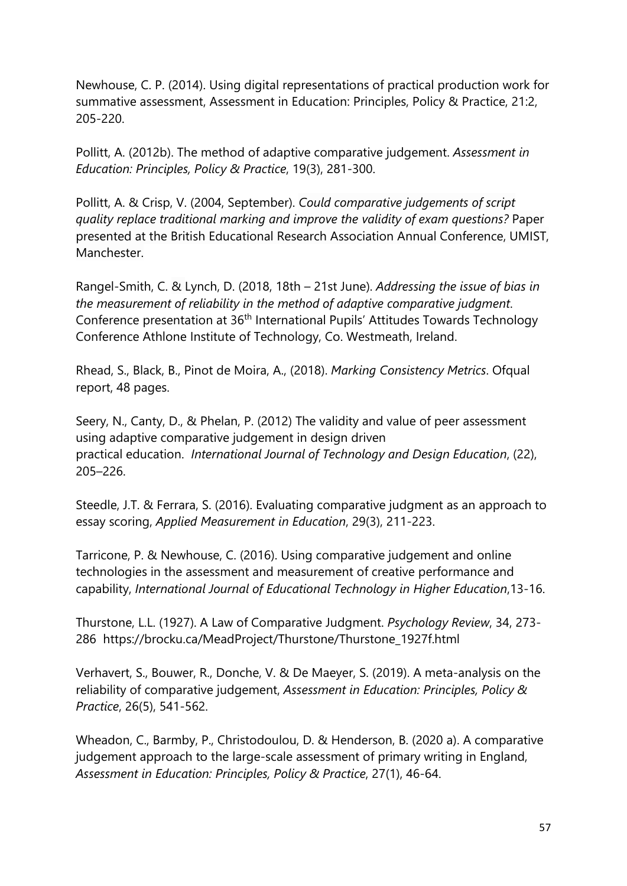Newhouse, C. P. (2014). Using digital representations of practical production work for summative assessment, Assessment in Education: Principles, Policy & Practice, 21:2, 205-220.

Pollitt, A. (2012b). The method of adaptive comparative judgement. *Assessment in Education: Principles, Policy & Practice*, 19(3), 281-300.

Pollitt, A. & Crisp, V. (2004, September). *Could comparative judgements of script quality replace traditional marking and improve the validity of exam questions?* Paper presented at the British Educational Research Association Annual Conference, UMIST, Manchester.

Rangel-Smith, C. & Lynch, D. (2018, 18th – 21st June). *Addressing the issue of bias in the measurement of reliability in the method of adaptive comparative judgment*. Conference presentation at 36th International Pupils' Attitudes Towards Technology Conference Athlone Institute of Technology, Co. Westmeath, Ireland.

Rhead, S., Black, B., Pinot de Moira, A., (2018). *Marking Consistency Metrics*. Ofqual report, 48 pages.

Seery, N., Canty, D., & Phelan, P. (2012) The validity and value of peer assessment using adaptive comparative judgement in design driven practical education. *International Journal of Technology and Design Education*, (22), 205–226.

Steedle, J.T. & Ferrara, S. (2016). Evaluating comparative judgment as an approach to essay scoring, *Applied Measurement in Education*, 29(3), 211-223.

Tarricone, P. & Newhouse, C. (2016). Using comparative judgement and online technologies in the assessment and measurement of creative performance and capability, *International Journal of Educational Technology in Higher Education*,13-16.

Thurstone, L.L. (1927). A Law of Comparative Judgment. *Psychology Review*, 34, 273-286 https://brocku.ca/MeadProject/Thurstone/Thurstone_1927f.html

Verhavert, S., Bouwer, R., Donche, V. & De Maeyer, S. (2019). A meta-analysis on the reliability of comparative judgement, *Assessment in Education: Principles, Policy & Practice*, 26(5), 541-562.

Wheadon, C., Barmby, P., Christodoulou, D. & Henderson, B. (2020 a). A comparative judgement approach to the large-scale assessment of primary writing in England, *Assessment in Education: Principles, Policy & Practice*, 27(1), 46-64.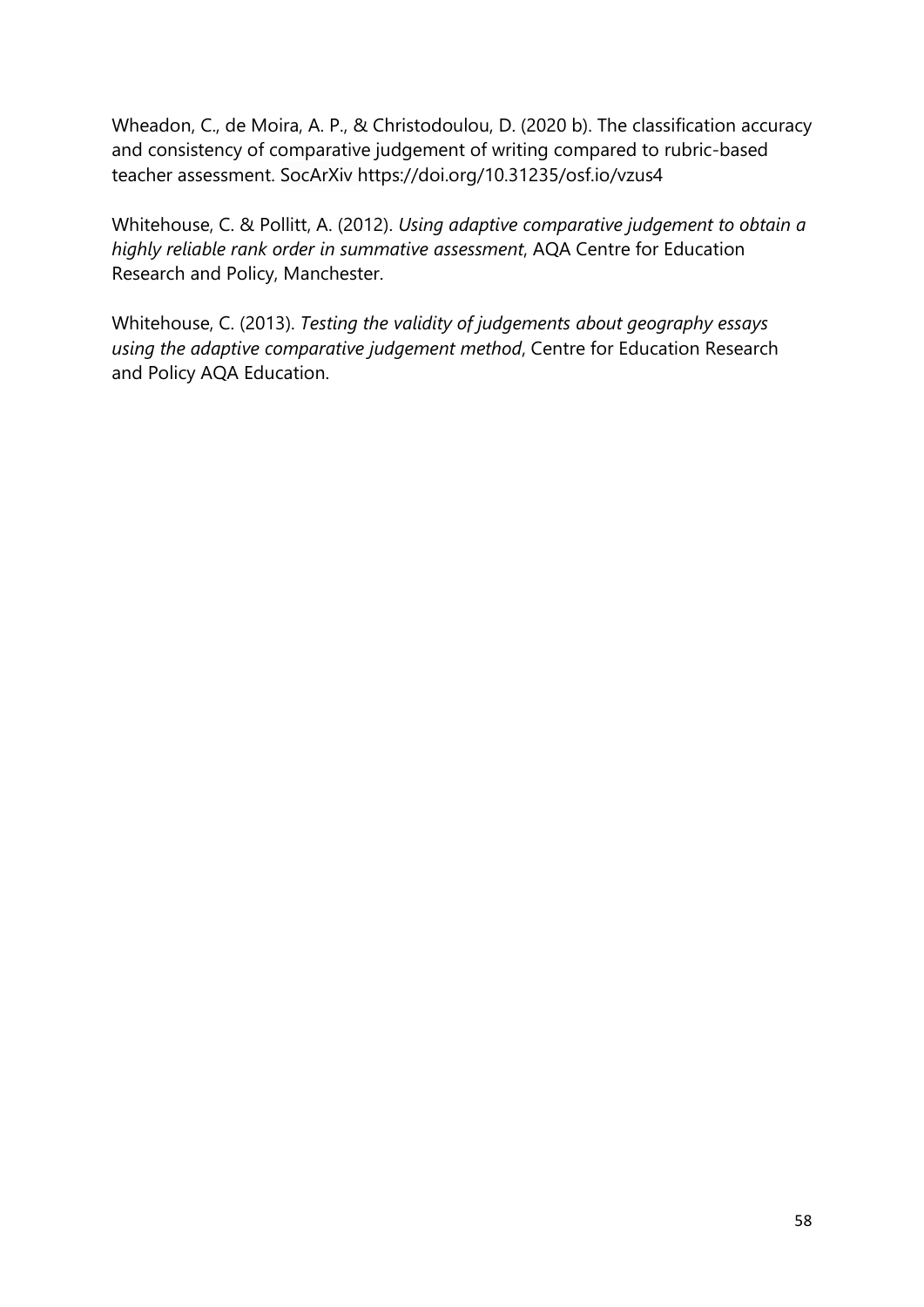Wheadon, C., de Moira, A. P., & Christodoulou, D. (2020 b). The classification accuracy and consistency of comparative judgement of writing compared to rubric-based teacher assessment. SocArXiv https://doi.org/10.31235/osf.io/vzus4

Whitehouse, C. & Pollitt, A. (2012). *Using adaptive comparative judgement to obtain a highly reliable rank order in summative assessment*, AQA Centre for Education Research and Policy, Manchester.

Whitehouse, C. (2013). *Testing the validity of judgements about geography essays using the adaptive comparative judgement method*, Centre for Education Research and Policy AQA Education.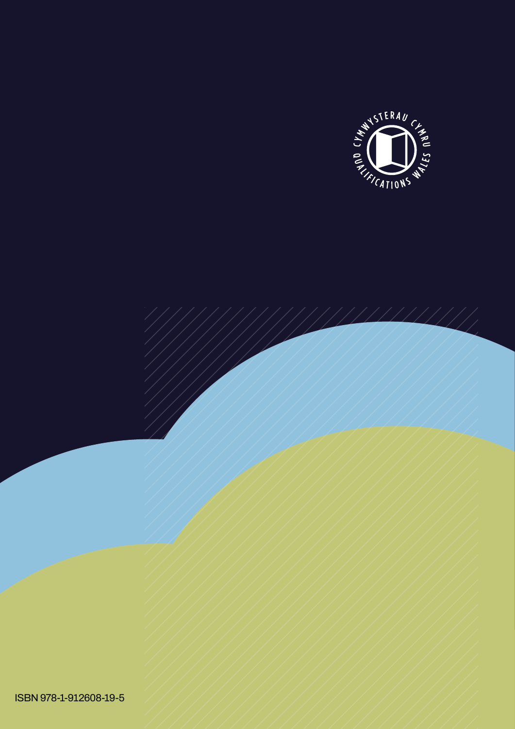CYMWYSTERAU CYMRU
QUALIFICATIONS WALES

ISBN 978-1-912608-19-5